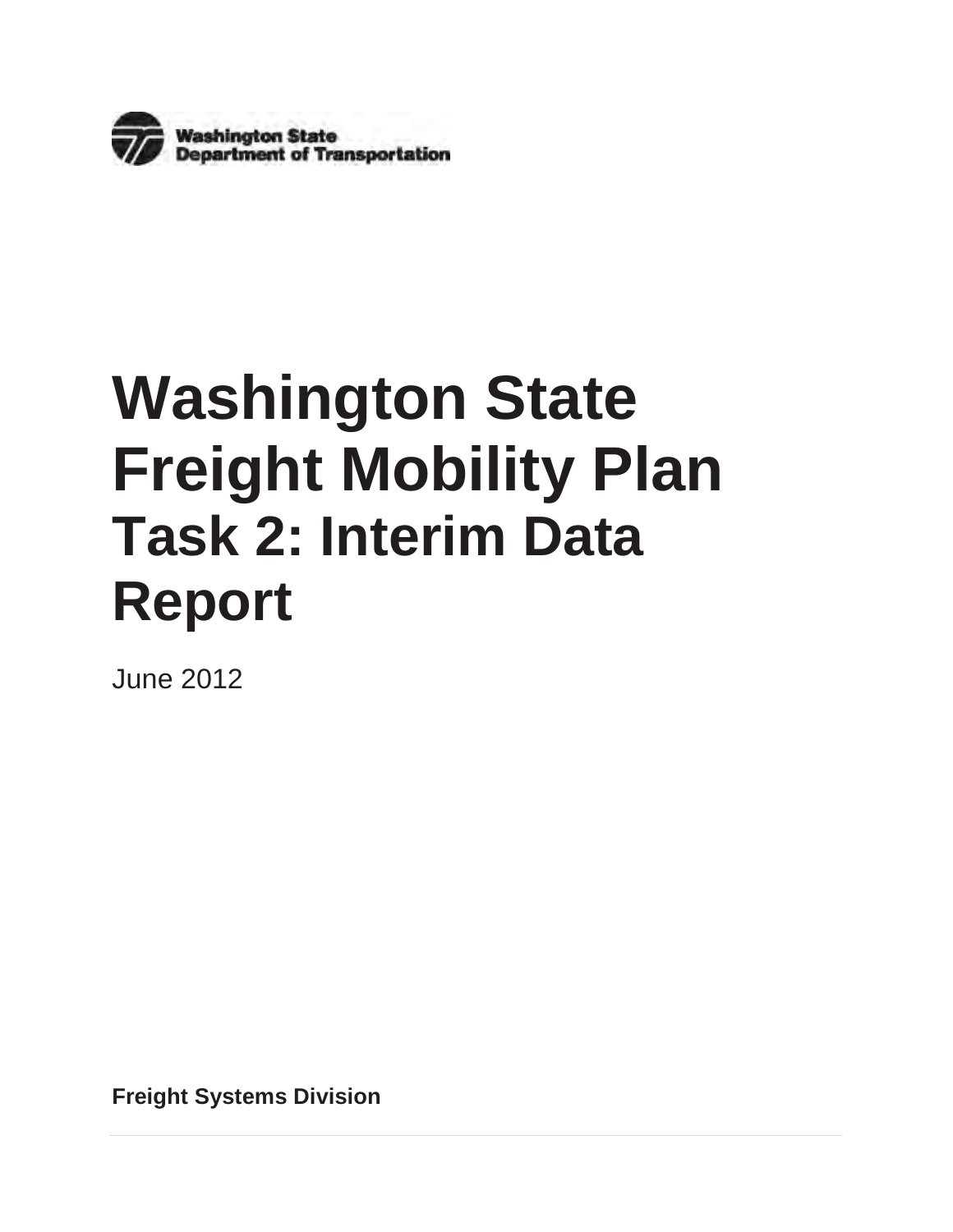Washington State Department of Transportation

# Washington State Freight Mobility Plan

## Task 2: Interim Data Report

June 2012

**Freight Systems Division**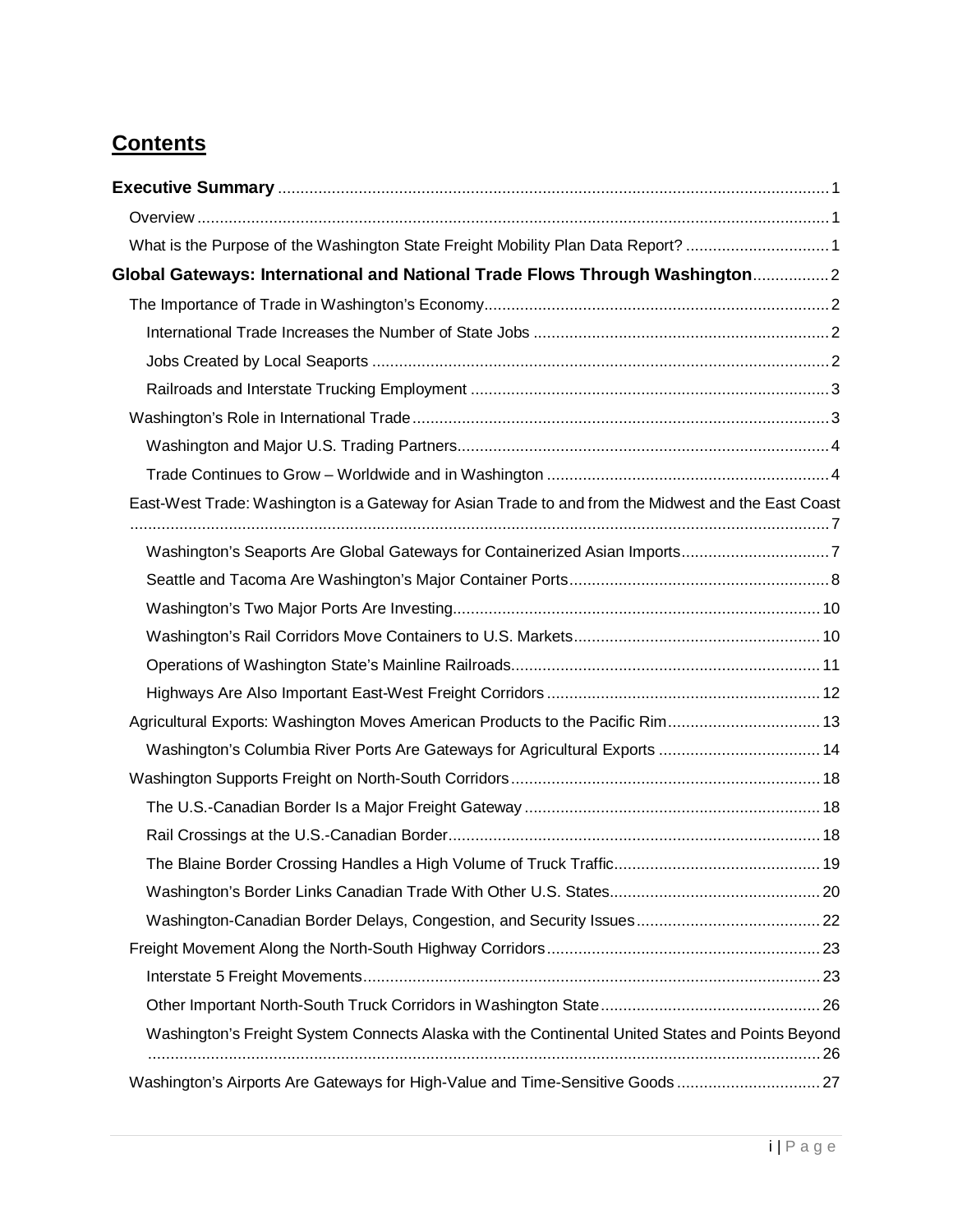## Contents

**Executive Summary** 1

- Overview 1
- What is the Purpose of the Washington State Freight Mobility Plan Data Report? 1

**Global Gateways: International and National Trade Flows Through Washington** 2

- The Importance of Trade in Washington's Economy 2
  - International Trade Increases the Number of State Jobs 2
  - Jobs Created by Local Seaports 2
  - Railroads and Interstate Trucking Employment 3
- Washington's Role in International Trade 3
  - Washington and Major U.S. Trading Partners 4
  - Trade Continues to Grow – Worldwide and in Washington 4
- East-West Trade: Washington is a Gateway for Asian Trade to and from the Midwest and the East Coast 7
  - Washington's Seaports Are Global Gateways for Containerized Asian Imports 7
  - Seattle and Tacoma Are Washington's Major Container Ports 8
  - Washington's Two Major Ports Are Investing 10
  - Washington's Rail Corridors Move Containers to U.S. Markets 10
  - Operations of Washington State's Mainline Railroads 11
  - Highways Are Also Important East-West Freight Corridors 12
- Agricultural Exports: Washington Moves American Products to the Pacific Rim 13
  - Washington's Columbia River Ports Are Gateways for Agricultural Exports 14
- Washington Supports Freight on North-South Corridors 18
  - The U.S.-Canadian Border Is a Major Freight Gateway 18
  - Rail Crossings at the U.S.-Canadian Border 18
  - The Blaine Border Crossing Handles a High Volume of Truck Traffic 19
  - Washington's Border Links Canadian Trade With Other U.S. States 20
  - Washington-Canadian Border Delays, Congestion, and Security Issues 22
- Freight Movement Along the North-South Highway Corridors 23
  - Interstate 5 Freight Movements 23
  - Other Important North-South Truck Corridors in Washington State 26
  - Washington's Freight System Connects Alaska with the Continental United States and Points Beyond 26
- Washington's Airports Are Gateways for High-Value and Time-Sensitive Goods 27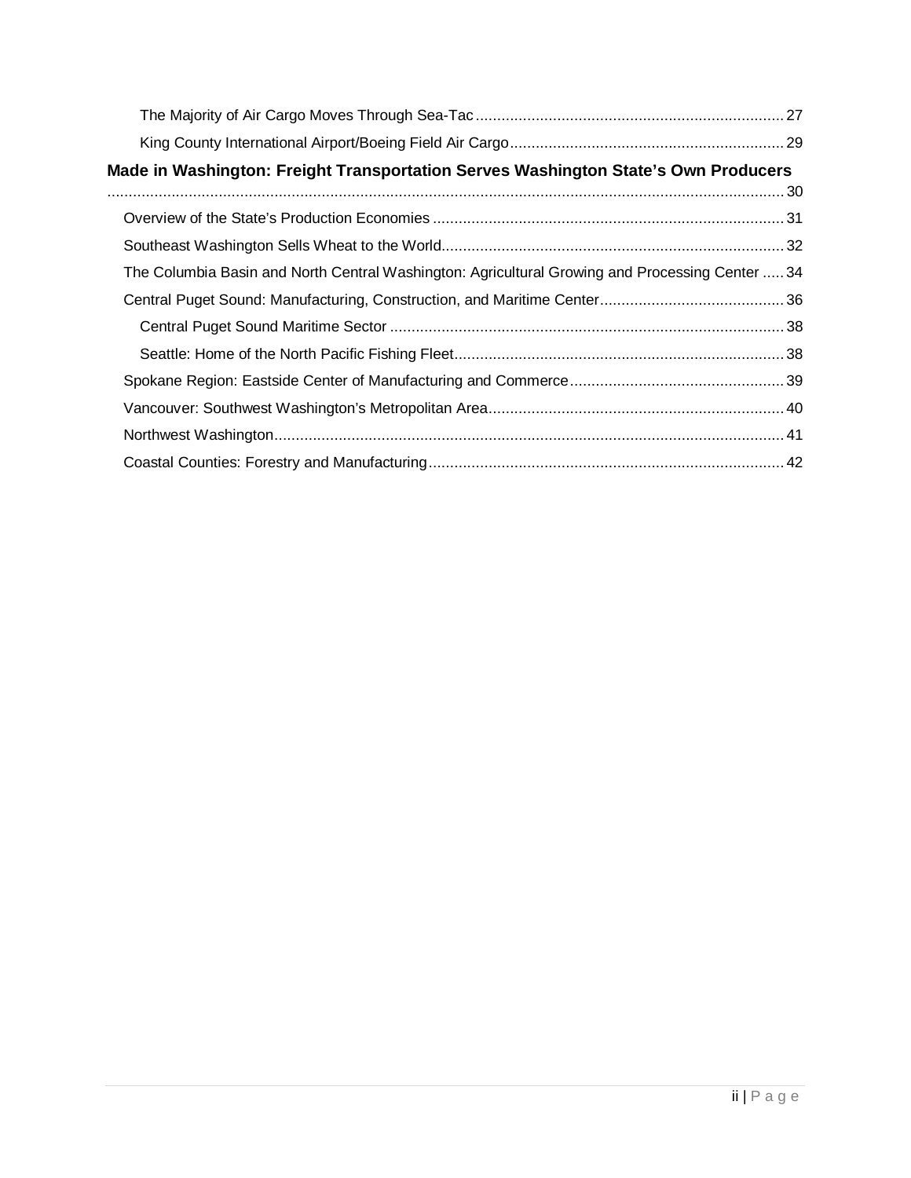- The Majority of Air Cargo Moves Through Sea-Tac ........ 27
- King County International Airport/Boeing Field Air Cargo ........ 29

**Made in Washington: Freight Transportation Serves Washington State's Own Producers** ........ 30

- Overview of the State's Production Economies ........ 31
- Southeast Washington Sells Wheat to the World ........ 32
- The Columbia Basin and North Central Washington: Agricultural Growing and Processing Center ........ 34
- Central Puget Sound: Manufacturing, Construction, and Maritime Center ........ 36
  - Central Puget Sound Maritime Sector ........ 38
  - Seattle: Home of the North Pacific Fishing Fleet ........ 38
- Spokane Region: Eastside Center of Manufacturing and Commerce ........ 39
- Vancouver: Southwest Washington's Metropolitan Area ........ 40
- Northwest Washington ........ 41
- Coastal Counties: Forestry and Manufacturing ........ 42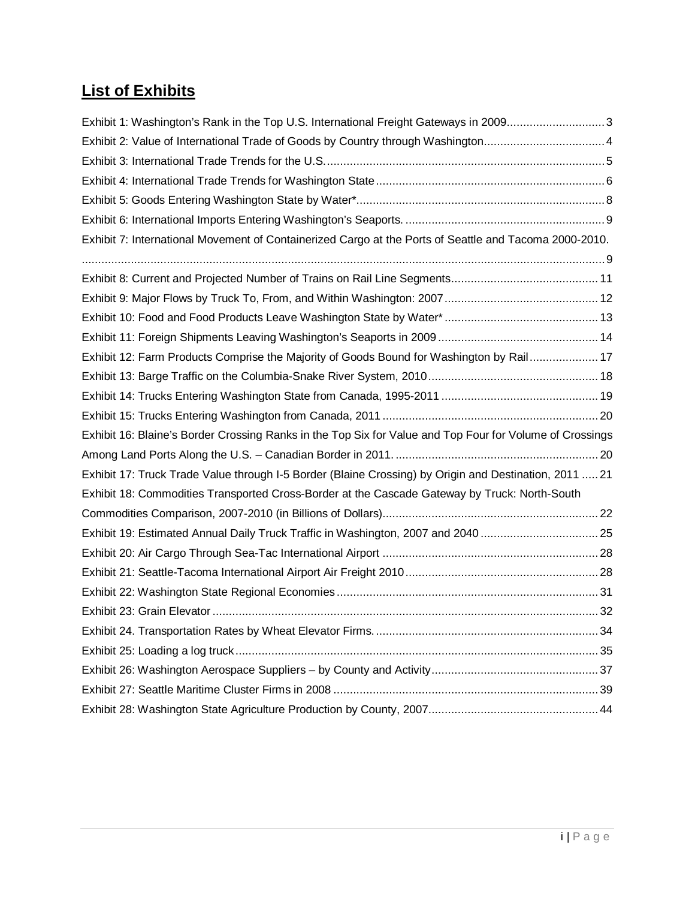## List of Exhibits

Exhibit 1: Washington's Rank in the Top U.S. International Freight Gateways in 2009 .......... 3
Exhibit 2: Value of International Trade of Goods by Country through Washington .......... 4
Exhibit 3: International Trade Trends for the U.S. .......... 5
Exhibit 4: International Trade Trends for Washington State .......... 6
Exhibit 5: Goods Entering Washington State by Water* .......... 8
Exhibit 6: International Imports Entering Washington's Seaports. .......... 9
Exhibit 7: International Movement of Containerized Cargo at the Ports of Seattle and Tacoma 2000-2010. .......... 9
Exhibit 8: Current and Projected Number of Trains on Rail Line Segments .......... 11
Exhibit 9: Major Flows by Truck To, From, and Within Washington: 2007 .......... 12
Exhibit 10: Food and Food Products Leave Washington State by Water* .......... 13
Exhibit 11: Foreign Shipments Leaving Washington's Seaports in 2009 .......... 14
Exhibit 12: Farm Products Comprise the Majority of Goods Bound for Washington by Rail .......... 17
Exhibit 13: Barge Traffic on the Columbia-Snake River System, 2010 .......... 18
Exhibit 14: Trucks Entering Washington State from Canada, 1995-2011 .......... 19
Exhibit 15: Trucks Entering Washington from Canada, 2011 .......... 20
Exhibit 16: Blaine's Border Crossing Ranks in the Top Six for Value and Top Four for Volume of Crossings Among Land Ports Along the U.S. – Canadian Border in 2011. .......... 20
Exhibit 17: Truck Trade Value through I-5 Border (Blaine Crossing) by Origin and Destination, 2011 .......... 21
Exhibit 18: Commodities Transported Cross-Border at the Cascade Gateway by Truck: North-South Commodities Comparison, 2007-2010 (in Billions of Dollars) .......... 22
Exhibit 19: Estimated Annual Daily Truck Traffic in Washington, 2007 and 2040 .......... 25
Exhibit 20: Air Cargo Through Sea-Tac International Airport .......... 28
Exhibit 21: Seattle-Tacoma International Airport Air Freight 2010 .......... 28
Exhibit 22: Washington State Regional Economies .......... 31
Exhibit 23: Grain Elevator .......... 32
Exhibit 24. Transportation Rates by Wheat Elevator Firms. .......... 34
Exhibit 25: Loading a log truck .......... 35
Exhibit 26: Washington Aerospace Suppliers – by County and Activity .......... 37
Exhibit 27: Seattle Maritime Cluster Firms in 2008 .......... 39
Exhibit 28: Washington State Agriculture Production by County, 2007 .......... 44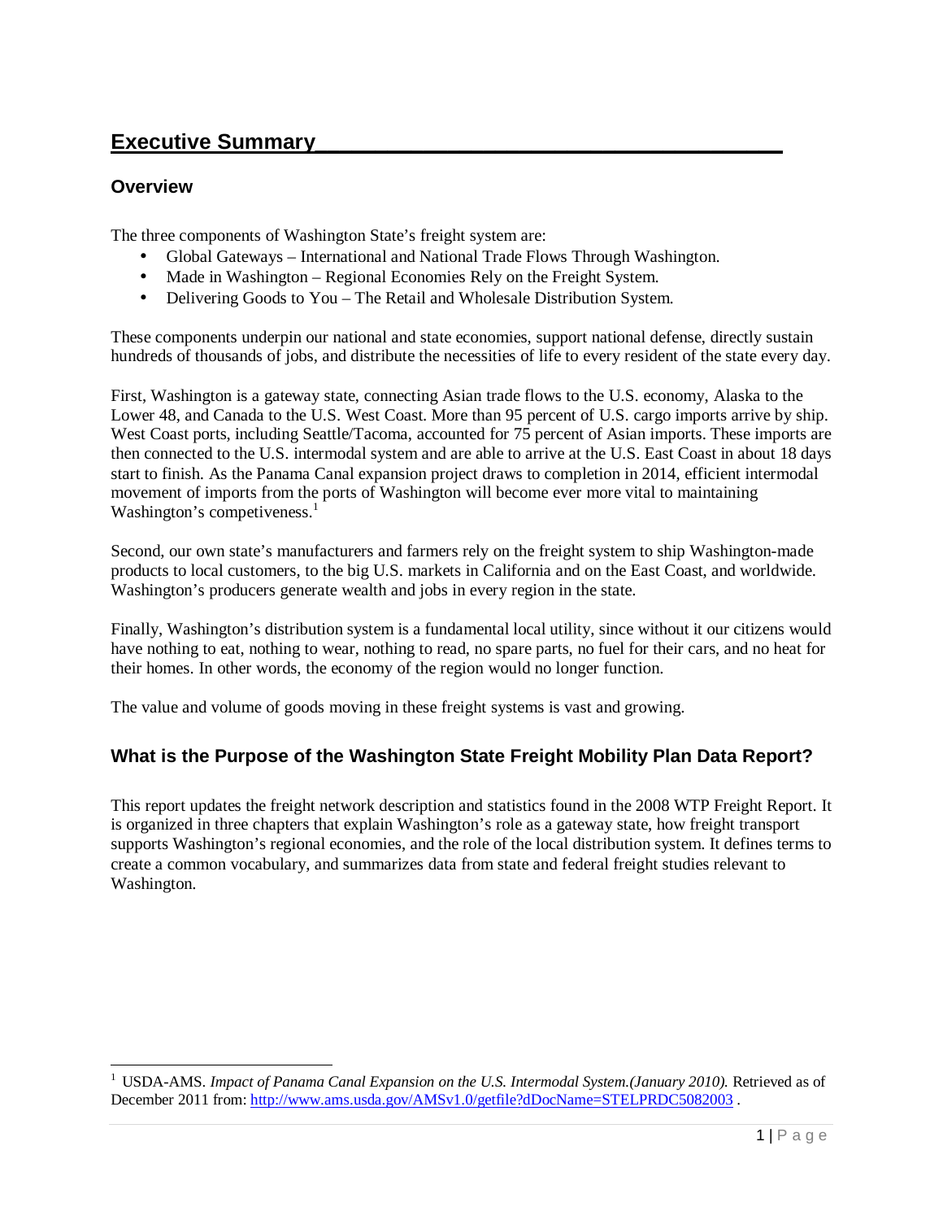# Executive Summary

## Overview

The three components of Washington State's freight system are:

- Global Gateways – International and National Trade Flows Through Washington.
- Made in Washington – Regional Economies Rely on the Freight System.
- Delivering Goods to You – The Retail and Wholesale Distribution System.

These components underpin our national and state economies, support national defense, directly sustain hundreds of thousands of jobs, and distribute the necessities of life to every resident of the state every day.

First, Washington is a gateway state, connecting Asian trade flows to the U.S. economy, Alaska to the Lower 48, and Canada to the U.S. West Coast. More than 95 percent of U.S. cargo imports arrive by ship. West Coast ports, including Seattle/Tacoma, accounted for 75 percent of Asian imports. These imports are then connected to the U.S. intermodal system and are able to arrive at the U.S. East Coast in about 18 days start to finish. As the Panama Canal expansion project draws to completion in 2014, efficient intermodal movement of imports from the ports of Washington will become ever more vital to maintaining Washington's competiveness.[1]

Second, our own state's manufacturers and farmers rely on the freight system to ship Washington-made products to local customers, to the big U.S. markets in California and on the East Coast, and worldwide. Washington's producers generate wealth and jobs in every region in the state.

Finally, Washington's distribution system is a fundamental local utility, since without it our citizens would have nothing to eat, nothing to wear, nothing to read, no spare parts, no fuel for their cars, and no heat for their homes. In other words, the economy of the region would no longer function.

The value and volume of goods moving in these freight systems is vast and growing.

## What is the Purpose of the Washington State Freight Mobility Plan Data Report?

This report updates the freight network description and statistics found in the 2008 WTP Freight Report. It is organized in three chapters that explain Washington's role as a gateway state, how freight transport supports Washington's regional economies, and the role of the local distribution system. It defines terms to create a common vocabulary, and summarizes data from state and federal freight studies relevant to Washington.

---

[1] USDA-AMS. *Impact of Panama Canal Expansion on the U.S. Intermodal System.(January 2010).* Retrieved as of December 2011 from: http://www.ams.usda.gov/AMSv1.0/getfile?dDocName=STELPRDC5082003 .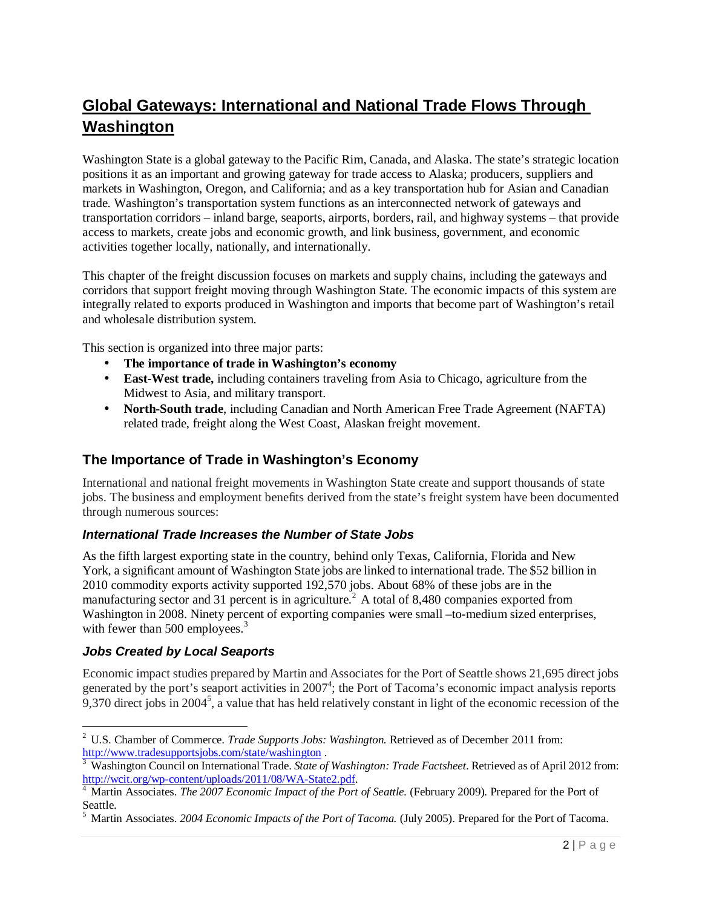# Global Gateways: International and National Trade Flows Through Washington

Washington State is a global gateway to the Pacific Rim, Canada, and Alaska. The state's strategic location positions it as an important and growing gateway for trade access to Alaska; producers, suppliers and markets in Washington, Oregon, and California; and as a key transportation hub for Asian and Canadian trade. Washington's transportation system functions as an interconnected network of gateways and transportation corridors – inland barge, seaports, airports, borders, rail, and highway systems – that provide access to markets, create jobs and economic growth, and link business, government, and economic activities together locally, nationally, and internationally.

This chapter of the freight discussion focuses on markets and supply chains, including the gateways and corridors that support freight moving through Washington State. The economic impacts of this system are integrally related to exports produced in Washington and imports that become part of Washington's retail and wholesale distribution system.

This section is organized into three major parts:

- **The importance of trade in Washington's economy**
- **East-West trade,** including containers traveling from Asia to Chicago, agriculture from the Midwest to Asia, and military transport.
- **North-South trade**, including Canadian and North American Free Trade Agreement (NAFTA) related trade, freight along the West Coast, Alaskan freight movement.

## The Importance of Trade in Washington's Economy

International and national freight movements in Washington State create and support thousands of state jobs. The business and employment benefits derived from the state's freight system have been documented through numerous sources:

### *International Trade Increases the Number of State Jobs*

As the fifth largest exporting state in the country, behind only Texas, California, Florida and New York, a significant amount of Washington State jobs are linked to international trade. The $52 billion in 2010 commodity exports activity supported 192,570 jobs. About 68% of these jobs are in the manufacturing sector and 31 percent is in agriculture.[2] A total of 8,480 companies exported from Washington in 2008. Ninety percent of exporting companies were small –to-medium sized enterprises, with fewer than 500 employees.[3]

### *Jobs Created by Local Seaports*

Economic impact studies prepared by Martin and Associates for the Port of Seattle shows 21,695 direct jobs generated by the port's seaport activities in 2007[4]; the Port of Tacoma's economic impact analysis reports 9,370 direct jobs in 2004[5], a value that has held relatively constant in light of the economic recession of the

---

[2] U.S. Chamber of Commerce. *Trade Supports Jobs: Washington.* Retrieved as of December 2011 from: http://www.tradesupportsjobs.com/state/washington .

[3] Washington Council on International Trade. *State of Washington: Trade Factsheet*. Retrieved as of April 2012 from: http://wcit.org/wp-content/uploads/2011/08/WA-State2.pdf.

[4] Martin Associates. *The 2007 Economic Impact of the Port of Seattle.* (February 2009). Prepared for the Port of Seattle.

[5] Martin Associates. *2004 Economic Impacts of the Port of Tacoma.* (July 2005). Prepared for the Port of Tacoma.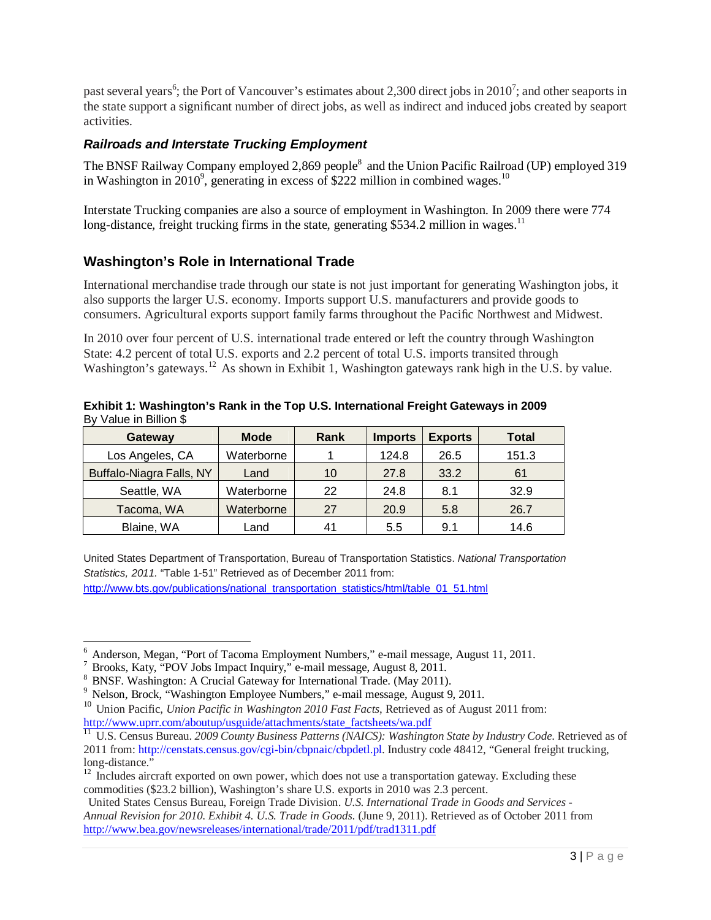past several years[6]; the Port of Vancouver's estimates about 2,300 direct jobs in 2010[7]; and other seaports in the state support a significant number of direct jobs, as well as indirect and induced jobs created by seaport activities.

### *Railroads and Interstate Trucking Employment*

The BNSF Railway Company employed 2,869 people[8] and the Union Pacific Railroad (UP) employed 319 in Washington in 2010[9], generating in excess of $222 million in combined wages.[10]

Interstate Trucking companies are also a source of employment in Washington. In 2009 there were 774 long-distance, freight trucking firms in the state, generating $534.2 million in wages.[11]

## Washington's Role in International Trade

International merchandise trade through our state is not just important for generating Washington jobs, it also supports the larger U.S. economy. Imports support U.S. manufacturers and provide goods to consumers. Agricultural exports support family farms throughout the Pacific Northwest and Midwest.

In 2010 over four percent of U.S. international trade entered or left the country through Washington State: 4.2 percent of total U.S. exports and 2.2 percent of total U.S. imports transited through Washington's gateways.[12] As shown in Exhibit 1, Washington gateways rank high in the U.S. by value.

**Exhibit 1: Washington's Rank in the Top U.S. International Freight Gateways in 2009**
By Value in Billion $

| Gateway | Mode | Rank | Imports | Exports | Total |
|---|---|---|---|---|---|
| Los Angeles, CA | Waterborne | 1 | 124.8 | 26.5 | 151.3 |
| Buffalo-Niagra Falls, NY | Land | 10 | 27.8 | 33.2 | 61 |
| Seattle, WA | Waterborne | 22 | 24.8 | 8.1 | 32.9 |
| Tacoma, WA | Waterborne | 27 | 20.9 | 5.8 | 26.7 |
| Blaine, WA | Land | 41 | 5.5 | 9.1 | 14.6 |

United States Department of Transportation, Bureau of Transportation Statistics. *National Transportation Statistics, 2011.* "Table 1-51" Retrieved as of December 2011 from: http://www.bts.gov/publications/national_transportation_statistics/html/table_01_51.html

---

[6] Anderson, Megan, "Port of Tacoma Employment Numbers," e-mail message, August 11, 2011.

[7] Brooks, Katy, "POV Jobs Impact Inquiry," e-mail message, August 8, 2011.

[8] BNSF. Washington: A Crucial Gateway for International Trade. (May 2011).

[9] Nelson, Brock, "Washington Employee Numbers," e-mail message, August 9, 2011.

[10] Union Pacific, *Union Pacific in Washington 2010 Fast Facts*, Retrieved as of August 2011 from: http://www.uprr.com/aboutup/usguide/attachments/state_factsheets/wa.pdf

[11] U.S. Census Bureau. *2009 County Business Patterns (NAICS): Washington State by Industry Code.* Retrieved as of 2011 from: http://censtats.census.gov/cgi-bin/cbpnaic/cbpdetl.pl. Industry code 48412, "General freight trucking, long-distance."

[12] Includes aircraft exported on own power, which does not use a transportation gateway. Excluding these commodities ($23.2 billion), Washington's share U.S. exports in 2010 was 2.3 percent.
United States Census Bureau, Foreign Trade Division. *U.S. International Trade in Goods and Services - Annual Revision for 2010. Exhibit 4. U.S. Trade in Goods.* (June 9, 2011). Retrieved as of October 2011 from http://www.bea.gov/newsreleases/international/trade/2011/pdf/trad1311.pdf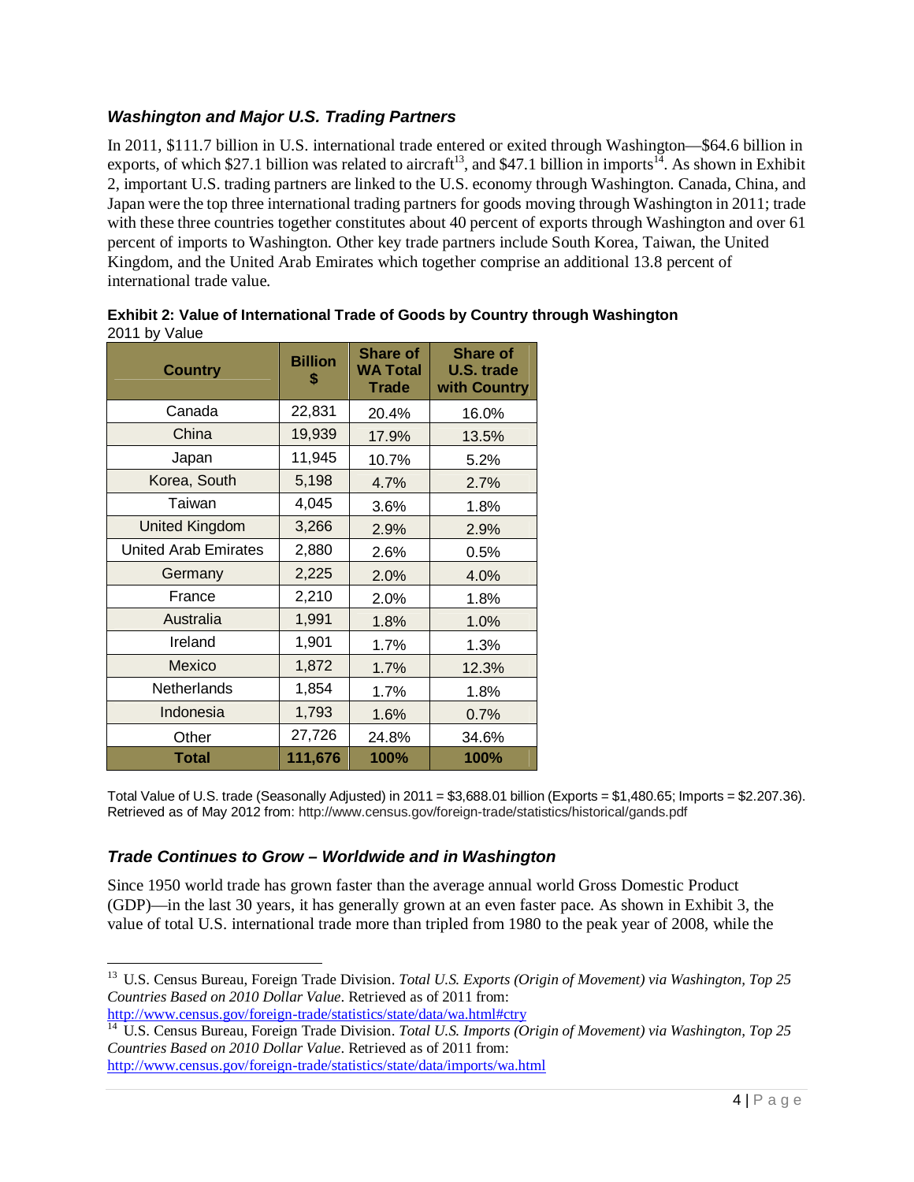### *Washington and Major U.S. Trading Partners*

In 2011, $111.7 billion in U.S. international trade entered or exited through Washington—$64.6 billion in exports, of which $27.1 billion was related to aircraft[13], and $47.1 billion in imports[14]. As shown in Exhibit 2, important U.S. trading partners are linked to the U.S. economy through Washington. Canada, China, and Japan were the top three international trading partners for goods moving through Washington in 2011; trade with these three countries together constitutes about 40 percent of exports through Washington and over 61 percent of imports to Washington. Other key trade partners include South Korea, Taiwan, the United Kingdom, and the United Arab Emirates which together comprise an additional 13.8 percent of international trade value.

**Exhibit 2: Value of International Trade of Goods by Country through Washington**
2011 by Value

| Country | Billion $ | Share of WA Total Trade | Share of U.S. trade with Country |
|---|---|---|---|
| Canada | 22,831 | 20.4% | 16.0% |
| China | 19,939 | 17.9% | 13.5% |
| Japan | 11,945 | 10.7% | 5.2% |
| Korea, South | 5,198 | 4.7% | 2.7% |
| Taiwan | 4,045 | 3.6% | 1.8% |
| United Kingdom | 3,266 | 2.9% | 2.9% |
| United Arab Emirates | 2,880 | 2.6% | 0.5% |
| Germany | 2,225 | 2.0% | 4.0% |
| France | 2,210 | 2.0% | 1.8% |
| Australia | 1,991 | 1.8% | 1.0% |
| Ireland | 1,901 | 1.7% | 1.3% |
| Mexico | 1,872 | 1.7% | 12.3% |
| Netherlands | 1,854 | 1.7% | 1.8% |
| Indonesia | 1,793 | 1.6% | 0.7% |
| Other | 27,726 | 24.8% | 34.6% |
| **Total** | **111,676** | **100%** | **100%** |

Total Value of U.S. trade (Seasonally Adjusted) in 2011 = $3,688.01 billion (Exports = $1,480.65; Imports = $2.207.36). Retrieved as of May 2012 from: http://www.census.gov/foreign-trade/statistics/historical/gands.pdf

### *Trade Continues to Grow – Worldwide and in Washington*

Since 1950 world trade has grown faster than the average annual world Gross Domestic Product (GDP)—in the last 30 years, it has generally grown at an even faster pace. As shown in Exhibit 3, the value of total U.S. international trade more than tripled from 1980 to the peak year of 2008, while the

[13] U.S. Census Bureau, Foreign Trade Division. *Total U.S. Exports (Origin of Movement) via Washington, Top 25 Countries Based on 2010 Dollar Value*. Retrieved as of 2011 from: http://www.census.gov/foreign-trade/statistics/state/data/wa.html#ctry

[14] U.S. Census Bureau, Foreign Trade Division. *Total U.S. Imports (Origin of Movement) via Washington, Top 25 Countries Based on 2010 Dollar Value*. Retrieved as of 2011 from: http://www.census.gov/foreign-trade/statistics/state/data/imports/wa.html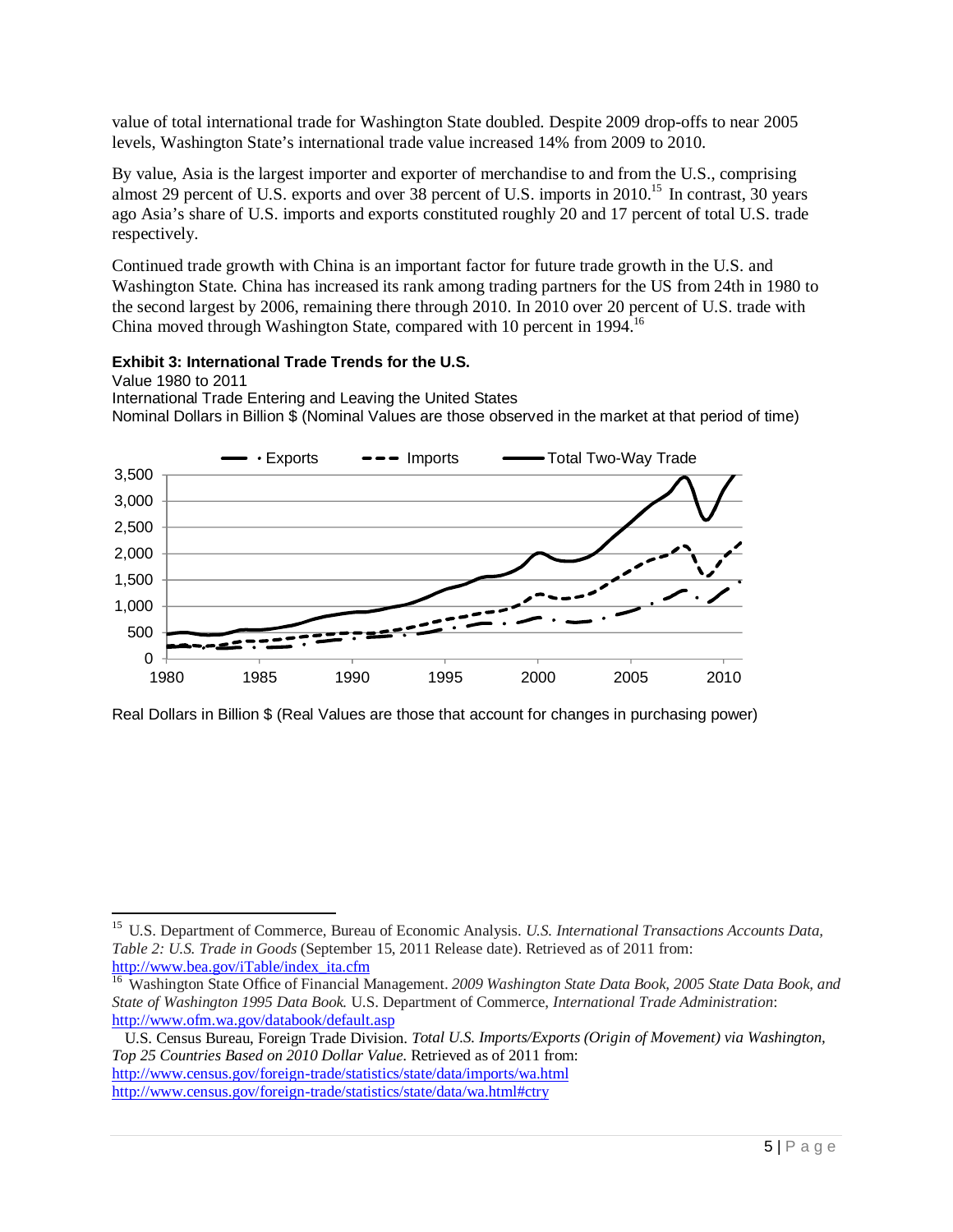value of total international trade for Washington State doubled. Despite 2009 drop-offs to near 2005 levels, Washington State's international trade value increased 14% from 2009 to 2010.

By value, Asia is the largest importer and exporter of merchandise to and from the U.S., comprising almost 29 percent of U.S. exports and over 38 percent of U.S. imports in 2010.[15] In contrast, 30 years ago Asia's share of U.S. imports and exports constituted roughly 20 and 17 percent of total U.S. trade respectively.

Continued trade growth with China is an important factor for future trade growth in the U.S. and Washington State. China has increased its rank among trading partners for the US from 24th in 1980 to the second largest by 2006, remaining there through 2010. In 2010 over 20 percent of U.S. trade with China moved through Washington State, compared with 10 percent in 1994.[16]

**Exhibit 3: International Trade Trends for the U.S.**

Value 1980 to 2011

International Trade Entering and Leaving the United States

Nominal Dollars in Billion $ (Nominal Values are those observed in the market at that period of time)

Real Dollars in Billion $ (Real Values are those that account for changes in purchasing power)

---

[15] U.S. Department of Commerce, Bureau of Economic Analysis. *U.S. International Transactions Accounts Data, Table 2: U.S. Trade in Goods* (September 15, 2011 Release date). Retrieved as of 2011 from: http://www.bea.gov/iTable/index_ita.cfm

[16] Washington State Office of Financial Management. *2009 Washington State Data Book, 2005 State Data Book, and State of Washington 1995 Data Book.* U.S. Department of Commerce, *International Trade Administration*: http://www.ofm.wa.gov/databook/default.asp

U.S. Census Bureau, Foreign Trade Division. *Total U.S. Imports/Exports (Origin of Movement) via Washington, Top 25 Countries Based on 2010 Dollar Value.* Retrieved as of 2011 from:
http://www.census.gov/foreign-trade/statistics/state/data/imports/wa.html
http://www.census.gov/foreign-trade/statistics/state/data/wa.html#ctry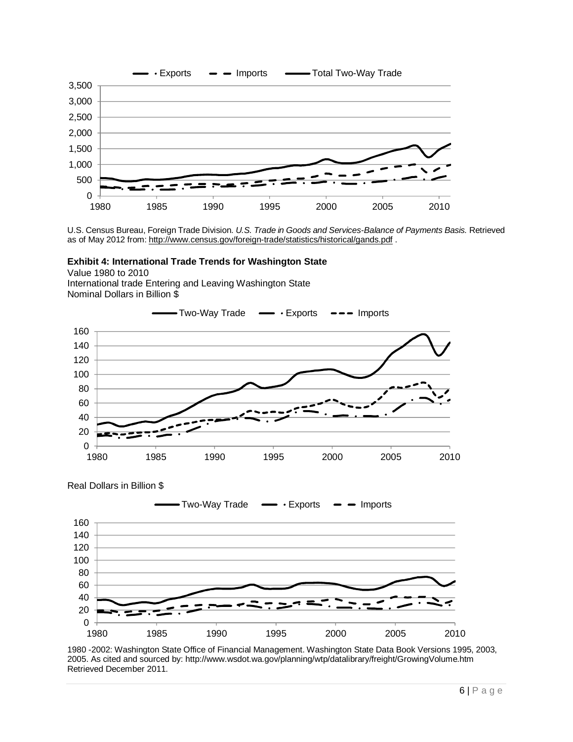U.S. Census Bureau, Foreign Trade Division. *U.S. Trade in Goods and Services-Balance of Payments Basis.* Retrieved as of May 2012 from: http://www.census.gov/foreign-trade/statistics/historical/gands.pdf .

**Exhibit 4: International Trade Trends for Washington State**

Value 1980 to 2010

International trade Entering and Leaving Washington State

Nominal Dollars in Billion $

Real Dollars in Billion $

1980 -2002: Washington State Office of Financial Management. Washington State Data Book Versions 1995, 2003, 2005. As cited and sourced by: http://www.wsdot.wa.gov/planning/wtp/datalibrary/freight/GrowingVolume.htm Retrieved December 2011.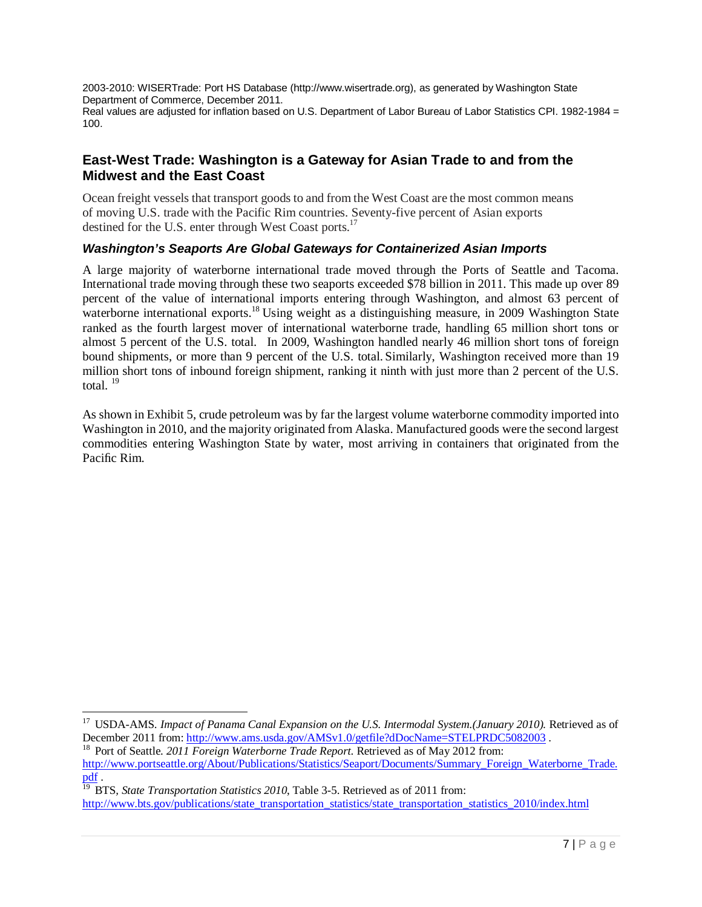2003-2010: WISERTrade: Port HS Database (http://www.wisertrade.org), as generated by Washington State Department of Commerce, December 2011.
Real values are adjusted for inflation based on U.S. Department of Labor Bureau of Labor Statistics CPI. 1982-1984 = 100.

## East-West Trade: Washington is a Gateway for Asian Trade to and from the Midwest and the East Coast

Ocean freight vessels that transport goods to and from the West Coast are the most common means of moving U.S. trade with the Pacific Rim countries. Seventy-five percent of Asian exports destined for the U.S. enter through West Coast ports.[17]

### *Washington's Seaports Are Global Gateways for Containerized Asian Imports*

A large majority of waterborne international trade moved through the Ports of Seattle and Tacoma. International trade moving through these two seaports exceeded $78 billion in 2011. This made up over 89 percent of the value of international imports entering through Washington, and almost 63 percent of waterborne international exports.[18] Using weight as a distinguishing measure, in 2009 Washington State ranked as the fourth largest mover of international waterborne trade, handling 65 million short tons or almost 5 percent of the U.S. total. In 2009, Washington handled nearly 46 million short tons of foreign bound shipments, or more than 9 percent of the U.S. total. Similarly, Washington received more than 19 million short tons of inbound foreign shipment, ranking it ninth with just more than 2 percent of the U.S. total. [19]

As shown in Exhibit 5, crude petroleum was by far the largest volume waterborne commodity imported into Washington in 2010, and the majority originated from Alaska. Manufactured goods were the second largest commodities entering Washington State by water, most arriving in containers that originated from the Pacific Rim.

---

[17] USDA-AMS. *Impact of Panama Canal Expansion on the U.S. Intermodal System.(January 2010).* Retrieved as of December 2011 from: http://www.ams.usda.gov/AMSv1.0/getfile?dDocName=STELPRDC5082003 .

[18] Port of Seattle. *2011 Foreign Waterborne Trade Report*. Retrieved as of May 2012 from: http://www.portseattle.org/About/Publications/Statistics/Seaport/Documents/Summary_Foreign_Waterborne_Trade.pdf .

[19] BTS, *State Transportation Statistics 2010*, Table 3-5. Retrieved as of 2011 from: http://www.bts.gov/publications/state_transportation_statistics/state_transportation_statistics_2010/index.html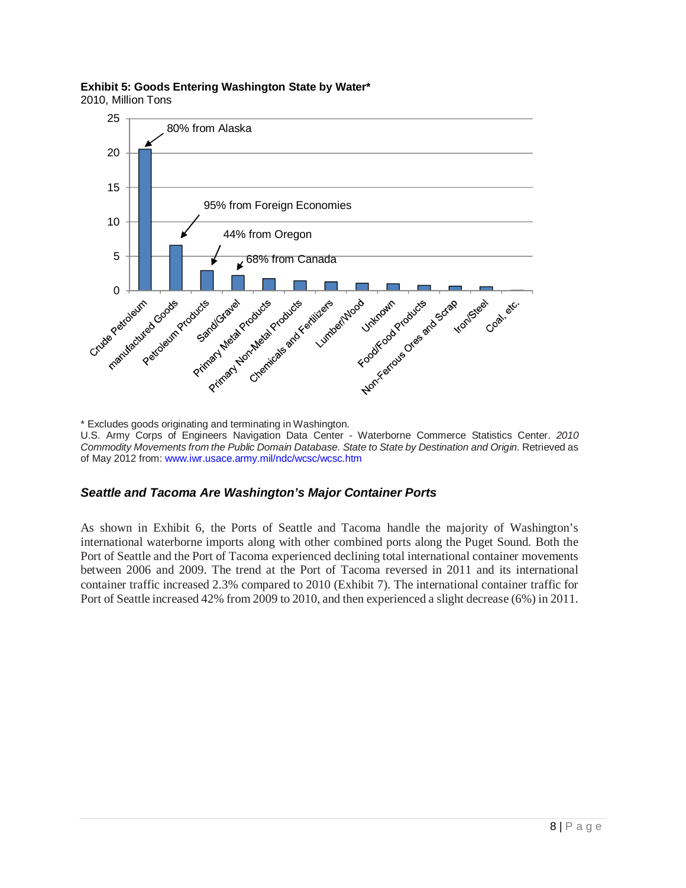**Exhibit 5: Goods Entering Washington State by Water***

2010, Million Tons

* Excludes goods originating and terminating in Washington.

U.S. Army Corps of Engineers Navigation Data Center - Waterborne Commerce Statistics Center. *2010 Commodity Movements from the Public Domain Database. State to State by Destination and Origin.* Retrieved as of May 2012 from: www.iwr.usace.army.mil/ndc/wcsc/wcsc.htm

### *Seattle and Tacoma Are Washington's Major Container Ports*

As shown in Exhibit 6, the Ports of Seattle and Tacoma handle the majority of Washington's international waterborne imports along with other combined ports along the Puget Sound. Both the Port of Seattle and the Port of Tacoma experienced declining total international container movements between 2006 and 2009. The trend at the Port of Tacoma reversed in 2011 and its international container traffic increased 2.3% compared to 2010 (Exhibit 7). The international container traffic for Port of Seattle increased 42% from 2009 to 2010, and then experienced a slight decrease (6%) in 2011.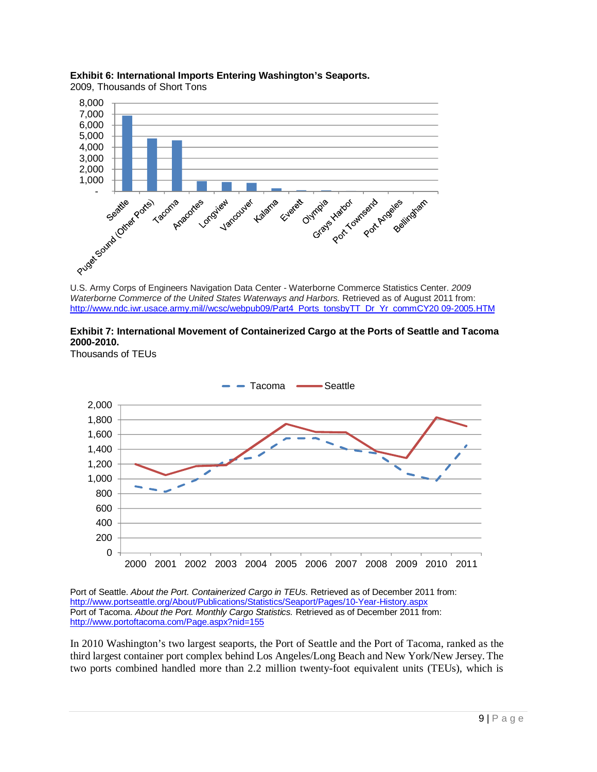**Exhibit 6: International Imports Entering Washington's Seaports.**
2009, Thousands of Short Tons

U.S. Army Corps of Engineers Navigation Data Center - Waterborne Commerce Statistics Center. *2009 Waterborne Commerce of the United States Waterways and Harbors.* Retrieved as of August 2011 from: http://www.ndc.iwr.usace.army.mil//wcsc/webpub09/Part4_Ports_tonsbyTT_Dr_Yr_commCY20 09-2005.HTM

**Exhibit 7: International Movement of Containerized Cargo at the Ports of Seattle and Tacoma 2000-2010.**
Thousands of TEUs

Port of Seattle. *About the Port. Containerized Cargo in TEUs.* Retrieved as of December 2011 from: http://www.portseattle.org/About/Publications/Statistics/Seaport/Pages/10-Year-History.aspx
Port of Tacoma. *About the Port. Monthly Cargo Statistics.* Retrieved as of December 2011 from: http://www.portoftacoma.com/Page.aspx?nid=155

In 2010 Washington's two largest seaports, the Port of Seattle and the Port of Tacoma, ranked as the third largest container port complex behind Los Angeles/Long Beach and New York/New Jersey. The two ports combined handled more than 2.2 million twenty-foot equivalent units (TEUs), which is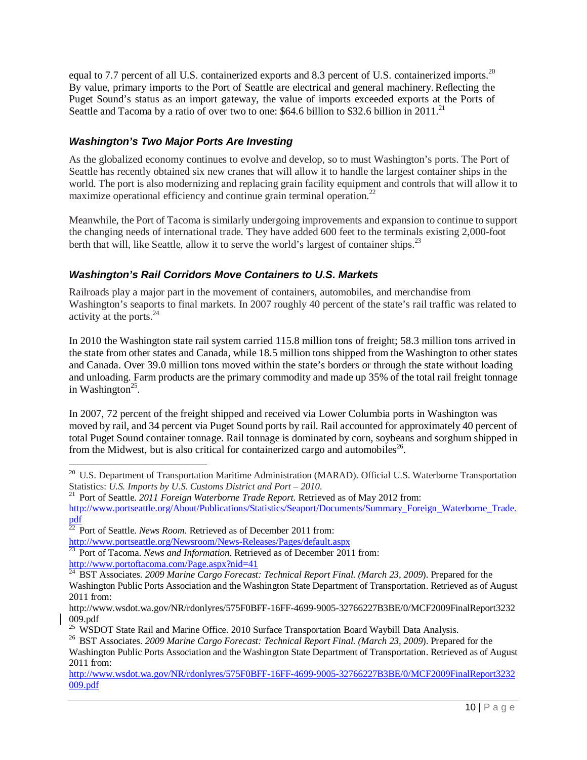equal to 7.7 percent of all U.S. containerized exports and 8.3 percent of U.S. containerized imports.[20] By value, primary imports to the Port of Seattle are electrical and general machinery. Reflecting the Puget Sound's status as an import gateway, the value of imports exceeded exports at the Ports of Seattle and Tacoma by a ratio of over two to one: $64.6 billion to $32.6 billion in 2011.[21]

### *Washington's Two Major Ports Are Investing*

As the globalized economy continues to evolve and develop, so to must Washington's ports. The Port of Seattle has recently obtained six new cranes that will allow it to handle the largest container ships in the world. The port is also modernizing and replacing grain facility equipment and controls that will allow it to maximize operational efficiency and continue grain terminal operation.[22]

Meanwhile, the Port of Tacoma is similarly undergoing improvements and expansion to continue to support the changing needs of international trade. They have added 600 feet to the terminals existing 2,000-foot berth that will, like Seattle, allow it to serve the world's largest of container ships.[23]

### *Washington's Rail Corridors Move Containers to U.S. Markets*

Railroads play a major part in the movement of containers, automobiles, and merchandise from Washington's seaports to final markets. In 2007 roughly 40 percent of the state's rail traffic was related to activity at the ports.[24]

In 2010 the Washington state rail system carried 115.8 million tons of freight; 58.3 million tons arrived in the state from other states and Canada, while 18.5 million tons shipped from the Washington to other states and Canada. Over 39.0 million tons moved within the state's borders or through the state without loading and unloading. Farm products are the primary commodity and made up 35% of the total rail freight tonnage in Washington[25].

In 2007, 72 percent of the freight shipped and received via Lower Columbia ports in Washington was moved by rail, and 34 percent via Puget Sound ports by rail. Rail accounted for approximately 40 percent of total Puget Sound container tonnage. Rail tonnage is dominated by corn, soybeans and sorghum shipped in from the Midwest, but is also critical for containerized cargo and automobiles[26].

---

[20] U.S. Department of Transportation Maritime Administration (MARAD). Official U.S. Waterborne Transportation Statistics: *U.S. Imports by U.S. Customs District and Port – 2010.*

[21] Port of Seattle. *2011 Foreign Waterborne Trade Report.* Retrieved as of May 2012 from: http://www.portseattle.org/About/Publications/Statistics/Seaport/Documents/Summary_Foreign_Waterborne_Trade.pdf

[22] Port of Seattle. *News Room.* Retrieved as of December 2011 from: http://www.portseattle.org/Newsroom/News-Releases/Pages/default.aspx

[23] Port of Tacoma. *News and Information.* Retrieved as of December 2011 from: http://www.portoftacoma.com/Page.aspx?nid=41

[24] BST Associates. *2009 Marine Cargo Forecast: Technical Report Final. (March 23, 2009*). Prepared for the Washington Public Ports Association and the Washington State Department of Transportation. Retrieved as of August 2011 from: http://www.wsdot.wa.gov/NR/rdonlyres/575F0BFF-16FF-4699-9005-32766227B3BE/0/MCF2009FinalReport3232009.pdf

[25] WSDOT State Rail and Marine Office. 2010 Surface Transportation Board Waybill Data Analysis.

[26] BST Associates. *2009 Marine Cargo Forecast: Technical Report Final. (March 23, 2009*). Prepared for the Washington Public Ports Association and the Washington State Department of Transportation. Retrieved as of August 2011 from: http://www.wsdot.wa.gov/NR/rdonlyres/575F0BFF-16FF-4699-9005-32766227B3BE/0/MCF2009FinalReport3232009.pdf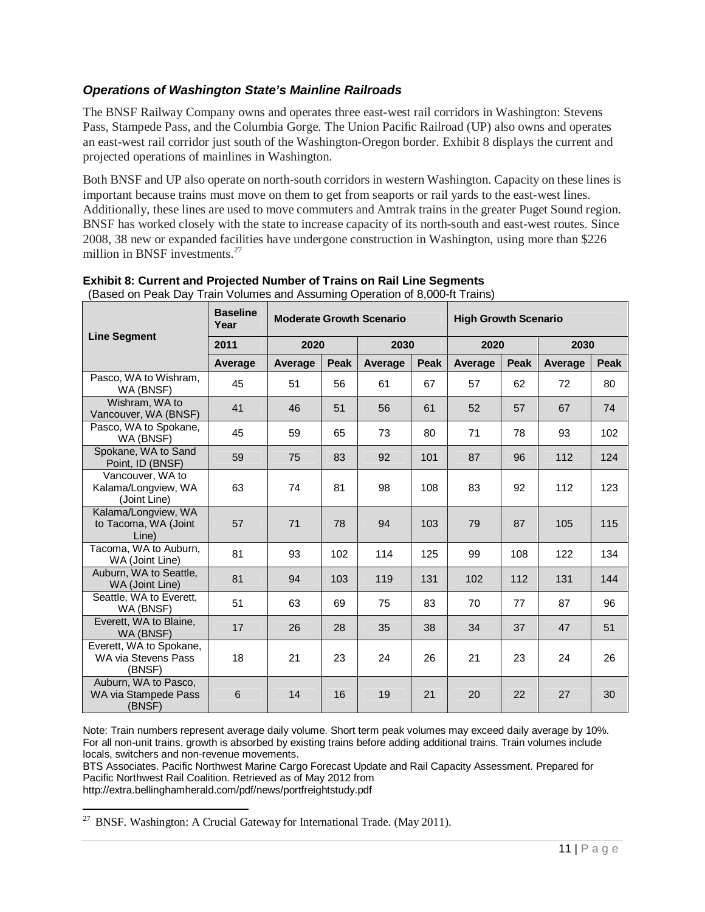### *Operations of Washington State's Mainline Railroads*

The BNSF Railway Company owns and operates three east-west rail corridors in Washington: Stevens Pass, Stampede Pass, and the Columbia Gorge. The Union Pacific Railroad (UP) also owns and operates an east-west rail corridor just south of the Washington-Oregon border. Exhibit 8 displays the current and projected operations of mainlines in Washington.

Both BNSF and UP also operate on north-south corridors in western Washington. Capacity on these lines is important because trains must move on them to get from seaports or rail yards to the east-west lines. Additionally, these lines are used to move commuters and Amtrak trains in the greater Puget Sound region. BNSF has worked closely with the state to increase capacity of its north-south and east-west routes. Since 2008, 38 new or expanded facilities have undergone construction in Washington, using more than $226 million in BNSF investments.[27]

**Exhibit 8: Current and Projected Number of Trains on Rail Line Segments**
(Based on Peak Day Train Volumes and Assuming Operation of 8,000-ft Trains)

| Line Segment | Baseline Year | Moderate Growth Scenario | | | | High Growth Scenario | | | |
|---|---|---|---|---|---|---|---|---|---|
| | 2011 | 2020 | | 2030 | | 2020 | | 2030 | |
| | Average | Average | Peak | Average | Peak | Average | Peak | Average | Peak |
| Pasco, WA to Wishram, WA (BNSF) | 45 | 51 | 56 | 61 | 67 | 57 | 62 | 72 | 80 |
| Wishram, WA to Vancouver, WA (BNSF) | 41 | 46 | 51 | 56 | 61 | 52 | 57 | 67 | 74 |
| Pasco, WA to Spokane, WA (BNSF) | 45 | 59 | 65 | 73 | 80 | 71 | 78 | 93 | 102 |
| Spokane, WA to Sand Point, ID (BNSF) | 59 | 75 | 83 | 92 | 101 | 87 | 96 | 112 | 124 |
| Vancouver, WA to Kalama/Longview, WA (Joint Line) | 63 | 74 | 81 | 98 | 108 | 83 | 92 | 112 | 123 |
| Kalama/Longview, WA to Tacoma, WA (Joint Line) | 57 | 71 | 78 | 94 | 103 | 79 | 87 | 105 | 115 |
| Tacoma, WA to Auburn, WA (Joint Line) | 81 | 93 | 102 | 114 | 125 | 99 | 108 | 122 | 134 |
| Auburn, WA to Seattle, WA (Joint Line) | 81 | 94 | 103 | 119 | 131 | 102 | 112 | 131 | 144 |
| Seattle, WA to Everett, WA (BNSF) | 51 | 63 | 69 | 75 | 83 | 70 | 77 | 87 | 96 |
| Everett, WA to Blaine, WA (BNSF) | 17 | 26 | 28 | 35 | 38 | 34 | 37 | 47 | 51 |
| Everett, WA to Spokane, WA via Stevens Pass (BNSF) | 18 | 21 | 23 | 24 | 26 | 21 | 23 | 24 | 26 |
| Auburn, WA to Pasco, WA via Stampede Pass (BNSF) | 6 | 14 | 16 | 19 | 21 | 20 | 22 | 27 | 30 |

Note: Train numbers represent average daily volume. Short term peak volumes may exceed daily average by 10%. For all non-unit trains, growth is absorbed by existing trains before adding additional trains. Train volumes include locals, switchers and non-revenue movements.
BTS Associates. Pacific Northwest Marine Cargo Forecast Update and Rail Capacity Assessment. Prepared for Pacific Northwest Rail Coalition. Retrieved as of May 2012 from http://extra.bellinghamherald.com/pdf/news/portfreightstudy.pdf

[27] BNSF. Washington: A Crucial Gateway for International Trade. (May 2011).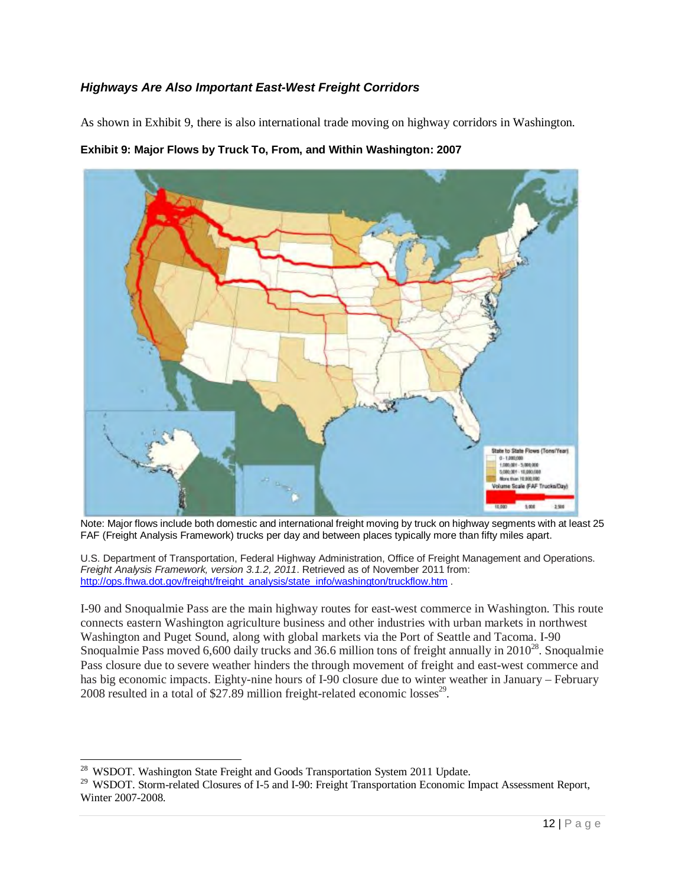### *Highways Are Also Important East-West Freight Corridors*

As shown in Exhibit 9, there is also international trade moving on highway corridors in Washington.

**Exhibit 9: Major Flows by Truck To, From, and Within Washington: 2007**

Note: Major flows include both domestic and international freight moving by truck on highway segments with at least 25 FAF (Freight Analysis Framework) trucks per day and between places typically more than fifty miles apart.

U.S. Department of Transportation, Federal Highway Administration, Office of Freight Management and Operations. *Freight Analysis Framework, version 3.1.2, 2011*. Retrieved as of November 2011 from: http://ops.fhwa.dot.gov/freight/freight_analysis/state_info/washington/truckflow.htm .

I-90 and Snoqualmie Pass are the main highway routes for east-west commerce in Washington. This route connects eastern Washington agriculture business and other industries with urban markets in northwest Washington and Puget Sound, along with global markets via the Port of Seattle and Tacoma. I-90 Snoqualmie Pass moved 6,600 daily trucks and 36.6 million tons of freight annually in 2010[28]. Snoqualmie Pass closure due to severe weather hinders the through movement of freight and east-west commerce and has big economic impacts. Eighty-nine hours of I-90 closure due to winter weather in January – February 2008 resulted in a total of $27.89 million freight-related economic losses[29].

---

[28] WSDOT. Washington State Freight and Goods Transportation System 2011 Update.

[29] WSDOT. Storm-related Closures of I-5 and I-90: Freight Transportation Economic Impact Assessment Report, Winter 2007-2008.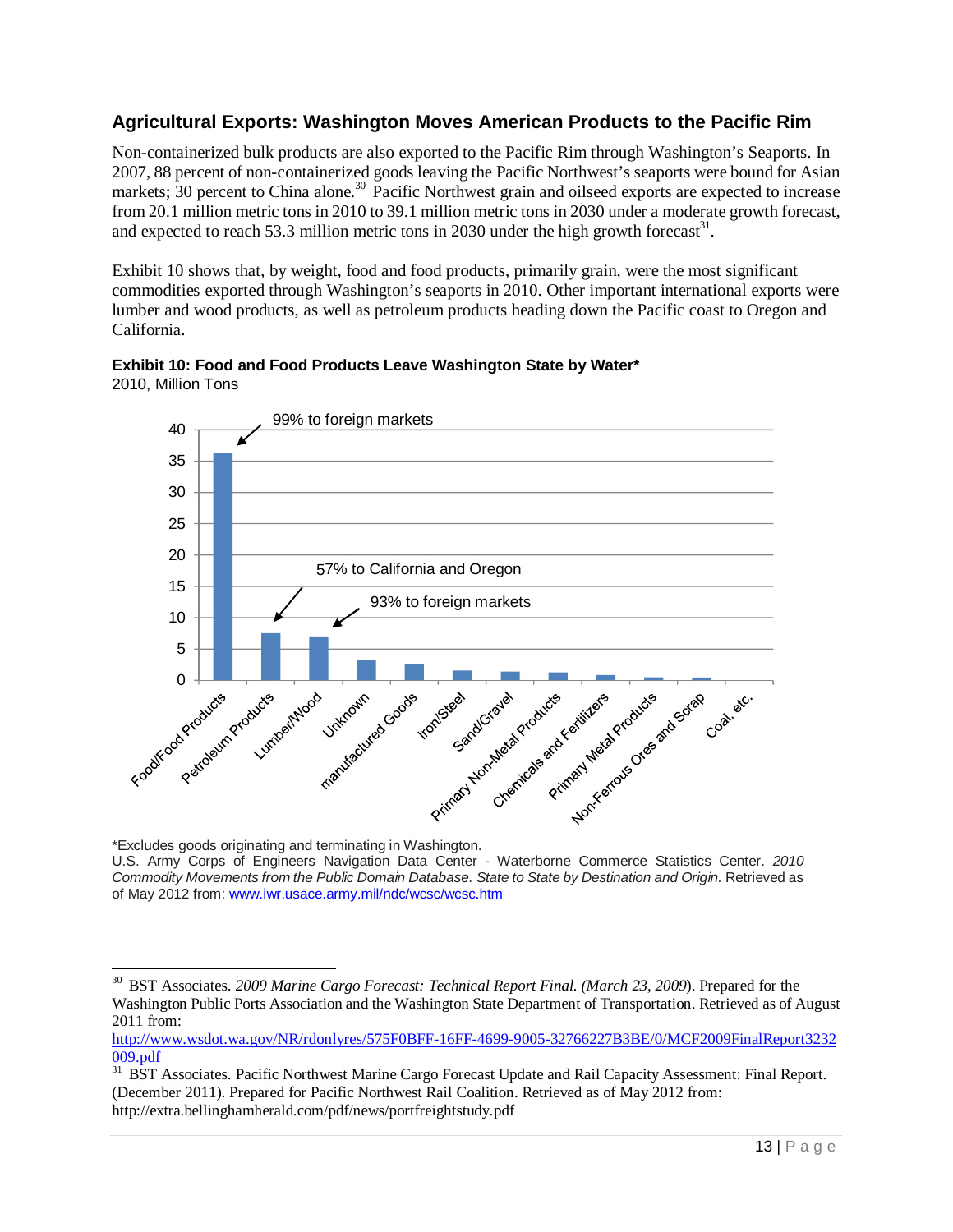## Agricultural Exports: Washington Moves American Products to the Pacific Rim

Non-containerized bulk products are also exported to the Pacific Rim through Washington's Seaports. In 2007, 88 percent of non-containerized goods leaving the Pacific Northwest's seaports were bound for Asian markets; 30 percent to China alone.[30] Pacific Northwest grain and oilseed exports are expected to increase from 20.1 million metric tons in 2010 to 39.1 million metric tons in 2030 under a moderate growth forecast, and expected to reach 53.3 million metric tons in 2030 under the high growth forecast[31].

Exhibit 10 shows that, by weight, food and food products, primarily grain, were the most significant commodities exported through Washington's seaports in 2010. Other important international exports were lumber and wood products, as well as petroleum products heading down the Pacific coast to Oregon and California.

**Exhibit 10: Food and Food Products Leave Washington State by Water***

2010, Million Tons

99% to foreign markets

57% to California and Oregon

93% to foreign markets

Food/Food Products, Petroleum Products, Lumber/Wood, Unknown, manufactured Goods, Iron/Steel, Sand/Gravel, Primary Non-Metal Products, Chemicals and Fertilizers, Primary Metal Products, Non-Ferrous Ores and Scrap, Coal, etc.

*Excludes goods originating and terminating in Washington.

U.S. Army Corps of Engineers Navigation Data Center - Waterborne Commerce Statistics Center. *2010 Commodity Movements from the Public Domain Database. State to State by Destination and Origin.* Retrieved as of May 2012 from: www.iwr.usace.army.mil/ndc/wcsc/wcsc.htm

---

[30] BST Associates. *2009 Marine Cargo Forecast: Technical Report Final. (March 23, 2009*). Prepared for the Washington Public Ports Association and the Washington State Department of Transportation. Retrieved as of August 2011 from: http://www.wsdot.wa.gov/NR/rdonlyres/575F0BFF-16FF-4699-9005-32766227B3BE/0/MCF2009FinalReport3232009.pdf

[31] BST Associates. Pacific Northwest Marine Cargo Forecast Update and Rail Capacity Assessment: Final Report. (December 2011). Prepared for Pacific Northwest Rail Coalition. Retrieved as of May 2012 from: http://extra.bellinghamherald.com/pdf/news/portfreightstudy.pdf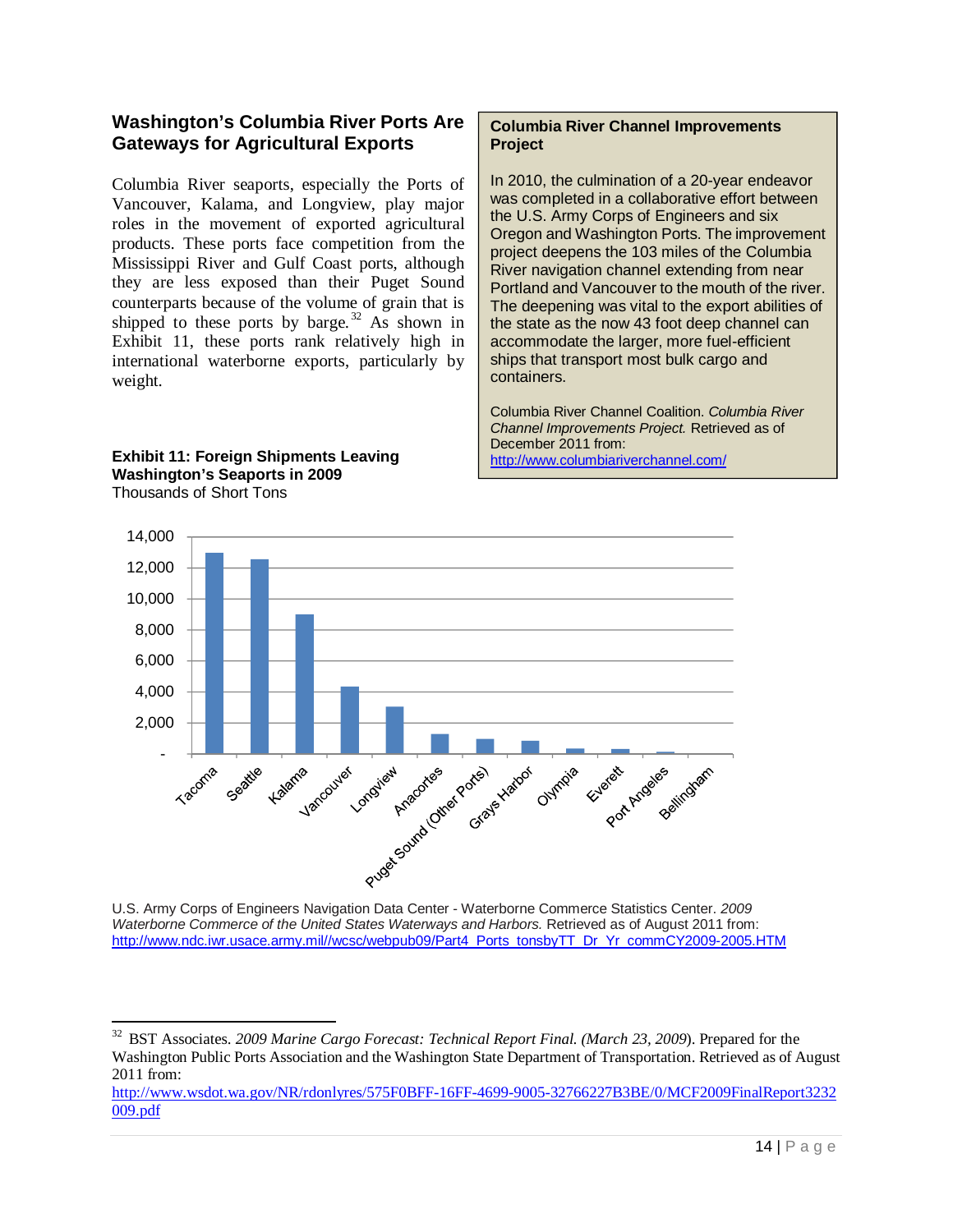## Washington's Columbia River Ports Are Gateways for Agricultural Exports

Columbia River seaports, especially the Ports of Vancouver, Kalama, and Longview, play major roles in the movement of exported agricultural products. These ports face competition from the Mississippi River and Gulf Coast ports, although they are less exposed than their Puget Sound counterparts because of the volume of grain that is shipped to these ports by barge.[32] As shown in Exhibit 11, these ports rank relatively high in international waterborne exports, particularly by weight.

> **Columbia River Channel Improvements Project**
>
> In 2010, the culmination of a 20-year endeavor was completed in a collaborative effort between the U.S. Army Corps of Engineers and six Oregon and Washington Ports. The improvement project deepens the 103 miles of the Columbia River navigation channel extending from near Portland and Vancouver to the mouth of the river. The deepening was vital to the export abilities of the state as the now 43 foot deep channel can accommodate the larger, more fuel-efficient ships that transport most bulk cargo and containers.
>
> Columbia River Channel Coalition. *Columbia River Channel Improvements Project.* Retrieved as of December 2011 from: http://www.columbiariverchannel.com/

**Exhibit 11: Foreign Shipments Leaving Washington's Seaports in 2009**
Thousands of Short Tons

| Port | Thousands of Short Tons (approx.) |
|---|---|
| Tacoma | 13,000 |
| Seattle | 12,600 |
| Kalama | 9,000 |
| Vancouver | 4,300 |
| Longview | 3,000 |
| Anacortes | 1,300 |
| Puget Sound (Other Ports) | 900 |
| Grays Harbor | 800 |
| Olympia | 300 |
| Everett | 300 |
| Port Angeles | 100 |
| Bellingham | - |

U.S. Army Corps of Engineers Navigation Data Center - Waterborne Commerce Statistics Center. *2009 Waterborne Commerce of the United States Waterways and Harbors.* Retrieved as of August 2011 from: http://www.ndc.iwr.usace.army.mil//wcsc/webpub09/Part4_Ports_tonsbyTT_Dr_Yr_commCY2009-2005.HTM

---

[32] BST Associates. *2009 Marine Cargo Forecast: Technical Report Final. (March 23, 2009*). Prepared for the Washington Public Ports Association and the Washington State Department of Transportation. Retrieved as of August 2011 from: http://www.wsdot.wa.gov/NR/rdonlyres/575F0BFF-16FF-4699-9005-32766227B3BE/0/MCF2009FinalReport3232009.pdf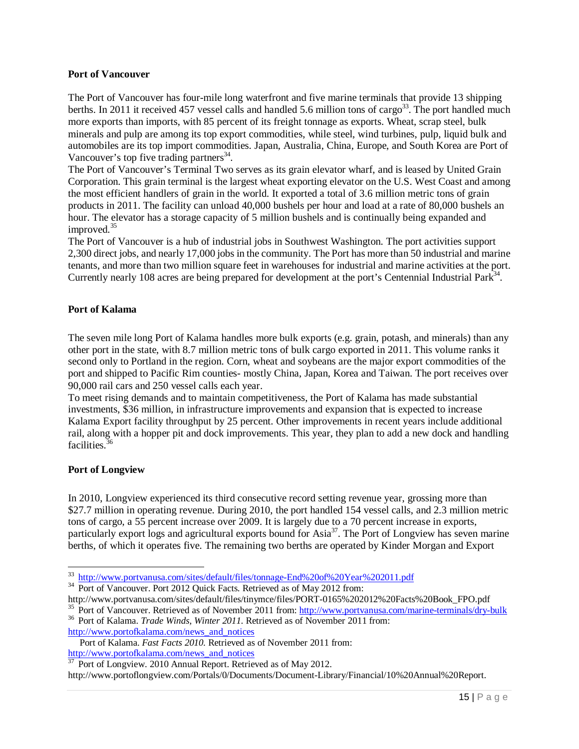**Port of Vancouver**

The Port of Vancouver has four-mile long waterfront and five marine terminals that provide 13 shipping berths. In 2011 it received 457 vessel calls and handled 5.6 million tons of cargo[33]. The port handled much more exports than imports, with 85 percent of its freight tonnage as exports. Wheat, scrap steel, bulk minerals and pulp are among its top export commodities, while steel, wind turbines, pulp, liquid bulk and automobiles are its top import commodities. Japan, Australia, China, Europe, and South Korea are Port of Vancouver's top five trading partners[34].

The Port of Vancouver's Terminal Two serves as its grain elevator wharf, and is leased by United Grain Corporation. This grain terminal is the largest wheat exporting elevator on the U.S. West Coast and among the most efficient handlers of grain in the world. It exported a total of 3.6 million metric tons of grain products in 2011. The facility can unload 40,000 bushels per hour and load at a rate of 80,000 bushels an hour. The elevator has a storage capacity of 5 million bushels and is continually being expanded and improved.[35]

The Port of Vancouver is a hub of industrial jobs in Southwest Washington. The port activities support 2,300 direct jobs, and nearly 17,000 jobs in the community. The Port has more than 50 industrial and marine tenants, and more than two million square feet in warehouses for industrial and marine activities at the port. Currently nearly 108 acres are being prepared for development at the port's Centennial Industrial Park[34].

**Port of Kalama**

The seven mile long Port of Kalama handles more bulk exports (e.g. grain, potash, and minerals) than any other port in the state, with 8.7 million metric tons of bulk cargo exported in 2011. This volume ranks it second only to Portland in the region. Corn, wheat and soybeans are the major export commodities of the port and shipped to Pacific Rim counties- mostly China, Japan, Korea and Taiwan. The port receives over 90,000 rail cars and 250 vessel calls each year.

To meet rising demands and to maintain competitiveness, the Port of Kalama has made substantial investments, $36 million, in infrastructure improvements and expansion that is expected to increase Kalama Export facility throughput by 25 percent. Other improvements in recent years include additional rail, along with a hopper pit and dock improvements. This year, they plan to add a new dock and handling facilities.[36]

**Port of Longview**

In 2010, Longview experienced its third consecutive record setting revenue year, grossing more than $27.7 million in operating revenue. During 2010, the port handled 154 vessel calls, and 2.3 million metric tons of cargo, a 55 percent increase over 2009. It is largely due to a 70 percent increase in exports, particularly export logs and agricultural exports bound for Asia[37]. The Port of Longview has seven marine berths, of which it operates five. The remaining two berths are operated by Kinder Morgan and Export

---

[33] http://www.portvanusa.com/sites/default/files/tonnage-End%20of%20Year%202011.pdf

[34] Port of Vancouver. Port 2012 Quick Facts. Retrieved as of May 2012 from: http://www.portvanusa.com/sites/default/files/tinymce/files/PORT-0165%202012%20Facts%20Book_FPO.pdf

[35] Port of Vancouver. Retrieved as of November 2011 from: http://www.portvanusa.com/marine-terminals/dry-bulk

[36] Port of Kalama. *Trade Winds, Winter 2011.* Retrieved as of November 2011 from: http://www.portofkalama.com/news_and_notices

Port of Kalama. *Fast Facts 2010.* Retrieved as of November 2011 from: http://www.portofkalama.com/news_and_notices

[37] Port of Longview. 2010 Annual Report. Retrieved as of May 2012. http://www.portoflongview.com/Portals/0/Documents/Document-Library/Financial/10%20Annual%20Report.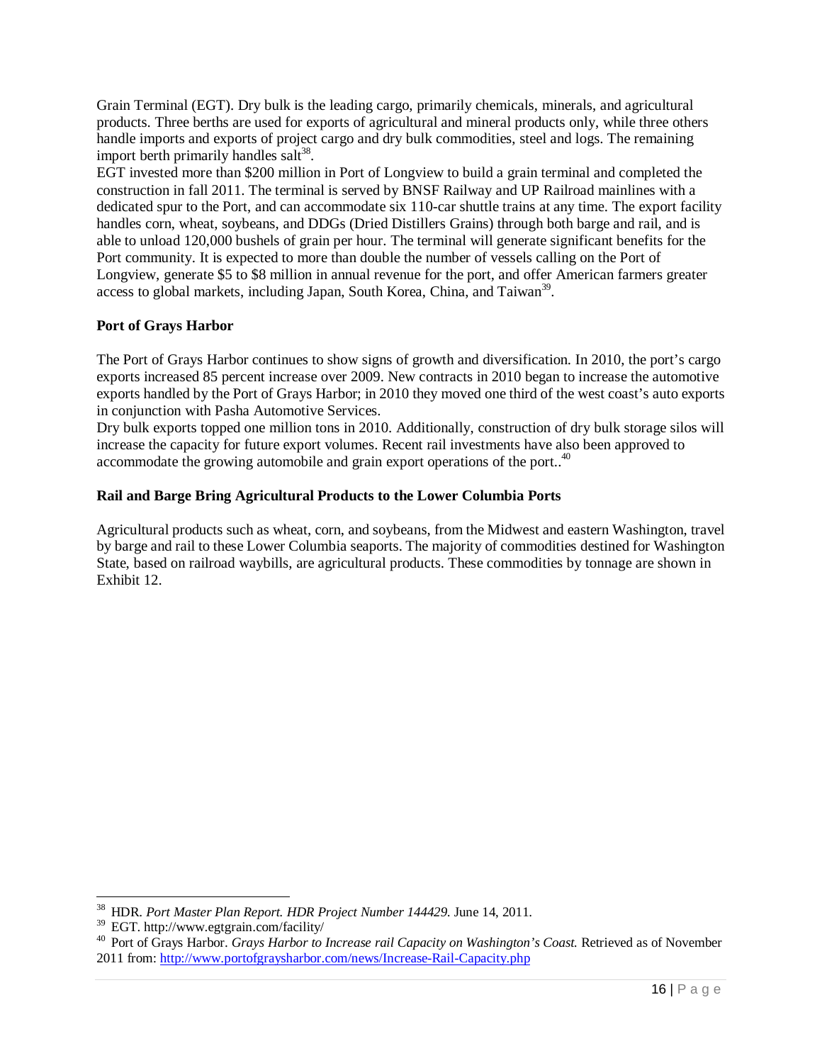Grain Terminal (EGT). Dry bulk is the leading cargo, primarily chemicals, minerals, and agricultural products. Three berths are used for exports of agricultural and mineral products only, while three others handle imports and exports of project cargo and dry bulk commodities, steel and logs. The remaining import berth primarily handles salt[38].

EGT invested more than $200 million in Port of Longview to build a grain terminal and completed the construction in fall 2011. The terminal is served by BNSF Railway and UP Railroad mainlines with a dedicated spur to the Port, and can accommodate six 110-car shuttle trains at any time. The export facility handles corn, wheat, soybeans, and DDGs (Dried Distillers Grains) through both barge and rail, and is able to unload 120,000 bushels of grain per hour. The terminal will generate significant benefits for the Port community. It is expected to more than double the number of vessels calling on the Port of Longview, generate $5 to $8 million in annual revenue for the port, and offer American farmers greater access to global markets, including Japan, South Korea, China, and Taiwan[39].

**Port of Grays Harbor**

The Port of Grays Harbor continues to show signs of growth and diversification. In 2010, the port's cargo exports increased 85 percent increase over 2009. New contracts in 2010 began to increase the automotive exports handled by the Port of Grays Harbor; in 2010 they moved one third of the west coast's auto exports in conjunction with Pasha Automotive Services.

Dry bulk exports topped one million tons in 2010. Additionally, construction of dry bulk storage silos will increase the capacity for future export volumes. Recent rail investments have also been approved to accommodate the growing automobile and grain export operations of the port..[40]

**Rail and Barge Bring Agricultural Products to the Lower Columbia Ports**

Agricultural products such as wheat, corn, and soybeans, from the Midwest and eastern Washington, travel by barge and rail to these Lower Columbia seaports. The majority of commodities destined for Washington State, based on railroad waybills, are agricultural products. These commodities by tonnage are shown in Exhibit 12.

---

[38] HDR. *Port Master Plan Report. HDR Project Number 144429.* June 14, 2011.

[39] EGT. http://www.egtgrain.com/facility/

[40] Port of Grays Harbor. *Grays Harbor to Increase rail Capacity on Washington's Coast.* Retrieved as of November 2011 from: http://www.portofgraysharbor.com/news/Increase-Rail-Capacity.php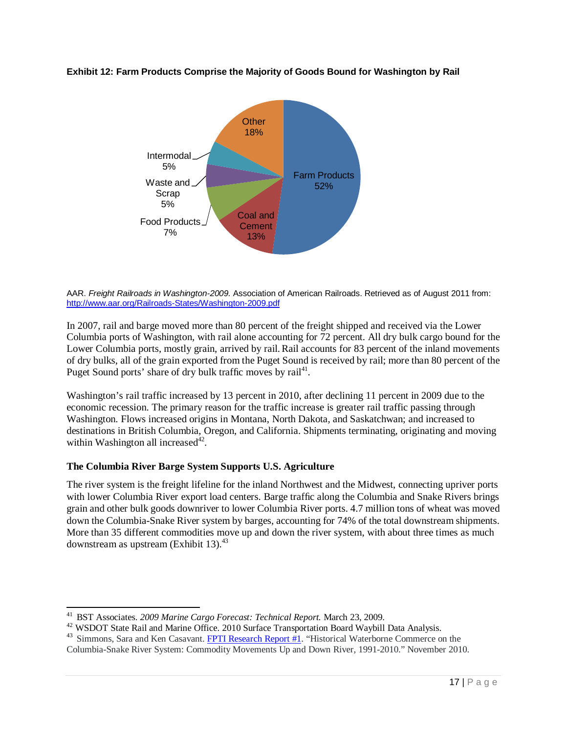**Exhibit 12: Farm Products Comprise the Majority of Goods Bound for Washington by Rail**

| Category | Share |
| --- | --- |
| Farm Products | 52% |
| Coal and Cement | 13% |
| Food Products | 7% |
| Waste and Scrap | 5% |
| Intermodal | 5% |
| Other | 18% |

AAR. *Freight Railroads in Washington-2009.* Association of American Railroads. Retrieved as of August 2011 from: http://www.aar.org/Railroads-States/Washington-2009.pdf

In 2007, rail and barge moved more than 80 percent of the freight shipped and received via the Lower Columbia ports of Washington, with rail alone accounting for 72 percent. All dry bulk cargo bound for the Lower Columbia ports, mostly grain, arrived by rail. Rail accounts for 83 percent of the inland movements of dry bulks, all of the grain exported from the Puget Sound is received by rail; more than 80 percent of the Puget Sound ports' share of dry bulk traffic moves by rail[41].

Washington's rail traffic increased by 13 percent in 2010, after declining 11 percent in 2009 due to the economic recession. The primary reason for the traffic increase is greater rail traffic passing through Washington. Flows increased origins in Montana, North Dakota, and Saskatchewan; and increased to destinations in British Columbia, Oregon, and California. Shipments terminating, originating and moving within Washington all increased[42].

### The Columbia River Barge System Supports U.S. Agriculture

The river system is the freight lifeline for the inland Northwest and the Midwest, connecting upriver ports with lower Columbia River export load centers. Barge traffic along the Columbia and Snake Rivers brings grain and other bulk goods downriver to lower Columbia River ports. 4.7 million tons of wheat was moved down the Columbia-Snake River system by barges, accounting for 74% of the total downstream shipments. More than 35 different commodities move up and down the river system, with about three times as much downstream as upstream (Exhibit 13).[43]

---

[41] BST Associates. *2009 Marine Cargo Forecast: Technical Report.* March 23, 2009.

[42] WSDOT State Rail and Marine Office. 2010 Surface Transportation Board Waybill Data Analysis.

[43] Simmons, Sara and Ken Casavant. FPTI Research Report #1. "Historical Waterborne Commerce on the Columbia-Snake River System: Commodity Movements Up and Down River, 1991-2010." November 2010.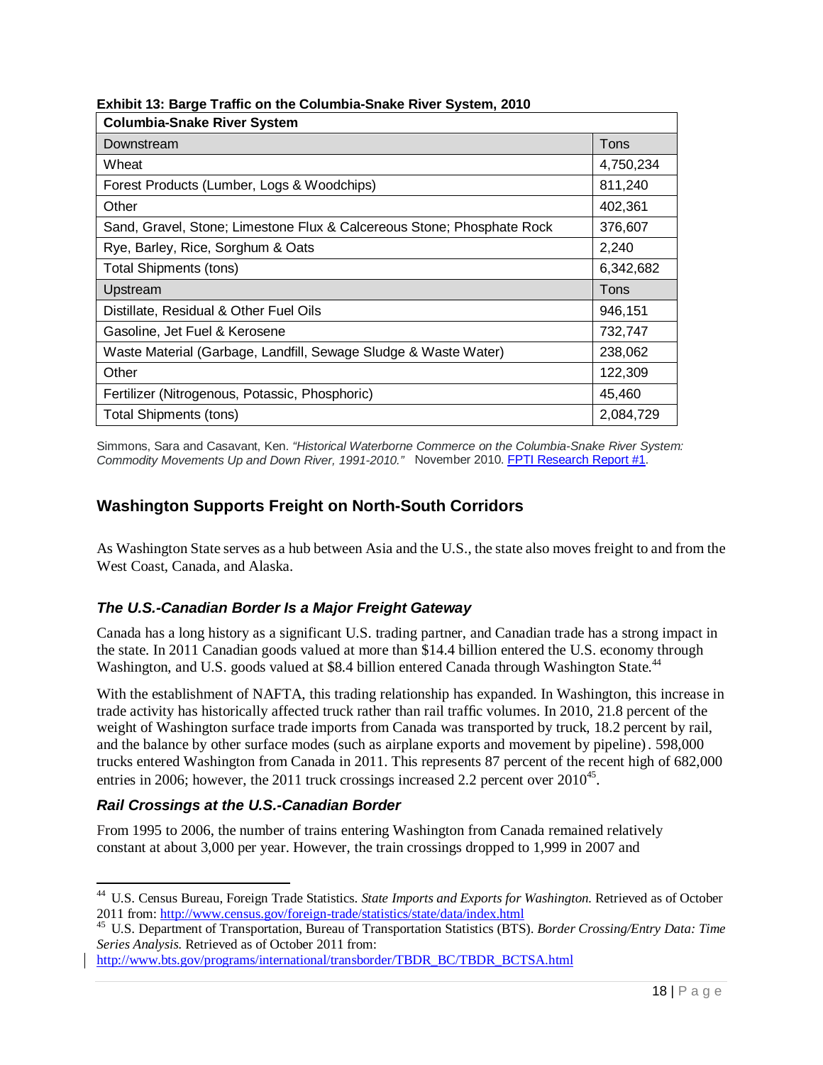**Exhibit 13: Barge Traffic on the Columbia-Snake River System, 2010**

| **Columbia-Snake River System** | |
|---|---|
| Downstream | Tons |
| Wheat | 4,750,234 |
| Forest Products (Lumber, Logs & Woodchips) | 811,240 |
| Other | 402,361 |
| Sand, Gravel, Stone; Limestone Flux & Calcereous Stone; Phosphate Rock | 376,607 |
| Rye, Barley, Rice, Sorghum & Oats | 2,240 |
| Total Shipments (tons) | 6,342,682 |
| Upstream | Tons |
| Distillate, Residual & Other Fuel Oils | 946,151 |
| Gasoline, Jet Fuel & Kerosene | 732,747 |
| Waste Material (Garbage, Landfill, Sewage Sludge & Waste Water) | 238,062 |
| Other | 122,309 |
| Fertilizer (Nitrogenous, Potassic, Phosphoric) | 45,460 |
| Total Shipments (tons) | 2,084,729 |

Simmons, Sara and Casavant, Ken. *"Historical Waterborne Commerce on the Columbia-Snake River System: Commodity Movements Up and Down River, 1991-2010."* November 2010. FPTI Research Report #1.

## Washington Supports Freight on North-South Corridors

As Washington State serves as a hub between Asia and the U.S., the state also moves freight to and from the West Coast, Canada, and Alaska.

### *The U.S.-Canadian Border Is a Major Freight Gateway*

Canada has a long history as a significant U.S. trading partner, and Canadian trade has a strong impact in the state. In 2011 Canadian goods valued at more than $14.4 billion entered the U.S. economy through Washington, and U.S. goods valued at $8.4 billion entered Canada through Washington State.[44]

With the establishment of NAFTA, this trading relationship has expanded. In Washington, this increase in trade activity has historically affected truck rather than rail traffic volumes. In 2010, 21.8 percent of the weight of Washington surface trade imports from Canada was transported by truck, 18.2 percent by rail, and the balance by other surface modes (such as airplane exports and movement by pipeline). 598,000 trucks entered Washington from Canada in 2011. This represents 87 percent of the recent high of 682,000 entries in 2006; however, the 2011 truck crossings increased 2.2 percent over 2010[45].

### *Rail Crossings at the U.S.-Canadian Border*

From 1995 to 2006, the number of trains entering Washington from Canada remained relatively constant at about 3,000 per year. However, the train crossings dropped to 1,999 in 2007 and

---

[44] U.S. Census Bureau, Foreign Trade Statistics. *State Imports and Exports for Washington.* Retrieved as of October 2011 from: http://www.census.gov/foreign-trade/statistics/state/data/index.html

[45] U.S. Department of Transportation, Bureau of Transportation Statistics (BTS). *Border Crossing/Entry Data: Time Series Analysis.* Retrieved as of October 2011 from: http://www.bts.gov/programs/international/transborder/TBDR_BC/TBDR_BCTSA.html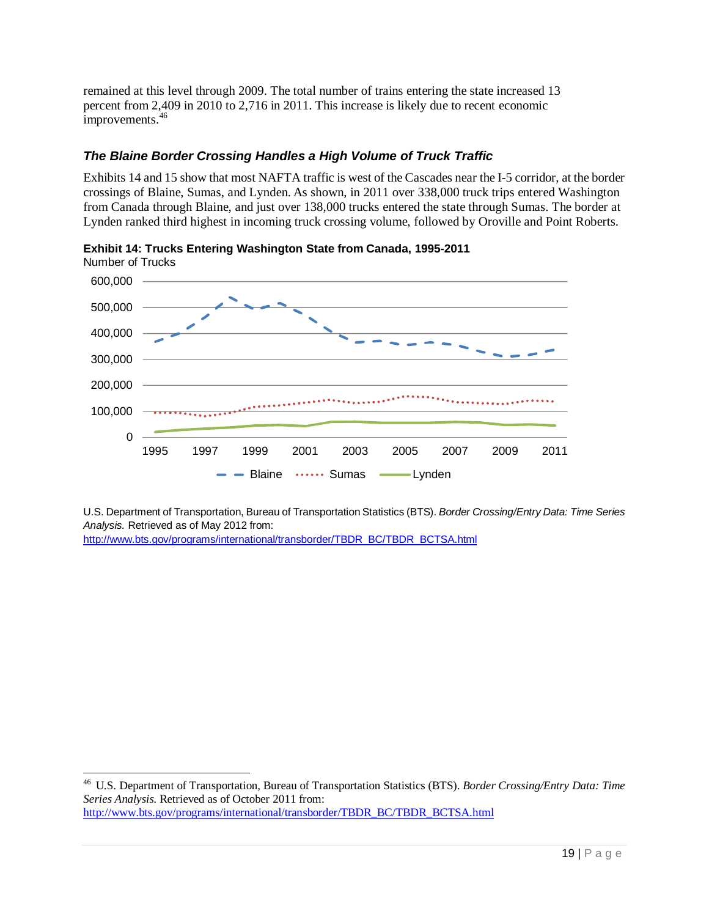remained at this level through 2009. The total number of trains entering the state increased 13 percent from 2,409 in 2010 to 2,716 in 2011. This increase is likely due to recent economic improvements.[46]

### *The Blaine Border Crossing Handles a High Volume of Truck Traffic*

Exhibits 14 and 15 show that most NAFTA traffic is west of the Cascades near the I-5 corridor, at the border crossings of Blaine, Sumas, and Lynden. As shown, in 2011 over 338,000 truck trips entered Washington from Canada through Blaine, and just over 138,000 trucks entered the state through Sumas. The border at Lynden ranked third highest in incoming truck crossing volume, followed by Oroville and Point Roberts.

**Exhibit 14: Trucks Entering Washington State from Canada, 1995-2011**

Number of Trucks

U.S. Department of Transportation, Bureau of Transportation Statistics (BTS). *Border Crossing/Entry Data: Time Series Analysis.* Retrieved as of May 2012 from: http://www.bts.gov/programs/international/transborder/TBDR_BC/TBDR_BCTSA.html

---

[46] U.S. Department of Transportation, Bureau of Transportation Statistics (BTS). *Border Crossing/Entry Data: Time Series Analysis.* Retrieved as of October 2011 from: http://www.bts.gov/programs/international/transborder/TBDR_BC/TBDR_BCTSA.html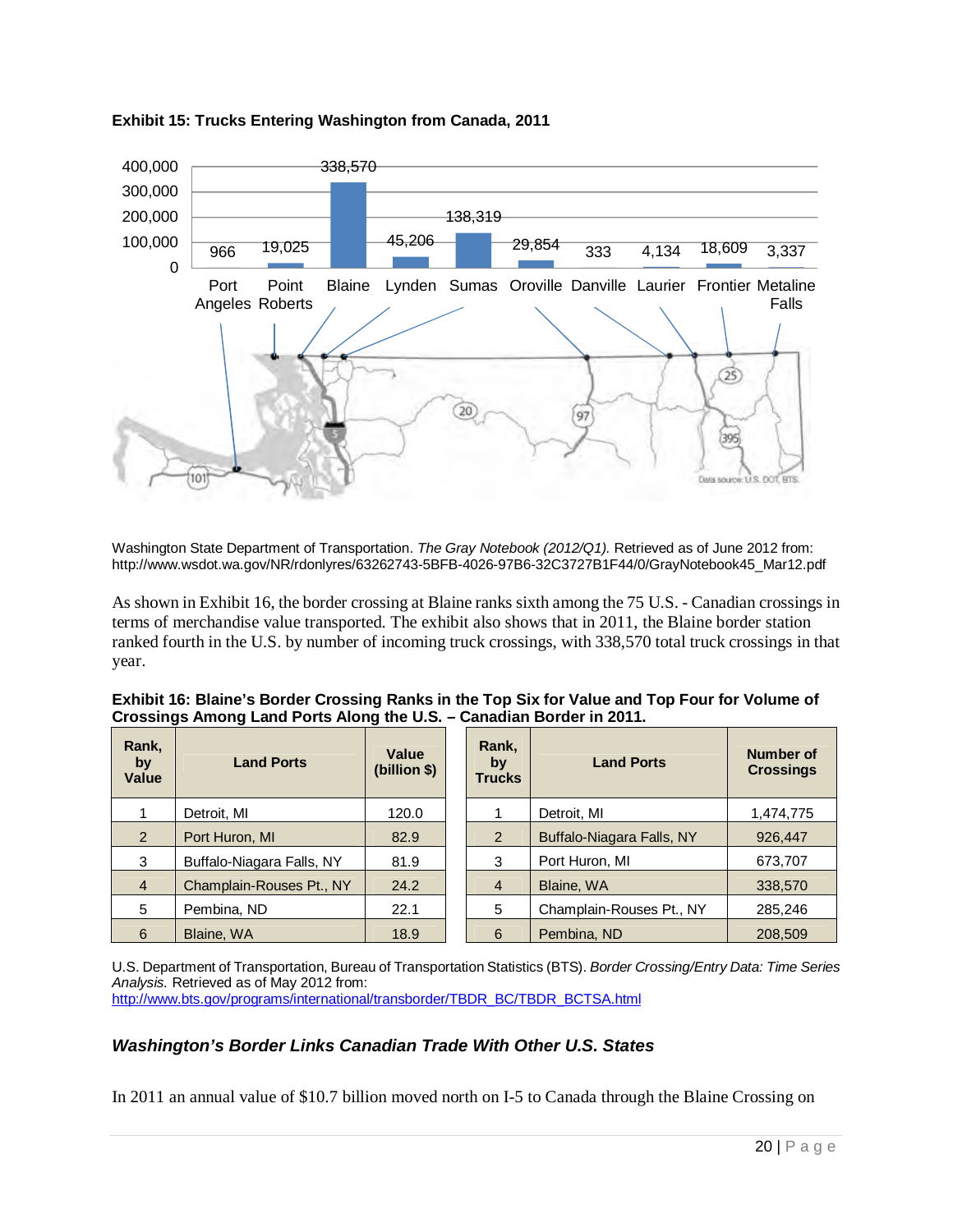**Exhibit 15: Trucks Entering Washington from Canada, 2011**

| Port | Trucks |
|---|---|
| Port Angeles | 966 |
| Point Roberts | 19,025 |
| Blaine | 338,570 |
| Lynden | 45,206 |
| Sumas | 138,319 |
| Oroville | 29,854 |
| Danville | 333 |
| Laurier | 4,134 |
| Frontier | 18,609 |
| Metaline Falls | 3,337 |

Data source: U.S. DOT BTS.

Washington State Department of Transportation. *The Gray Notebook (2012/Q1).* Retrieved as of June 2012 from: http://www.wsdot.wa.gov/NR/rdonlyres/63262743-5BFB-4026-97B6-32C3727B1F44/0/GrayNotebook45_Mar12.pdf

As shown in Exhibit 16, the border crossing at Blaine ranks sixth among the 75 U.S. - Canadian crossings in terms of merchandise value transported. The exhibit also shows that in 2011, the Blaine border station ranked fourth in the U.S. by number of incoming truck crossings, with 338,570 total truck crossings in that year.

**Exhibit 16: Blaine's Border Crossing Ranks in the Top Six for Value and Top Four for Volume of Crossings Among Land Ports Along the U.S. – Canadian Border in 2011.**

| Rank, by Value | Land Ports | Value (billion $) |
|---|---|---|
| 1 | Detroit, MI | 120.0 |
| 2 | Port Huron, MI | 82.9 |
| 3 | Buffalo-Niagara Falls, NY | 81.9 |
| 4 | Champlain-Rouses Pt., NY | 24.2 |
| 5 | Pembina, ND | 22.1 |
| 6 | Blaine, WA | 18.9 |

| Rank, by Trucks | Land Ports | Number of Crossings |
|---|---|---|
| 1 | Detroit, MI | 1,474,775 |
| 2 | Buffalo-Niagara Falls, NY | 926,447 |
| 3 | Port Huron, MI | 673,707 |
| 4 | Blaine, WA | 338,570 |
| 5 | Champlain-Rouses Pt., NY | 285,246 |
| 6 | Pembina, ND | 208,509 |

U.S. Department of Transportation, Bureau of Transportation Statistics (BTS). *Border Crossing/Entry Data: Time Series Analysis.* Retrieved as of May 2012 from: http://www.bts.gov/programs/international/transborder/TBDR_BC/TBDR_BCTSA.html

### *Washington's Border Links Canadian Trade With Other U.S. States*

In 2011 an annual value of $10.7 billion moved north on I-5 to Canada through the Blaine Crossing on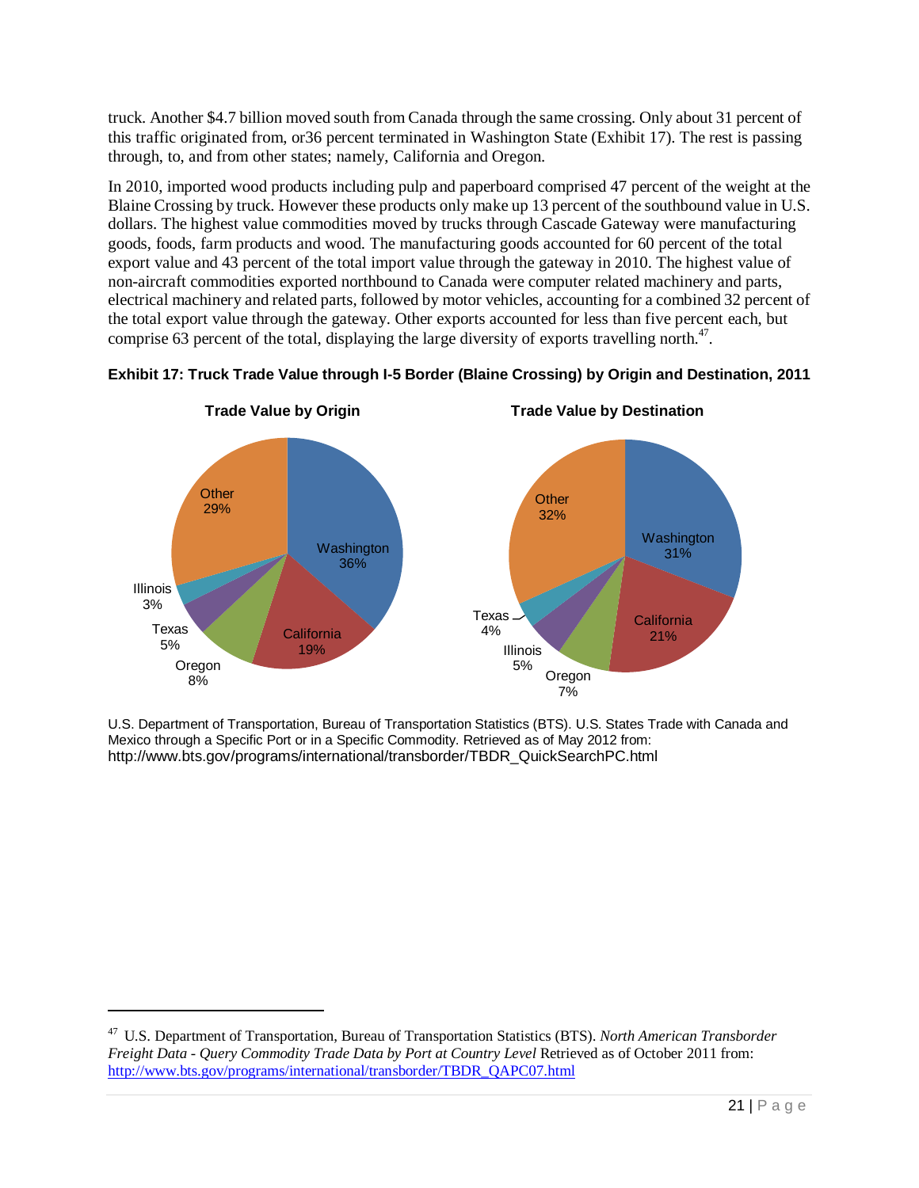truck. Another $4.7 billion moved south from Canada through the same crossing. Only about 31 percent of this traffic originated from, or36 percent terminated in Washington State (Exhibit 17). The rest is passing through, to, and from other states; namely, California and Oregon.

In 2010, imported wood products including pulp and paperboard comprised 47 percent of the weight at the Blaine Crossing by truck. However these products only make up 13 percent of the southbound value in U.S. dollars. The highest value commodities moved by trucks through Cascade Gateway were manufacturing goods, foods, farm products and wood. The manufacturing goods accounted for 60 percent of the total export value and 43 percent of the total import value through the gateway in 2010. The highest value of non-aircraft commodities exported northbound to Canada were computer related machinery and parts, electrical machinery and related parts, followed by motor vehicles, accounting for a combined 32 percent of the total export value through the gateway. Other exports accounted for less than five percent each, but comprise 63 percent of the total, displaying the large diversity of exports travelling north.[47].

**Exhibit 17: Truck Trade Value through I-5 Border (Blaine Crossing) by Origin and Destination, 2011**

**Trade Value by Origin**

| Origin | Share |
|---|---|
| Washington | 36% |
| California | 19% |
| Oregon | 8% |
| Texas | 5% |
| Illinois | 3% |
| Other | 29% |

**Trade Value by Destination**

| Destination | Share |
|---|---|
| Washington | 31% |
| California | 21% |
| Oregon | 7% |
| Illinois | 5% |
| Texas | 4% |
| Other | 32% |

U.S. Department of Transportation, Bureau of Transportation Statistics (BTS). U.S. States Trade with Canada and Mexico through a Specific Port or in a Specific Commodity. Retrieved as of May 2012 from: http://www.bts.gov/programs/international/transborder/TBDR_QuickSearchPC.html

[47] U.S. Department of Transportation, Bureau of Transportation Statistics (BTS). *North American Transborder Freight Data - Query Commodity Trade Data by Port at Country Level* Retrieved as of October 2011 from: http://www.bts.gov/programs/international/transborder/TBDR_QAPC07.html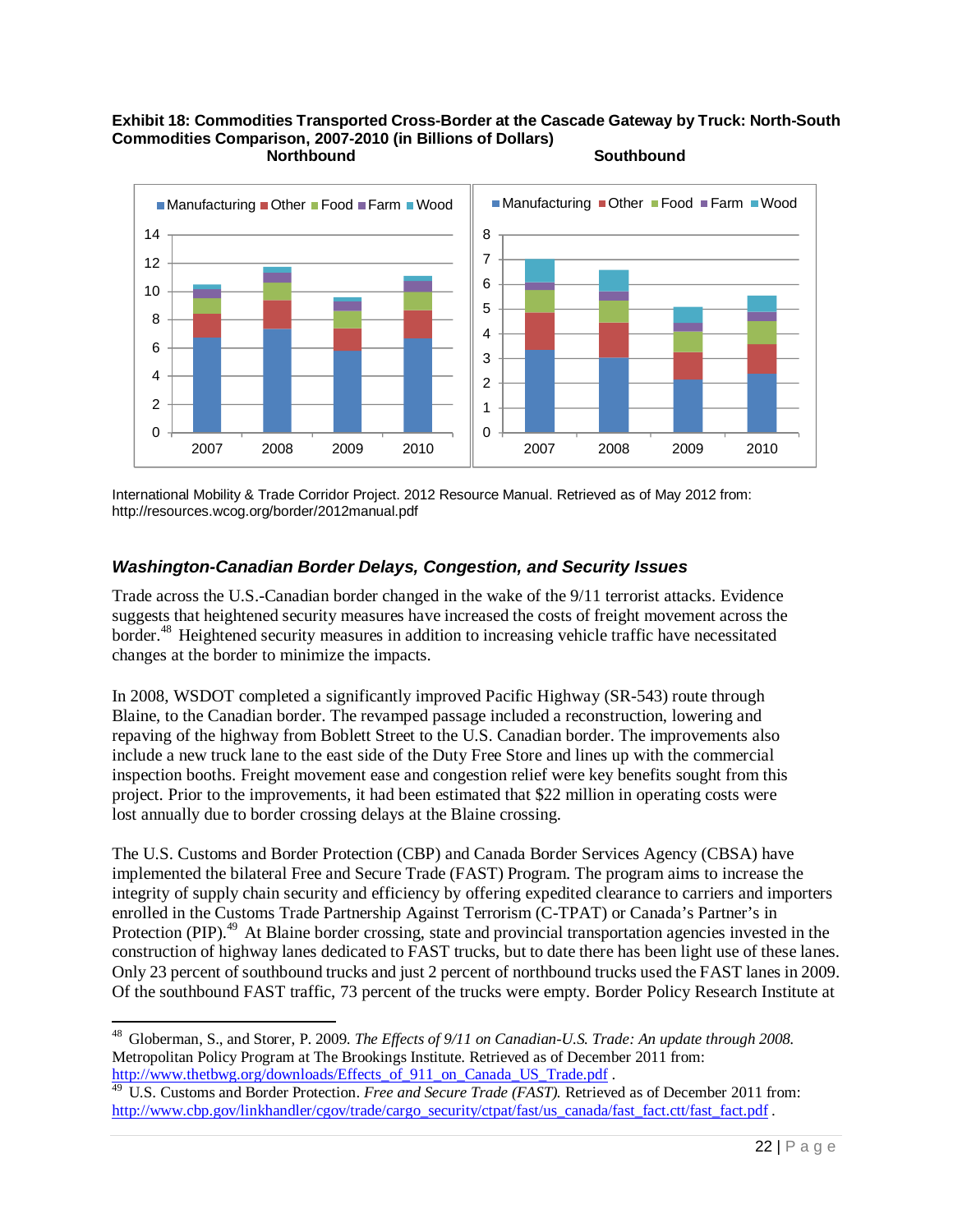**Exhibit 18: Commodities Transported Cross-Border at the Cascade Gateway by Truck: North-South Commodities Comparison, 2007-2010 (in Billions of Dollars)**

International Mobility & Trade Corridor Project. 2012 Resource Manual. Retrieved as of May 2012 from: http://resources.wcog.org/border/2012manual.pdf

### *Washington-Canadian Border Delays, Congestion, and Security Issues*

Trade across the U.S.-Canadian border changed in the wake of the 9/11 terrorist attacks. Evidence suggests that heightened security measures have increased the costs of freight movement across the border.[48] Heightened security measures in addition to increasing vehicle traffic have necessitated changes at the border to minimize the impacts.

In 2008, WSDOT completed a significantly improved Pacific Highway (SR-543) route through Blaine, to the Canadian border. The revamped passage included a reconstruction, lowering and repaving of the highway from Boblett Street to the U.S. Canadian border. The improvements also include a new truck lane to the east side of the Duty Free Store and lines up with the commercial inspection booths. Freight movement ease and congestion relief were key benefits sought from this project. Prior to the improvements, it had been estimated that $22 million in operating costs were lost annually due to border crossing delays at the Blaine crossing.

The U.S. Customs and Border Protection (CBP) and Canada Border Services Agency (CBSA) have implemented the bilateral Free and Secure Trade (FAST) Program. The program aims to increase the integrity of supply chain security and efficiency by offering expedited clearance to carriers and importers enrolled in the Customs Trade Partnership Against Terrorism (C-TPAT) or Canada's Partner's in Protection (PIP).[49] At Blaine border crossing, state and provincial transportation agencies invested in the construction of highway lanes dedicated to FAST trucks, but to date there has been light use of these lanes. Only 23 percent of southbound trucks and just 2 percent of northbound trucks used the FAST lanes in 2009. Of the southbound FAST traffic, 73 percent of the trucks were empty. Border Policy Research Institute at

---

[48] Globerman, S., and Storer, P. 2009. *The Effects of 9/11 on Canadian-U.S. Trade: An update through 2008.* Metropolitan Policy Program at The Brookings Institute. Retrieved as of December 2011 from: http://www.thetbwg.org/downloads/Effects_of_911_on_Canada_US_Trade.pdf .

[49] U.S. Customs and Border Protection. *Free and Secure Trade (FAST).* Retrieved as of December 2011 from: http://www.cbp.gov/linkhandler/cgov/trade/cargo_security/ctpat/fast/us_canada/fast_fact.ctt/fast_fact.pdf .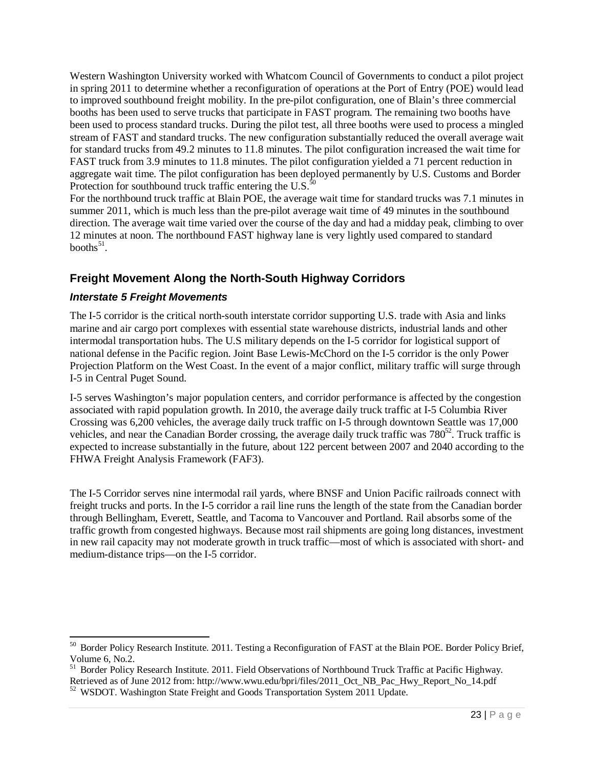Western Washington University worked with Whatcom Council of Governments to conduct a pilot project in spring 2011 to determine whether a reconfiguration of operations at the Port of Entry (POE) would lead to improved southbound freight mobility. In the pre-pilot configuration, one of Blain's three commercial booths has been used to serve trucks that participate in FAST program. The remaining two booths have been used to process standard trucks. During the pilot test, all three booths were used to process a mingled stream of FAST and standard trucks. The new configuration substantially reduced the overall average wait for standard trucks from 49.2 minutes to 11.8 minutes. The pilot configuration increased the wait time for FAST truck from 3.9 minutes to 11.8 minutes. The pilot configuration yielded a 71 percent reduction in aggregate wait time. The pilot configuration has been deployed permanently by U.S. Customs and Border Protection for southbound truck traffic entering the U.S.[50]

For the northbound truck traffic at Blain POE, the average wait time for standard trucks was 7.1 minutes in summer 2011, which is much less than the pre-pilot average wait time of 49 minutes in the southbound direction. The average wait time varied over the course of the day and had a midday peak, climbing to over 12 minutes at noon. The northbound FAST highway lane is very lightly used compared to standard booths[51].

## Freight Movement Along the North-South Highway Corridors

### *Interstate 5 Freight Movements*

The I-5 corridor is the critical north-south interstate corridor supporting U.S. trade with Asia and links marine and air cargo port complexes with essential state warehouse districts, industrial lands and other intermodal transportation hubs. The U.S military depends on the I-5 corridor for logistical support of national defense in the Pacific region. Joint Base Lewis-McChord on the I-5 corridor is the only Power Projection Platform on the West Coast. In the event of a major conflict, military traffic will surge through I-5 in Central Puget Sound.

I-5 serves Washington's major population centers, and corridor performance is affected by the congestion associated with rapid population growth. In 2010, the average daily truck traffic at I-5 Columbia River Crossing was 6,200 vehicles, the average daily truck traffic on I-5 through downtown Seattle was 17,000 vehicles, and near the Canadian Border crossing, the average daily truck traffic was 780[52]. Truck traffic is expected to increase substantially in the future, about 122 percent between 2007 and 2040 according to the FHWA Freight Analysis Framework (FAF3).

The I-5 Corridor serves nine intermodal rail yards, where BNSF and Union Pacific railroads connect with freight trucks and ports. In the I-5 corridor a rail line runs the length of the state from the Canadian border through Bellingham, Everett, Seattle, and Tacoma to Vancouver and Portland. Rail absorbs some of the traffic growth from congested highways. Because most rail shipments are going long distances, investment in new rail capacity may not moderate growth in truck traffic—most of which is associated with short- and medium-distance trips—on the I-5 corridor.

---

[50] Border Policy Research Institute. 2011. Testing a Reconfiguration of FAST at the Blain POE. Border Policy Brief, Volume 6, No.2.

[51] Border Policy Research Institute. 2011. Field Observations of Northbound Truck Traffic at Pacific Highway. Retrieved as of June 2012 from: http://www.wwu.edu/bpri/files/2011_Oct_NB_Pac_Hwy_Report_No_14.pdf

[52] WSDOT. Washington State Freight and Goods Transportation System 2011 Update.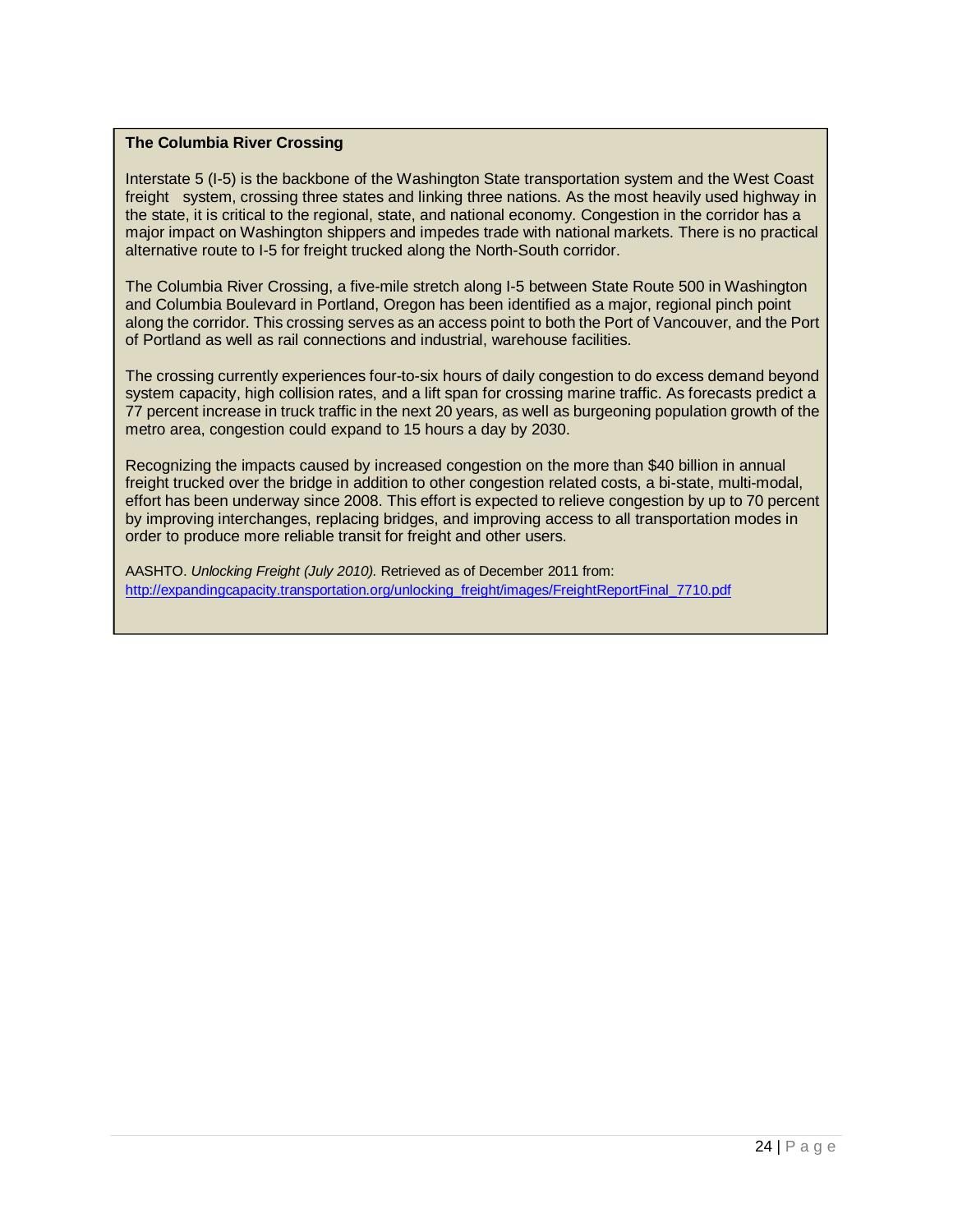**The Columbia River Crossing**

Interstate 5 (I-5) is the backbone of the Washington State transportation system and the West Coast freight system, crossing three states and linking three nations. As the most heavily used highway in the state, it is critical to the regional, state, and national economy. Congestion in the corridor has a major impact on Washington shippers and impedes trade with national markets. There is no practical alternative route to I-5 for freight trucked along the North-South corridor.

The Columbia River Crossing, a five-mile stretch along I-5 between State Route 500 in Washington and Columbia Boulevard in Portland, Oregon has been identified as a major, regional pinch point along the corridor. This crossing serves as an access point to both the Port of Vancouver, and the Port of Portland as well as rail connections and industrial, warehouse facilities.

The crossing currently experiences four-to-six hours of daily congestion to do excess demand beyond system capacity, high collision rates, and a lift span for crossing marine traffic. As forecasts predict a 77 percent increase in truck traffic in the next 20 years, as well as burgeoning population growth of the metro area, congestion could expand to 15 hours a day by 2030.

Recognizing the impacts caused by increased congestion on the more than $40 billion in annual freight trucked over the bridge in addition to other congestion related costs, a bi-state, multi-modal, effort has been underway since 2008. This effort is expected to relieve congestion by up to 70 percent by improving interchanges, replacing bridges, and improving access to all transportation modes in order to produce more reliable transit for freight and other users.

AASHTO. *Unlocking Freight (July 2010).* Retrieved as of December 2011 from: http://expandingcapacity.transportation.org/unlocking_freight/images/FreightReportFinal_7710.pdf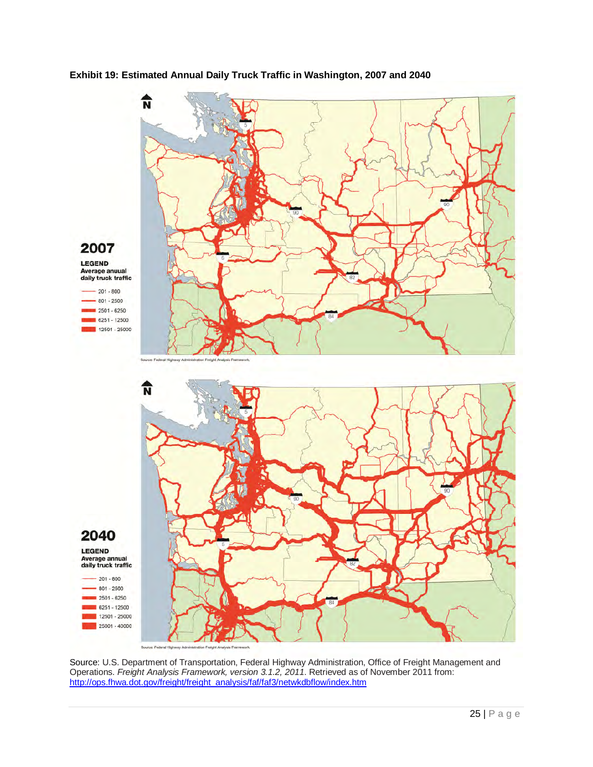**Exhibit 19: Estimated Annual Daily Truck Traffic in Washington, 2007 and 2040**

**2007**

**LEGEND**
**Average anuual daily truck traffic**

- 201 - 800
- 801 - 2500
- 2501 - 6250
- 6251 - 12500
- 12501 - 25000

Source: Federal Highway Administration Freight Analysis Framework.

**2040**

**LEGEND**
**Average annual daily truck traffic**

- 201 - 800
- 801 - 2500
- 2501 - 6250
- 6251 - 12500
- 12501 - 25000
- 25001 - 40000

Source: Federal Highway Administration Freight Analysis Framework.

Source: U.S. Department of Transportation, Federal Highway Administration, Office of Freight Management and Operations. *Freight Analysis Framework, version 3.1.2, 2011*. Retrieved as of November 2011 from: http://ops.fhwa.dot.gov/freight/freight_analysis/faf/faf3/netwkdbflow/index.htm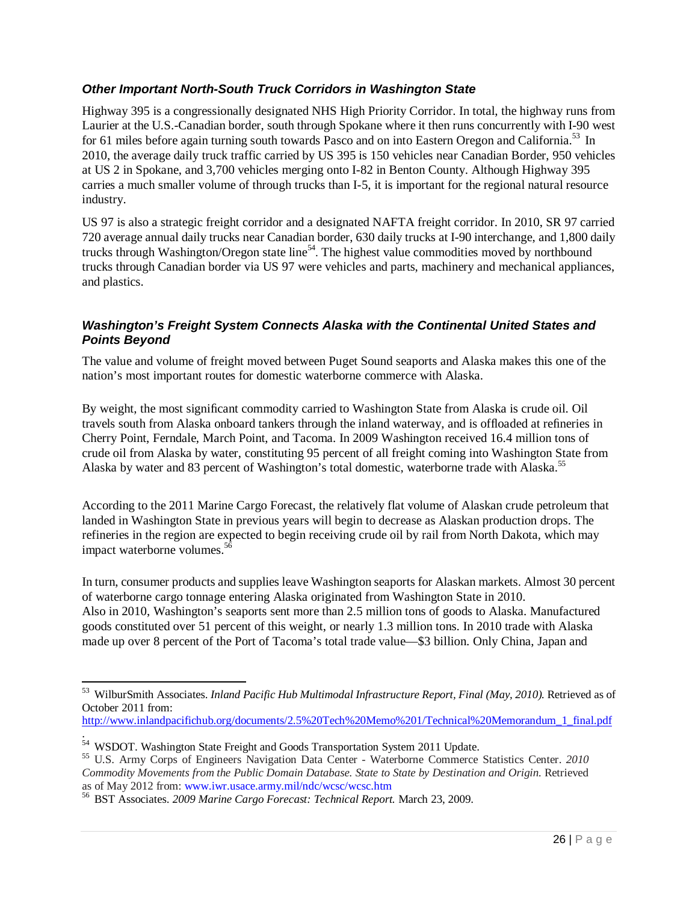### *Other Important North-South Truck Corridors in Washington State*

Highway 395 is a congressionally designated NHS High Priority Corridor. In total, the highway runs from Laurier at the U.S.-Canadian border, south through Spokane where it then runs concurrently with I-90 west for 61 miles before again turning south towards Pasco and on into Eastern Oregon and California.[53] In 2010, the average daily truck traffic carried by US 395 is 150 vehicles near Canadian Border, 950 vehicles at US 2 in Spokane, and 3,700 vehicles merging onto I-82 in Benton County. Although Highway 395 carries a much smaller volume of through trucks than I-5, it is important for the regional natural resource industry.

US 97 is also a strategic freight corridor and a designated NAFTA freight corridor. In 2010, SR 97 carried 720 average annual daily trucks near Canadian border, 630 daily trucks at I-90 interchange, and 1,800 daily trucks through Washington/Oregon state line[54]. The highest value commodities moved by northbound trucks through Canadian border via US 97 were vehicles and parts, machinery and mechanical appliances, and plastics.

### *Washington's Freight System Connects Alaska with the Continental United States and Points Beyond*

The value and volume of freight moved between Puget Sound seaports and Alaska makes this one of the nation's most important routes for domestic waterborne commerce with Alaska.

By weight, the most significant commodity carried to Washington State from Alaska is crude oil. Oil travels south from Alaska onboard tankers through the inland waterway, and is offloaded at refineries in Cherry Point, Ferndale, March Point, and Tacoma. In 2009 Washington received 16.4 million tons of crude oil from Alaska by water, constituting 95 percent of all freight coming into Washington State from Alaska by water and 83 percent of Washington's total domestic, waterborne trade with Alaska.[55]

According to the 2011 Marine Cargo Forecast, the relatively flat volume of Alaskan crude petroleum that landed in Washington State in previous years will begin to decrease as Alaskan production drops. The refineries in the region are expected to begin receiving crude oil by rail from North Dakota, which may impact waterborne volumes.[56]

In turn, consumer products and supplies leave Washington seaports for Alaskan markets. Almost 30 percent of waterborne cargo tonnage entering Alaska originated from Washington State in 2010.
Also in 2010, Washington's seaports sent more than 2.5 million tons of goods to Alaska. Manufactured goods constituted over 51 percent of this weight, or nearly 1.3 million tons. In 2010 trade with Alaska made up over 8 percent of the Port of Tacoma's total trade value—$3 billion. Only China, Japan and

---

[53] WilburSmith Associates. *Inland Pacific Hub Multimodal Infrastructure Report, Final (May, 2010).* Retrieved as of October 2011 from: http://www.inlandpacifichub.org/documents/2.5%20Tech%20Memo%201/Technical%20Memorandum_1_final.pdf.

[54] WSDOT. Washington State Freight and Goods Transportation System 2011 Update.

[55] U.S. Army Corps of Engineers Navigation Data Center - Waterborne Commerce Statistics Center. *2010 Commodity Movements from the Public Domain Database. State to State by Destination and Origin.* Retrieved as of May 2012 from: www.iwr.usace.army.mil/ndc/wcsc/wcsc.htm

[56] BST Associates. *2009 Marine Cargo Forecast: Technical Report.* March 23, 2009.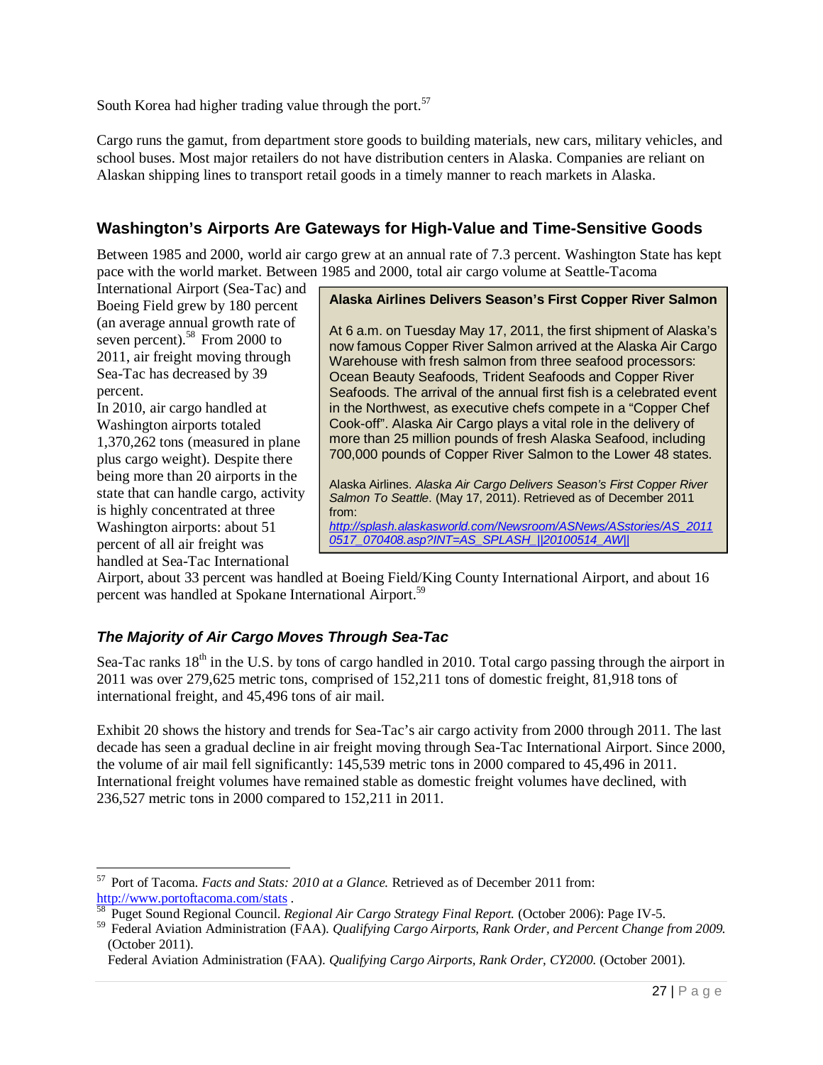South Korea had higher trading value through the port.[57]

Cargo runs the gamut, from department store goods to building materials, new cars, military vehicles, and school buses. Most major retailers do not have distribution centers in Alaska. Companies are reliant on Alaskan shipping lines to transport retail goods in a timely manner to reach markets in Alaska.

## Washington's Airports Are Gateways for High-Value and Time-Sensitive Goods

Between 1985 and 2000, world air cargo grew at an annual rate of 7.3 percent. Washington State has kept pace with the world market. Between 1985 and 2000, total air cargo volume at Seattle-Tacoma International Airport (Sea-Tac) and Boeing Field grew by 180 percent (an average annual growth rate of seven percent).[58] From 2000 to 2011, air freight moving through Sea-Tac has decreased by 39 percent.

In 2010, air cargo handled at Washington airports totaled 1,370,262 tons (measured in plane plus cargo weight). Despite there being more than 20 airports in the state that can handle cargo, activity is highly concentrated at three Washington airports: about 51 percent of all air freight was handled at Sea-Tac International Airport, about 33 percent was handled at Boeing Field/King County International Airport, and about 16 percent was handled at Spokane International Airport.[59]

> **Alaska Airlines Delivers Season's First Copper River Salmon**
>
> At 6 a.m. on Tuesday May 17, 2011, the first shipment of Alaska's now famous Copper River Salmon arrived at the Alaska Air Cargo Warehouse with fresh salmon from three seafood processors: Ocean Beauty Seafoods, Trident Seafoods and Copper River Seafoods. The arrival of the annual first fish is a celebrated event in the Northwest, as executive chefs compete in a "Copper Chef Cook-off". Alaska Air Cargo plays a vital role in the delivery of more than 25 million pounds of fresh Alaska Seafood, including 700,000 pounds of Copper River Salmon to the Lower 48 states.
>
> Alaska Airlines. *Alaska Air Cargo Delivers Season's First Copper River Salmon To Seattle.* (May 17, 2011). Retrieved as of December 2011 from: *http://splash.alaskasworld.com/Newsroom/ASNews/ASstories/AS_20110517_070408.asp?INT=AS_SPLASH_||20100514_AW||*

### *The Majority of Air Cargo Moves Through Sea-Tac*

Sea-Tac ranks 18th in the U.S. by tons of cargo handled in 2010. Total cargo passing through the airport in 2011 was over 279,625 metric tons, comprised of 152,211 tons of domestic freight, 81,918 tons of international freight, and 45,496 tons of air mail.

Exhibit 20 shows the history and trends for Sea-Tac's air cargo activity from 2000 through 2011. The last decade has seen a gradual decline in air freight moving through Sea-Tac International Airport. Since 2000, the volume of air mail fell significantly: 145,539 metric tons in 2000 compared to 45,496 in 2011. International freight volumes have remained stable as domestic freight volumes have declined, with 236,527 metric tons in 2000 compared to 152,211 in 2011.

---

[57] Port of Tacoma. *Facts and Stats: 2010 at a Glance.* Retrieved as of December 2011 from: http://www.portoftacoma.com/stats .

[58] Puget Sound Regional Council. *Regional Air Cargo Strategy Final Report.* (October 2006): Page IV-5.

[59] Federal Aviation Administration (FAA). *Qualifying Cargo Airports, Rank Order, and Percent Change from 2009.* (October 2011).
Federal Aviation Administration (FAA). *Qualifying Cargo Airports, Rank Order, CY2000.* (October 2001).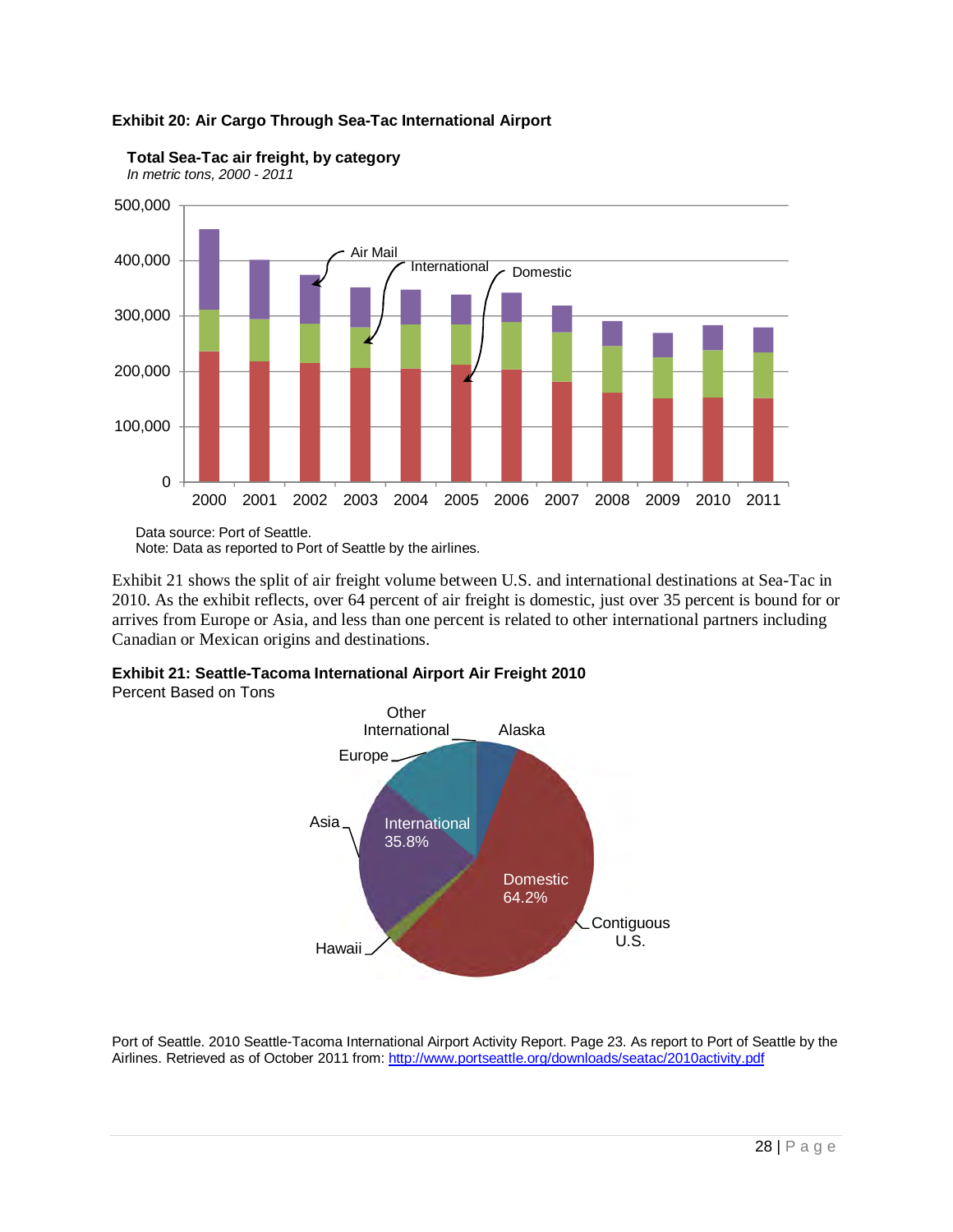**Exhibit 20: Air Cargo Through Sea-Tac International Airport**

**Total Sea-Tac air freight, by category**
*In metric tons, 2000 - 2011*

Data source: Port of Seattle.
Note: Data as reported to Port of Seattle by the airlines.

Exhibit 21 shows the split of air freight volume between U.S. and international destinations at Sea-Tac in 2010. As the exhibit reflects, over 64 percent of air freight is domestic, just over 35 percent is bound for or arrives from Europe or Asia, and less than one percent is related to other international partners including Canadian or Mexican origins and destinations.

**Exhibit 21: Seattle-Tacoma International Airport Air Freight 2010**
Percent Based on Tons

Port of Seattle. 2010 Seattle-Tacoma International Airport Activity Report. Page 23. As report to Port of Seattle by the Airlines. Retrieved as of October 2011 from: http://www.portseattle.org/downloads/seatac/2010activity.pdf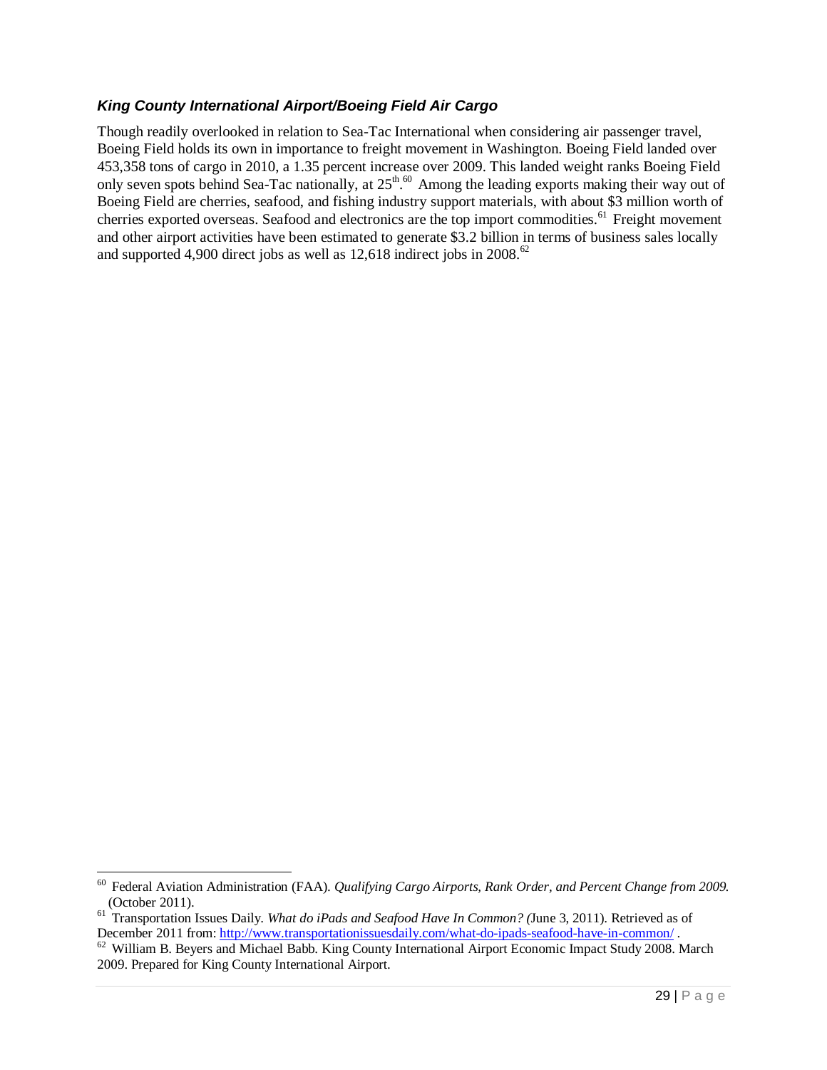### *King County International Airport/Boeing Field Air Cargo*

Though readily overlooked in relation to Sea-Tac International when considering air passenger travel, Boeing Field holds its own in importance to freight movement in Washington. Boeing Field landed over 453,358 tons of cargo in 2010, a 1.35 percent increase over 2009. This landed weight ranks Boeing Field only seven spots behind Sea-Tac nationally, at 25th.[60] Among the leading exports making their way out of Boeing Field are cherries, seafood, and fishing industry support materials, with about $3 million worth of cherries exported overseas. Seafood and electronics are the top import commodities.[61] Freight movement and other airport activities have been estimated to generate $3.2 billion in terms of business sales locally and supported 4,900 direct jobs as well as 12,618 indirect jobs in 2008.[62]

---

[60] Federal Aviation Administration (FAA). *Qualifying Cargo Airports, Rank Order, and Percent Change from 2009.* (October 2011).

[61] Transportation Issues Daily. *What do iPads and Seafood Have In Common?* (June 3, 2011). Retrieved as of December 2011 from: http://www.transportationissuesdaily.com/what-do-ipads-seafood-have-in-common/ .

[62] William B. Beyers and Michael Babb. King County International Airport Economic Impact Study 2008. March 2009. Prepared for King County International Airport.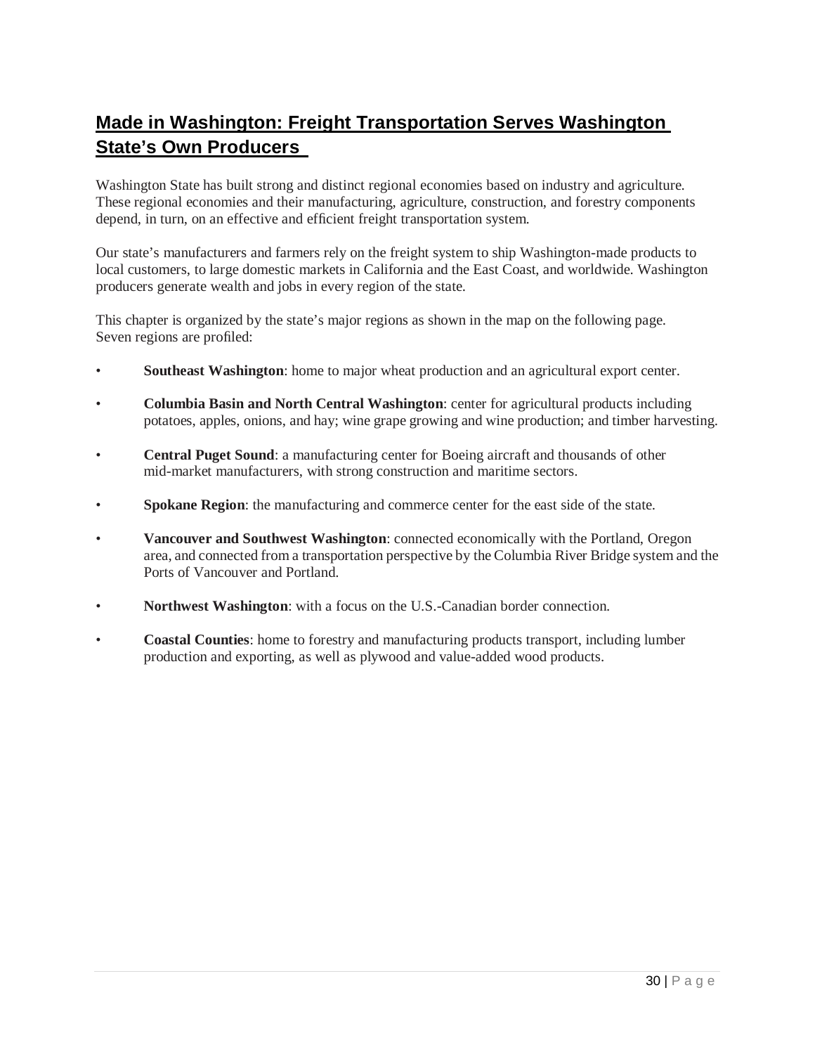## Made in Washington: Freight Transportation Serves Washington State's Own Producers

Washington State has built strong and distinct regional economies based on industry and agriculture. These regional economies and their manufacturing, agriculture, construction, and forestry components depend, in turn, on an effective and efficient freight transportation system.

Our state's manufacturers and farmers rely on the freight system to ship Washington-made products to local customers, to large domestic markets in California and the East Coast, and worldwide. Washington producers generate wealth and jobs in every region of the state.

This chapter is organized by the state's major regions as shown in the map on the following page. Seven regions are profiled:

- **Southeast Washington**: home to major wheat production and an agricultural export center.
- **Columbia Basin and North Central Washington**: center for agricultural products including potatoes, apples, onions, and hay; wine grape growing and wine production; and timber harvesting.
- **Central Puget Sound**: a manufacturing center for Boeing aircraft and thousands of other mid-market manufacturers, with strong construction and maritime sectors.
- **Spokane Region**: the manufacturing and commerce center for the east side of the state.
- **Vancouver and Southwest Washington**: connected economically with the Portland, Oregon area, and connected from a transportation perspective by the Columbia River Bridge system and the Ports of Vancouver and Portland.
- **Northwest Washington**: with a focus on the U.S.-Canadian border connection.
- **Coastal Counties**: home to forestry and manufacturing products transport, including lumber production and exporting, as well as plywood and value-added wood products.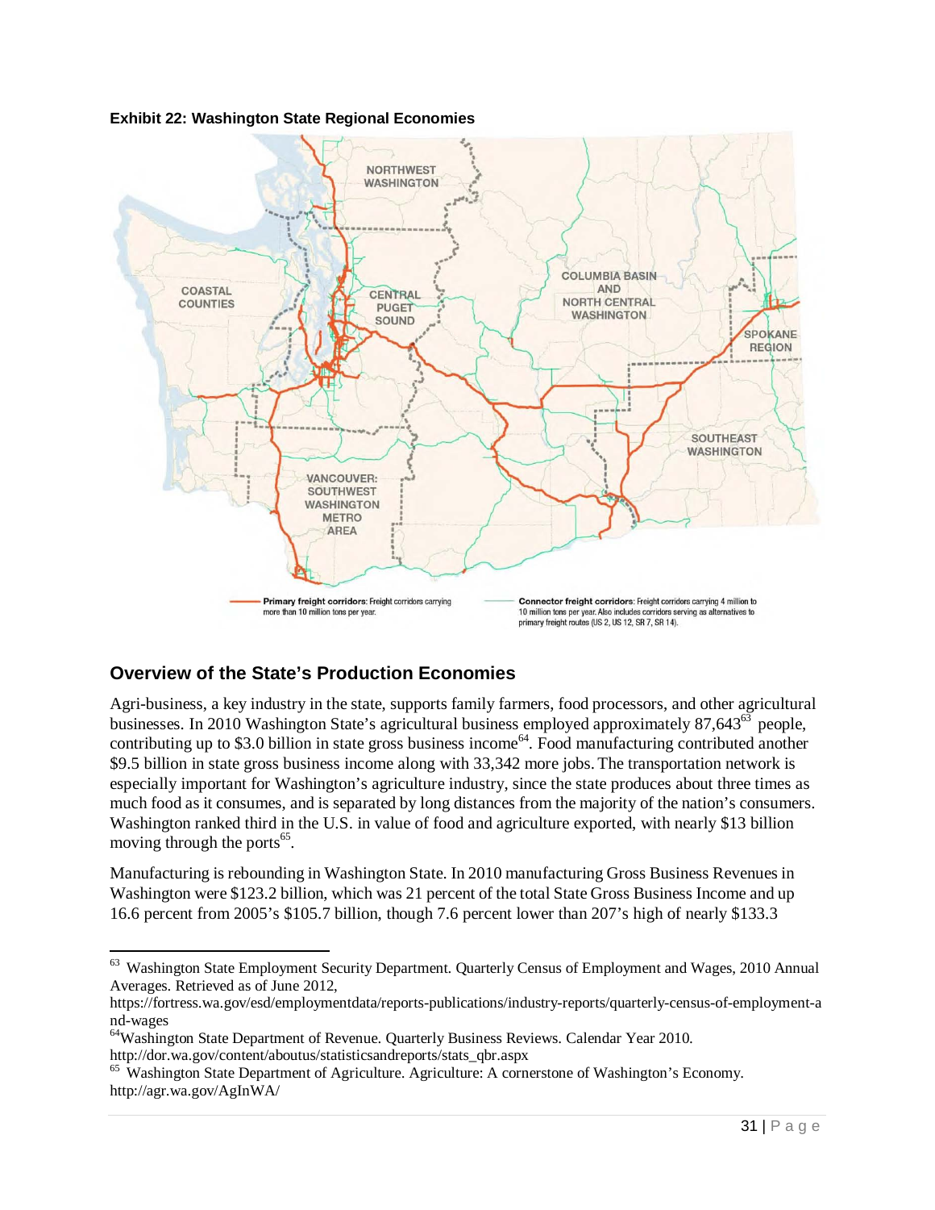**Exhibit 22: Washington State Regional Economies**

## Overview of the State's Production Economies

Agri-business, a key industry in the state, supports family farmers, food processors, and other agricultural businesses. In 2010 Washington State's agricultural business employed approximately 87,643[63] people, contributing up to $3.0 billion in state gross business income[64]. Food manufacturing contributed another $9.5 billion in state gross business income along with 33,342 more jobs. The transportation network is especially important for Washington's agriculture industry, since the state produces about three times as much food as it consumes, and is separated by long distances from the majority of the nation's consumers. Washington ranked third in the U.S. in value of food and agriculture exported, with nearly $13 billion moving through the ports[65].

Manufacturing is rebounding in Washington State. In 2010 manufacturing Gross Business Revenues in Washington were $123.2 billion, which was 21 percent of the total State Gross Business Income and up 16.6 percent from 2005's $105.7 billion, though 7.6 percent lower than 207's high of nearly $133.3

---

[63] Washington State Employment Security Department. Quarterly Census of Employment and Wages, 2010 Annual Averages. Retrieved as of June 2012, https://fortress.wa.gov/esd/employmentdata/reports-publications/industry-reports/quarterly-census-of-employment-and-wages

[64] Washington State Department of Revenue. Quarterly Business Reviews. Calendar Year 2010. http://dor.wa.gov/content/aboutus/statisticsandreports/stats_qbr.aspx

[65] Washington State Department of Agriculture. Agriculture: A cornerstone of Washington's Economy. http://agr.wa.gov/AgInWA/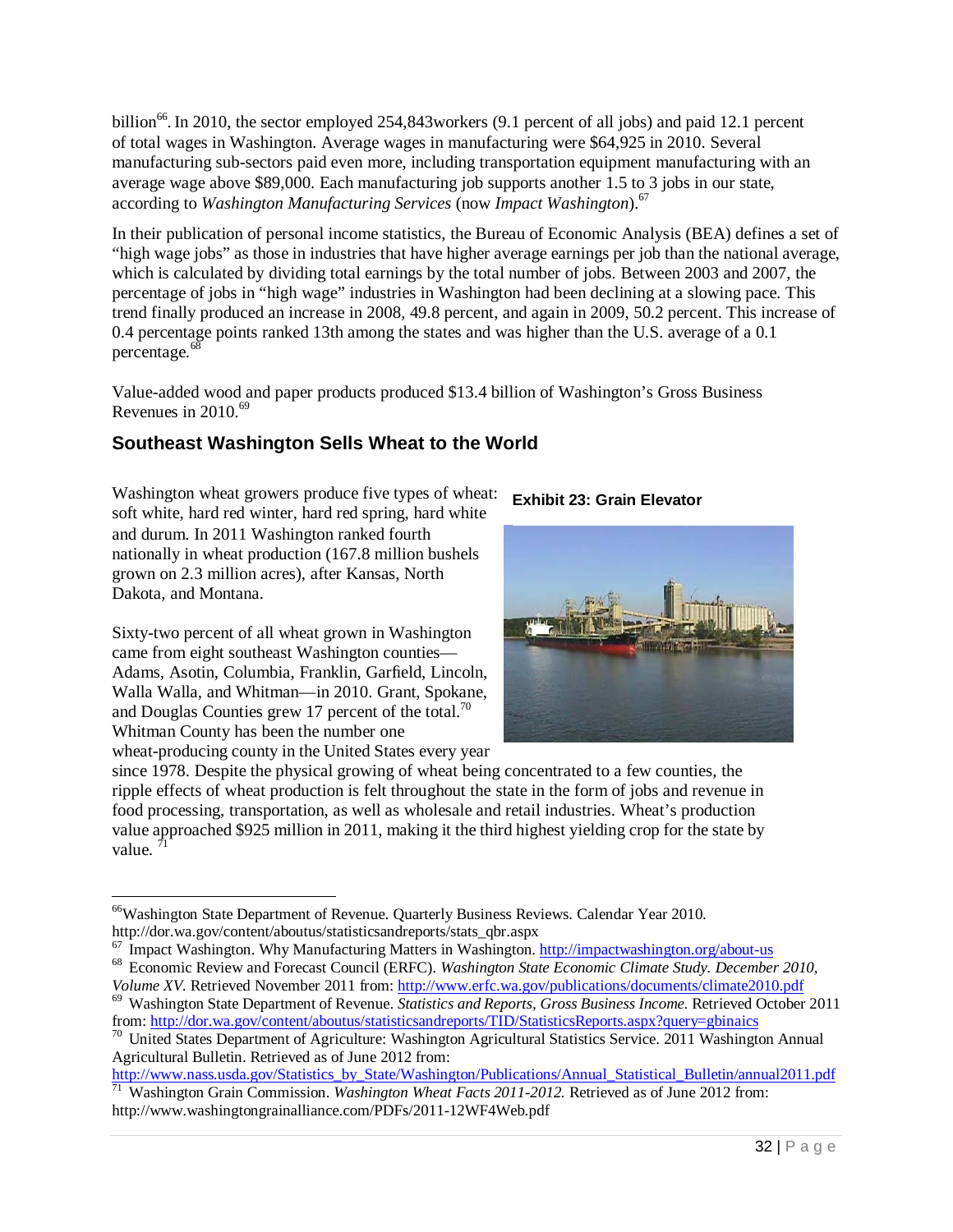billion[66]. In 2010, the sector employed 254,843workers (9.1 percent of all jobs) and paid 12.1 percent of total wages in Washington. Average wages in manufacturing were $64,925 in 2010. Several manufacturing sub-sectors paid even more, including transportation equipment manufacturing with an average wage above $89,000. Each manufacturing job supports another 1.5 to 3 jobs in our state, according to *Washington Manufacturing Services* (now *Impact Washington*).[67]

In their publication of personal income statistics, the Bureau of Economic Analysis (BEA) defines a set of "high wage jobs" as those in industries that have higher average earnings per job than the national average, which is calculated by dividing total earnings by the total number of jobs. Between 2003 and 2007, the percentage of jobs in "high wage" industries in Washington had been declining at a slowing pace. This trend finally produced an increase in 2008, 49.8 percent, and again in 2009, 50.2 percent. This increase of 0.4 percentage points ranked 13th among the states and was higher than the U.S. average of a 0.1 percentage.[68]

Value-added wood and paper products produced $13.4 billion of Washington's Gross Business Revenues in 2010.[69]

## Southeast Washington Sells Wheat to the World

Washington wheat growers produce five types of wheat: soft white, hard red winter, hard red spring, hard white and durum. In 2011 Washington ranked fourth nationally in wheat production (167.8 million bushels grown on 2.3 million acres), after Kansas, North Dakota, and Montana.

**Exhibit 23: Grain Elevator**

Sixty-two percent of all wheat grown in Washington came from eight southeast Washington counties—Adams, Asotin, Columbia, Franklin, Garfield, Lincoln, Walla Walla, and Whitman—in 2010. Grant, Spokane, and Douglas Counties grew 17 percent of the total.[70] Whitman County has been the number one wheat-producing county in the United States every year since 1978. Despite the physical growing of wheat being concentrated to a few counties, the ripple effects of wheat production is felt throughout the state in the form of jobs and revenue in food processing, transportation, as well as wholesale and retail industries. Wheat's production value approached $925 million in 2011, making it the third highest yielding crop for the state by value. [71]

---

[66] Washington State Department of Revenue. Quarterly Business Reviews. Calendar Year 2010. http://dor.wa.gov/content/aboutus/statisticsandreports/stats_qbr.aspx

[67] Impact Washington. Why Manufacturing Matters in Washington. http://impactwashington.org/about-us

[68] Economic Review and Forecast Council (ERFC). *Washington State Economic Climate Study. December 2010, Volume XV.* Retrieved November 2011 from: http://www.erfc.wa.gov/publications/documents/climate2010.pdf

[69] Washington State Department of Revenue. *Statistics and Reports, Gross Business Income.* Retrieved October 2011 from: http://dor.wa.gov/content/aboutus/statisticsandreports/TID/StatisticsReports.aspx?query=gbinaics

[70] United States Department of Agriculture: Washington Agricultural Statistics Service. 2011 Washington Annual Agricultural Bulletin. Retrieved as of June 2012 from: http://www.nass.usda.gov/Statistics_by_State/Washington/Publications/Annual_Statistical_Bulletin/annual2011.pdf

[71] Washington Grain Commission. *Washington Wheat Facts 2011-2012.* Retrieved as of June 2012 from: http://www.washingtongrainalliance.com/PDFs/2011-12WF4Web.pdf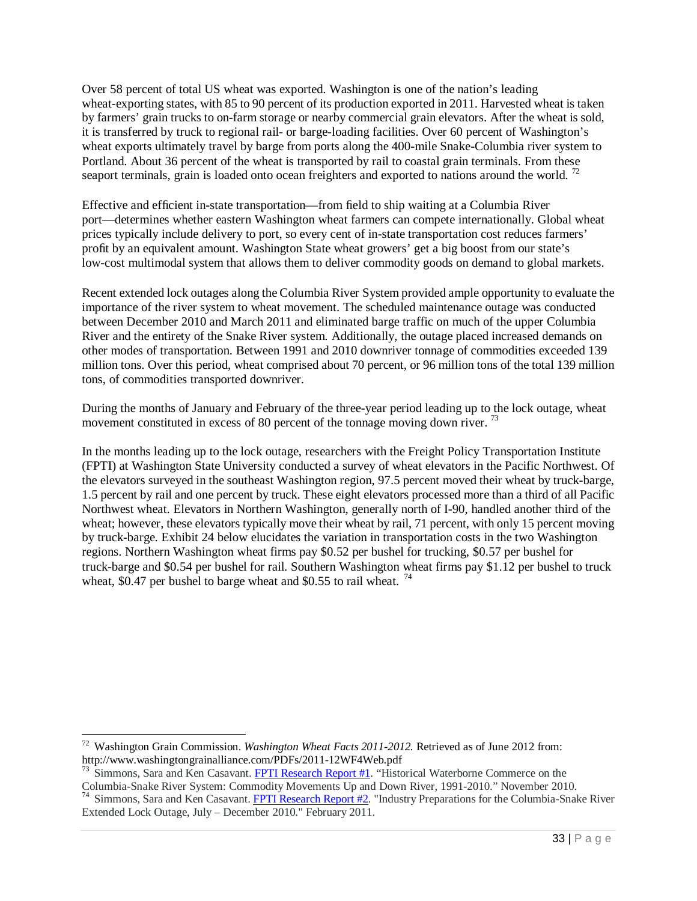Over 58 percent of total US wheat was exported. Washington is one of the nation's leading wheat-exporting states, with 85 to 90 percent of its production exported in 2011. Harvested wheat is taken by farmers' grain trucks to on-farm storage or nearby commercial grain elevators. After the wheat is sold, it is transferred by truck to regional rail- or barge-loading facilities. Over 60 percent of Washington's wheat exports ultimately travel by barge from ports along the 400-mile Snake-Columbia river system to Portland. About 36 percent of the wheat is transported by rail to coastal grain terminals. From these seaport terminals, grain is loaded onto ocean freighters and exported to nations around the world. [72]

Effective and efficient in-state transportation—from field to ship waiting at a Columbia River port—determines whether eastern Washington wheat farmers can compete internationally. Global wheat prices typically include delivery to port, so every cent of in-state transportation cost reduces farmers' profit by an equivalent amount. Washington State wheat growers' get a big boost from our state's low-cost multimodal system that allows them to deliver commodity goods on demand to global markets.

Recent extended lock outages along the Columbia River System provided ample opportunity to evaluate the importance of the river system to wheat movement. The scheduled maintenance outage was conducted between December 2010 and March 2011 and eliminated barge traffic on much of the upper Columbia River and the entirety of the Snake River system. Additionally, the outage placed increased demands on other modes of transportation. Between 1991 and 2010 downriver tonnage of commodities exceeded 139 million tons. Over this period, wheat comprised about 70 percent, or 96 million tons of the total 139 million tons, of commodities transported downriver.

During the months of January and February of the three-year period leading up to the lock outage, wheat movement constituted in excess of 80 percent of the tonnage moving down river. [73]

In the months leading up to the lock outage, researchers with the Freight Policy Transportation Institute (FPTI) at Washington State University conducted a survey of wheat elevators in the Pacific Northwest. Of the elevators surveyed in the southeast Washington region, 97.5 percent moved their wheat by truck-barge, 1.5 percent by rail and one percent by truck. These eight elevators processed more than a third of all Pacific Northwest wheat. Elevators in Northern Washington, generally north of I-90, handled another third of the wheat; however, these elevators typically move their wheat by rail, 71 percent, with only 15 percent moving by truck-barge. Exhibit 24 below elucidates the variation in transportation costs in the two Washington regions. Northern Washington wheat firms pay \$0.52 per bushel for trucking, \$0.57 per bushel for truck-barge and \$0.54 per bushel for rail. Southern Washington wheat firms pay \$1.12 per bushel to truck wheat, \$0.47 per bushel to barge wheat and \$0.55 to rail wheat. [74]

---

[72] Washington Grain Commission. *Washington Wheat Facts 2011-2012.* Retrieved as of June 2012 from: http://www.washingtongrainalliance.com/PDFs/2011-12WF4Web.pdf

[73] Simmons, Sara and Ken Casavant. FPTI Research Report #1. "Historical Waterborne Commerce on the Columbia-Snake River System: Commodity Movements Up and Down River, 1991-2010." November 2010.

[74] Simmons, Sara and Ken Casavant. FPTI Research Report #2. "Industry Preparations for the Columbia-Snake River Extended Lock Outage, July – December 2010." February 2011.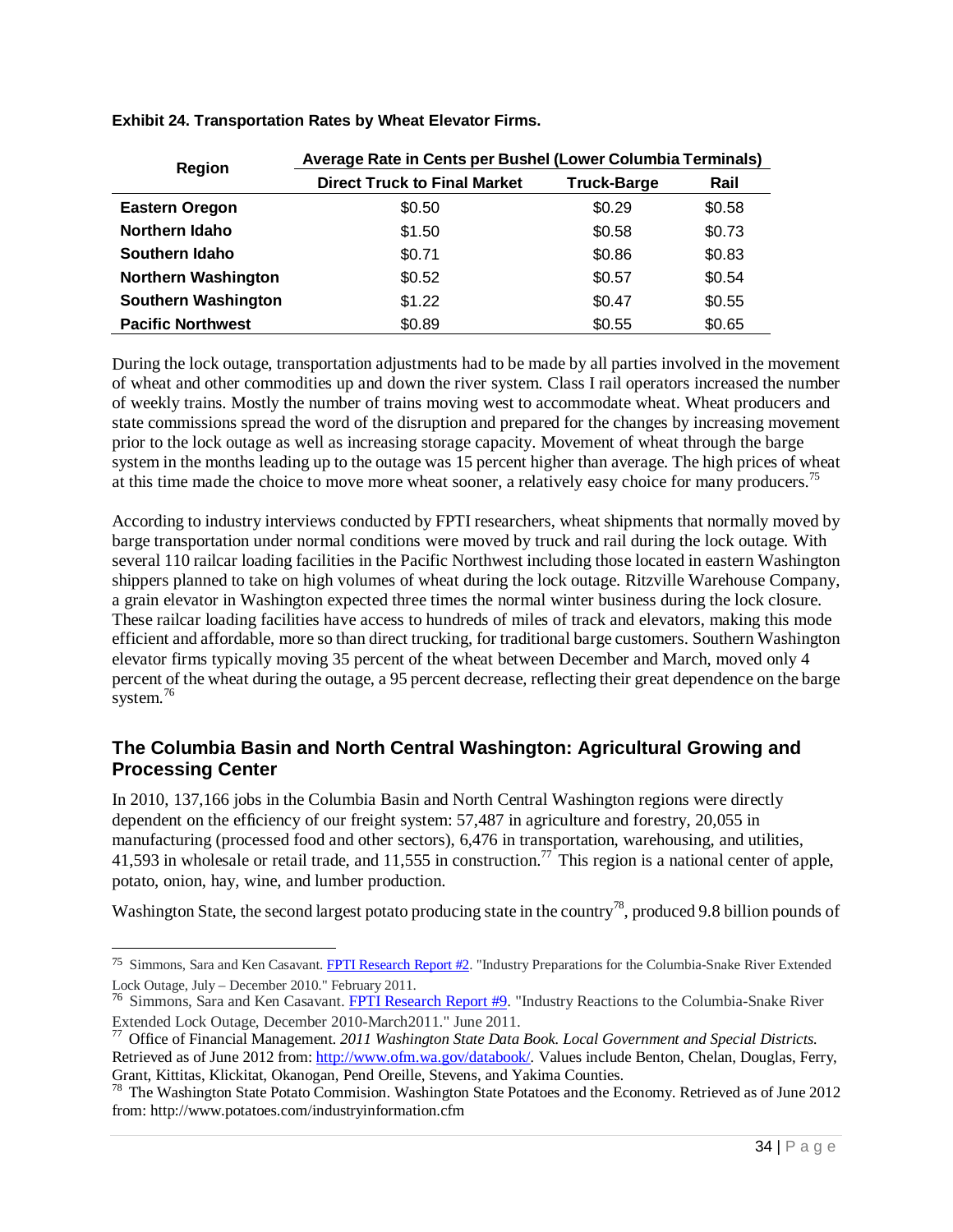**Exhibit 24. Transportation Rates by Wheat Elevator Firms.**

| Region | Average Rate in Cents per Bushel (Lower Columbia Terminals) | | |
|---|---|---|---|
| | Direct Truck to Final Market | Truck-Barge | Rail |
| **Eastern Oregon** | $0.50 | $0.29 | $0.58 |
| **Northern Idaho** | $1.50 | $0.58 | $0.73 |
| **Southern Idaho** | $0.71 | $0.86 | $0.83 |
| **Northern Washington** | $0.52 | $0.57 | $0.54 |
| **Southern Washington** | $1.22 | $0.47 | $0.55 |
| **Pacific Northwest** | $0.89 | $0.55 | $0.65 |

During the lock outage, transportation adjustments had to be made by all parties involved in the movement of wheat and other commodities up and down the river system. Class I rail operators increased the number of weekly trains. Mostly the number of trains moving west to accommodate wheat. Wheat producers and state commissions spread the word of the disruption and prepared for the changes by increasing movement prior to the lock outage as well as increasing storage capacity. Movement of wheat through the barge system in the months leading up to the outage was 15 percent higher than average. The high prices of wheat at this time made the choice to move more wheat sooner, a relatively easy choice for many producers.[75]

According to industry interviews conducted by FPTI researchers, wheat shipments that normally moved by barge transportation under normal conditions were moved by truck and rail during the lock outage. With several 110 railcar loading facilities in the Pacific Northwest including those located in eastern Washington shippers planned to take on high volumes of wheat during the lock outage. Ritzville Warehouse Company, a grain elevator in Washington expected three times the normal winter business during the lock closure. These railcar loading facilities have access to hundreds of miles of track and elevators, making this mode efficient and affordable, more so than direct trucking, for traditional barge customers. Southern Washington elevator firms typically moving 35 percent of the wheat between December and March, moved only 4 percent of the wheat during the outage, a 95 percent decrease, reflecting their great dependence on the barge system.[76]

## The Columbia Basin and North Central Washington: Agricultural Growing and Processing Center

In 2010, 137,166 jobs in the Columbia Basin and North Central Washington regions were directly dependent on the efficiency of our freight system: 57,487 in agriculture and forestry, 20,055 in manufacturing (processed food and other sectors), 6,476 in transportation, warehousing, and utilities, 41,593 in wholesale or retail trade, and 11,555 in construction.[77] This region is a national center of apple, potato, onion, hay, wine, and lumber production.

Washington State, the second largest potato producing state in the country[78], produced 9.8 billion pounds of

---

[75] Simmons, Sara and Ken Casavant. FPTI Research Report #2. "Industry Preparations for the Columbia-Snake River Extended Lock Outage, July – December 2010." February 2011.

[76] Simmons, Sara and Ken Casavant. FPTI Research Report #9. "Industry Reactions to the Columbia-Snake River Extended Lock Outage, December 2010-March2011." June 2011.

[77] Office of Financial Management. *2011 Washington State Data Book. Local Government and Special Districts.* Retrieved as of June 2012 from: http://www.ofm.wa.gov/databook/. Values include Benton, Chelan, Douglas, Ferry, Grant, Kittitas, Klickitat, Okanogan, Pend Oreille, Stevens, and Yakima Counties.

[78] The Washington State Potato Commision. Washington State Potatoes and the Economy. Retrieved as of June 2012 from: http://www.potatoes.com/industryinformation.cfm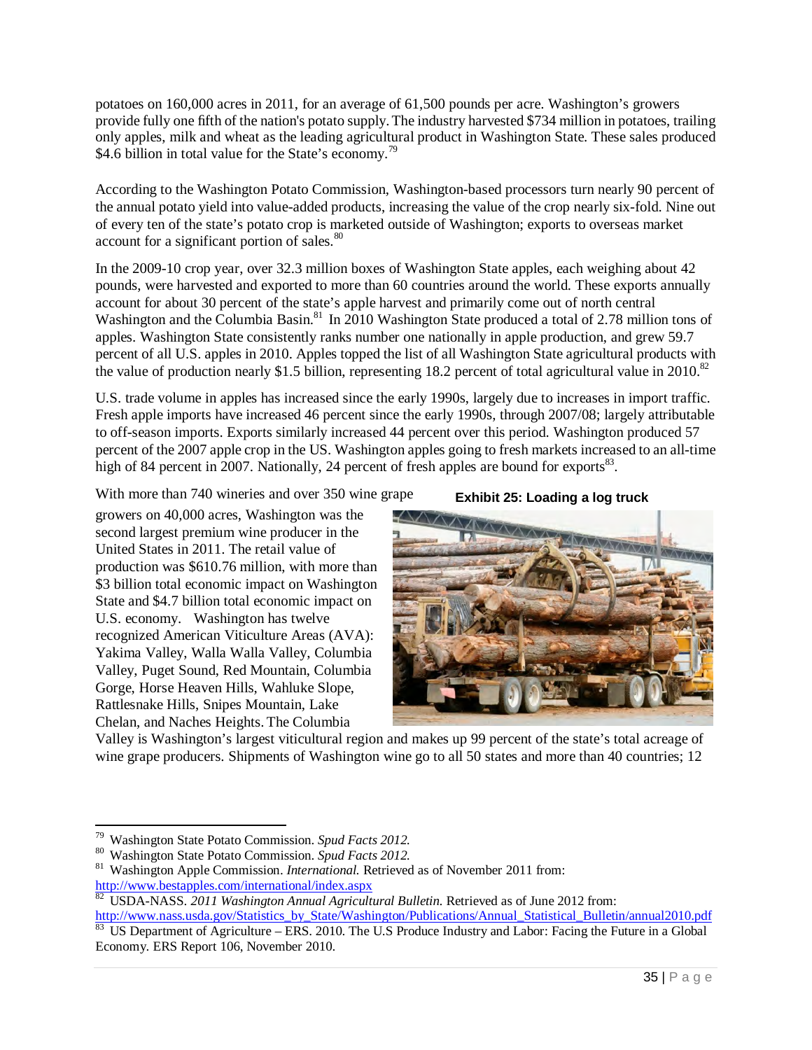potatoes on 160,000 acres in 2011, for an average of 61,500 pounds per acre. Washington's growers provide fully one fifth of the nation's potato supply. The industry harvested $734 million in potatoes, trailing only apples, milk and wheat as the leading agricultural product in Washington State. These sales produced $4.6 billion in total value for the State's economy.[79]

According to the Washington Potato Commission, Washington-based processors turn nearly 90 percent of the annual potato yield into value-added products, increasing the value of the crop nearly six-fold. Nine out of every ten of the state's potato crop is marketed outside of Washington; exports to overseas market account for a significant portion of sales.[80]

In the 2009-10 crop year, over 32.3 million boxes of Washington State apples, each weighing about 42 pounds, were harvested and exported to more than 60 countries around the world. These exports annually account for about 30 percent of the state's apple harvest and primarily come out of north central Washington and the Columbia Basin.[81] In 2010 Washington State produced a total of 2.78 million tons of apples. Washington State consistently ranks number one nationally in apple production, and grew 59.7 percent of all U.S. apples in 2010. Apples topped the list of all Washington State agricultural products with the value of production nearly $1.5 billion, representing 18.2 percent of total agricultural value in 2010.[82]

U.S. trade volume in apples has increased since the early 1990s, largely due to increases in import traffic. Fresh apple imports have increased 46 percent since the early 1990s, through 2007/08; largely attributable to off-season imports. Exports similarly increased 44 percent over this period. Washington produced 57 percent of the 2007 apple crop in the US. Washington apples going to fresh markets increased to an all-time high of 84 percent in 2007. Nationally, 24 percent of fresh apples are bound for exports[83].

**Exhibit 25: Loading a log truck**

With more than 740 wineries and over 350 wine grape growers on 40,000 acres, Washington was the second largest premium wine producer in the United States in 2011. The retail value of production was $610.76 million, with more than $3 billion total economic impact on Washington State and $4.7 billion total economic impact on U.S. economy. Washington has twelve recognized American Viticulture Areas (AVA): Yakima Valley, Walla Walla Valley, Columbia Valley, Puget Sound, Red Mountain, Columbia Gorge, Horse Heaven Hills, Wahluke Slope, Rattlesnake Hills, Snipes Mountain, Lake Chelan, and Naches Heights. The Columbia Valley is Washington's largest viticultural region and makes up 99 percent of the state's total acreage of wine grape producers. Shipments of Washington wine go to all 50 states and more than 40 countries; 12

---

[79] Washington State Potato Commission. *Spud Facts 2012.*

[80] Washington State Potato Commission. *Spud Facts 2012.*

[81] Washington Apple Commission. *International.* Retrieved as of November 2011 from: http://www.bestapples.com/international/index.aspx

[82] USDA-NASS. *2011 Washington Annual Agricultural Bulletin.* Retrieved as of June 2012 from: http://www.nass.usda.gov/Statistics_by_State/Washington/Publications/Annual_Statistical_Bulletin/annual2010.pdf

[83] US Department of Agriculture – ERS. 2010. The U.S Produce Industry and Labor: Facing the Future in a Global Economy. ERS Report 106, November 2010.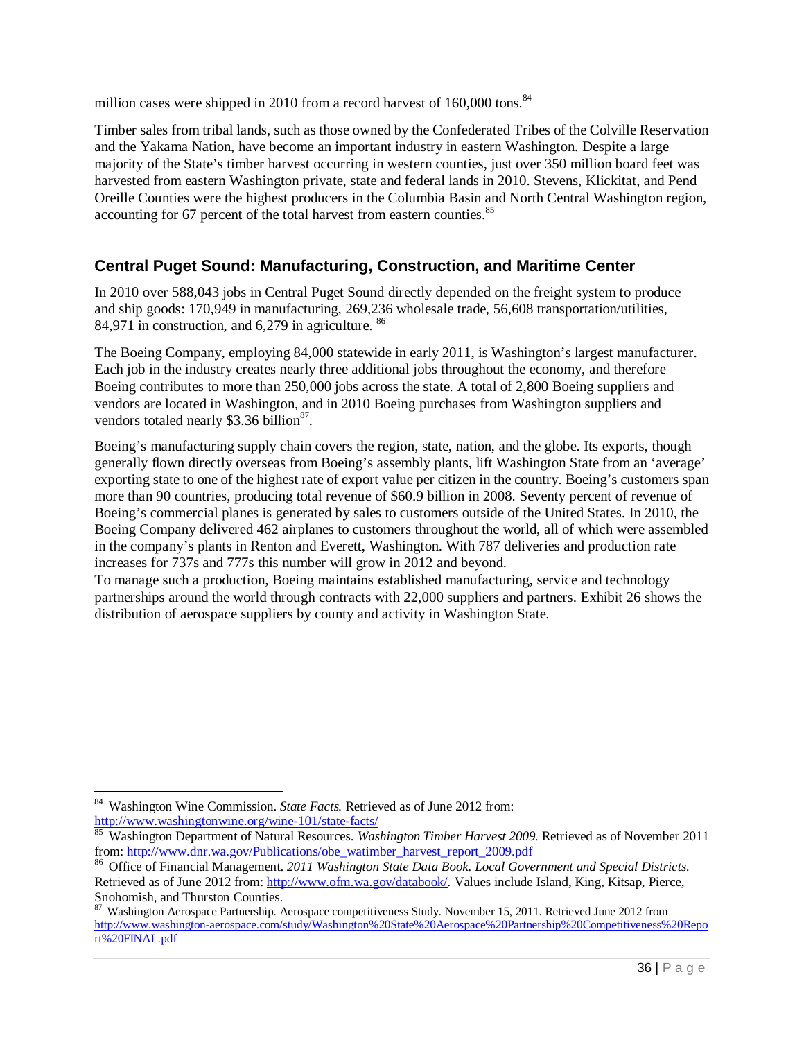million cases were shipped in 2010 from a record harvest of 160,000 tons.[84]

Timber sales from tribal lands, such as those owned by the Confederated Tribes of the Colville Reservation and the Yakama Nation, have become an important industry in eastern Washington. Despite a large majority of the State's timber harvest occurring in western counties, just over 350 million board feet was harvested from eastern Washington private, state and federal lands in 2010. Stevens, Klickitat, and Pend Oreille Counties were the highest producers in the Columbia Basin and North Central Washington region, accounting for 67 percent of the total harvest from eastern counties.[85]

## Central Puget Sound: Manufacturing, Construction, and Maritime Center

In 2010 over 588,043 jobs in Central Puget Sound directly depended on the freight system to produce and ship goods: 170,949 in manufacturing, 269,236 wholesale trade, 56,608 transportation/utilities, 84,971 in construction, and 6,279 in agriculture. [86]

The Boeing Company, employing 84,000 statewide in early 2011, is Washington's largest manufacturer. Each job in the industry creates nearly three additional jobs throughout the economy, and therefore Boeing contributes to more than 250,000 jobs across the state. A total of 2,800 Boeing suppliers and vendors are located in Washington, and in 2010 Boeing purchases from Washington suppliers and vendors totaled nearly $3.36 billion[87].

Boeing's manufacturing supply chain covers the region, state, nation, and the globe. Its exports, though generally flown directly overseas from Boeing's assembly plants, lift Washington State from an 'average' exporting state to one of the highest rate of export value per citizen in the country. Boeing's customers span more than 90 countries, producing total revenue of $60.9 billion in 2008. Seventy percent of revenue of Boeing's commercial planes is generated by sales to customers outside of the United States. In 2010, the Boeing Company delivered 462 airplanes to customers throughout the world, all of which were assembled in the company's plants in Renton and Everett, Washington. With 787 deliveries and production rate increases for 737s and 777s this number will grow in 2012 and beyond.

To manage such a production, Boeing maintains established manufacturing, service and technology partnerships around the world through contracts with 22,000 suppliers and partners. Exhibit 26 shows the distribution of aerospace suppliers by county and activity in Washington State.

---

[84] Washington Wine Commission. *State Facts.* Retrieved as of June 2012 from: http://www.washingtonwine.org/wine-101/state-facts/

[85] Washington Department of Natural Resources. *Washington Timber Harvest 2009.* Retrieved as of November 2011 from: http://www.dnr.wa.gov/Publications/obe_watimber_harvest_report_2009.pdf

[86] Office of Financial Management. *2011 Washington State Data Book. Local Government and Special Districts.* Retrieved as of June 2012 from: http://www.ofm.wa.gov/databook/. Values include Island, King, Kitsap, Pierce, Snohomish, and Thurston Counties.

[87] Washington Aerospace Partnership. Aerospace competitiveness Study. November 15, 2011. Retrieved June 2012 from http://www.washington-aerospace.com/study/Washington%20State%20Aerospace%20Partnership%20Competitiveness%20Report%20FINAL.pdf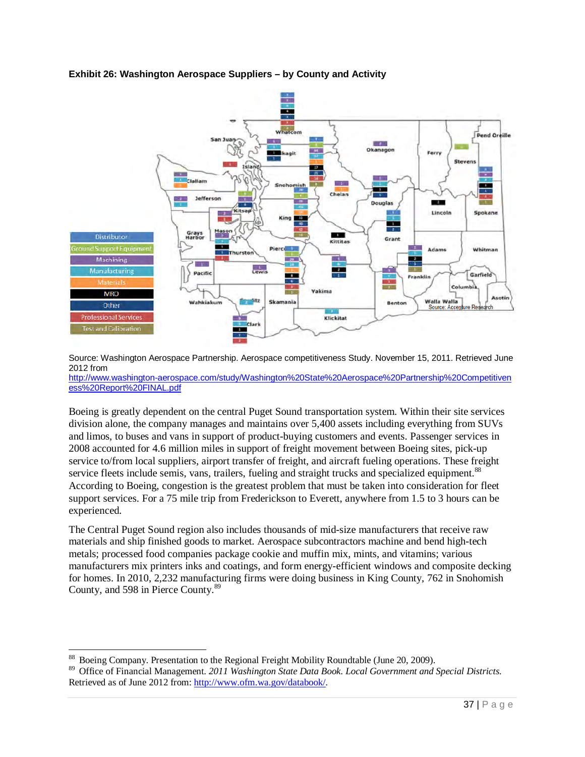**Exhibit 26: Washington Aerospace Suppliers – by County and Activity**

Source: Washington Aerospace Partnership. Aerospace competitiveness Study. November 15, 2011. Retrieved June 2012 from http://www.washington-aerospace.com/study/Washington%20State%20Aerospace%20Partnership%20Competitiveness%20Report%20FINAL.pdf

Boeing is greatly dependent on the central Puget Sound transportation system. Within their site services division alone, the company manages and maintains over 5,400 assets including everything from SUVs and limos, to buses and vans in support of product-buying customers and events. Passenger services in 2008 accounted for 4.6 million miles in support of freight movement between Boeing sites, pick-up service to/from local suppliers, airport transfer of freight, and aircraft fueling operations. These freight service fleets include semis, vans, trailers, fueling and straight trucks and specialized equipment.[88] According to Boeing, congestion is the greatest problem that must be taken into consideration for fleet support services. For a 75 mile trip from Frederickson to Everett, anywhere from 1.5 to 3 hours can be experienced.

The Central Puget Sound region also includes thousands of mid-size manufacturers that receive raw materials and ship finished goods to market. Aerospace subcontractors machine and bend high-tech metals; processed food companies package cookie and muffin mix, mints, and vitamins; various manufacturers mix printers inks and coatings, and form energy-efficient windows and composite decking for homes. In 2010, 2,232 manufacturing firms were doing business in King County, 762 in Snohomish County, and 598 in Pierce County.[89]

---

[88] Boeing Company. Presentation to the Regional Freight Mobility Roundtable (June 20, 2009).

[89] Office of Financial Management. *2011 Washington State Data Book. Local Government and Special Districts.* Retrieved as of June 2012 from: http://www.ofm.wa.gov/databook/.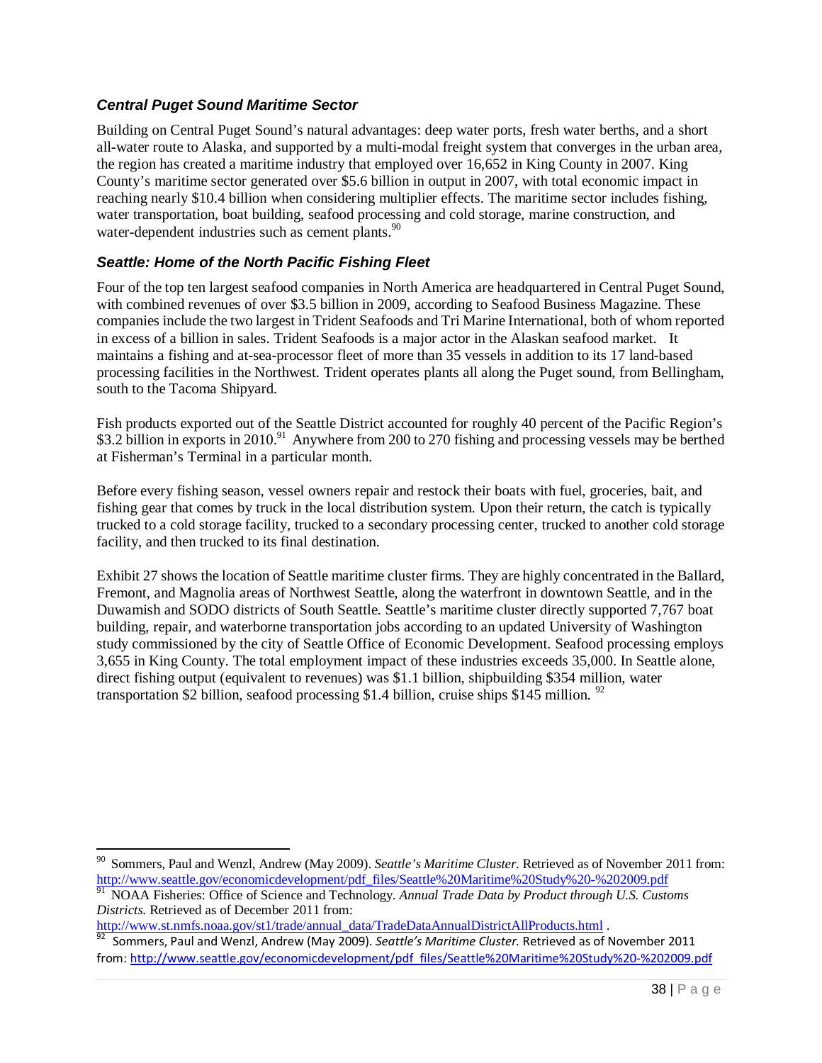### *Central Puget Sound Maritime Sector*

Building on Central Puget Sound's natural advantages: deep water ports, fresh water berths, and a short all-water route to Alaska, and supported by a multi-modal freight system that converges in the urban area, the region has created a maritime industry that employed over 16,652 in King County in 2007. King County's maritime sector generated over $5.6 billion in output in 2007, with total economic impact in reaching nearly $10.4 billion when considering multiplier effects. The maritime sector includes fishing, water transportation, boat building, seafood processing and cold storage, marine construction, and water-dependent industries such as cement plants.[90]

### *Seattle: Home of the North Pacific Fishing Fleet*

Four of the top ten largest seafood companies in North America are headquartered in Central Puget Sound, with combined revenues of over $3.5 billion in 2009, according to Seafood Business Magazine. These companies include the two largest in Trident Seafoods and Tri Marine International, both of whom reported in excess of a billion in sales. Trident Seafoods is a major actor in the Alaskan seafood market. It maintains a fishing and at-sea-processor fleet of more than 35 vessels in addition to its 17 land-based processing facilities in the Northwest. Trident operates plants all along the Puget sound, from Bellingham, south to the Tacoma Shipyard.

Fish products exported out of the Seattle District accounted for roughly 40 percent of the Pacific Region's $3.2 billion in exports in 2010.[91] Anywhere from 200 to 270 fishing and processing vessels may be berthed at Fisherman's Terminal in a particular month.

Before every fishing season, vessel owners repair and restock their boats with fuel, groceries, bait, and fishing gear that comes by truck in the local distribution system. Upon their return, the catch is typically trucked to a cold storage facility, trucked to a secondary processing center, trucked to another cold storage facility, and then trucked to its final destination.

Exhibit 27 shows the location of Seattle maritime cluster firms. They are highly concentrated in the Ballard, Fremont, and Magnolia areas of Northwest Seattle, along the waterfront in downtown Seattle, and in the Duwamish and SODO districts of South Seattle. Seattle's maritime cluster directly supported 7,767 boat building, repair, and waterborne transportation jobs according to an updated University of Washington study commissioned by the city of Seattle Office of Economic Development. Seafood processing employs 3,655 in King County. The total employment impact of these industries exceeds 35,000. In Seattle alone, direct fishing output (equivalent to revenues) was $1.1 billion, shipbuilding $354 million, water transportation $2 billion, seafood processing $1.4 billion, cruise ships $145 million. [92]

---

[90] Sommers, Paul and Wenzl, Andrew (May 2009). *Seattle's Maritime Cluster.* Retrieved as of November 2011 from: http://www.seattle.gov/economicdevelopment/pdf_files/Seattle%20Maritime%20Study%20-%202009.pdf

[91] NOAA Fisheries: Office of Science and Technology. *Annual Trade Data by Product through U.S. Customs Districts.* Retrieved as of December 2011 from: http://www.st.nmfs.noaa.gov/st1/trade/annual_data/TradeDataAnnualDistrictAllProducts.html .

[92] Sommers, Paul and Wenzl, Andrew (May 2009). *Seattle's Maritime Cluster.* Retrieved as of November 2011 from: http://www.seattle.gov/economicdevelopment/pdf_files/Seattle%20Maritime%20Study%20-%202009.pdf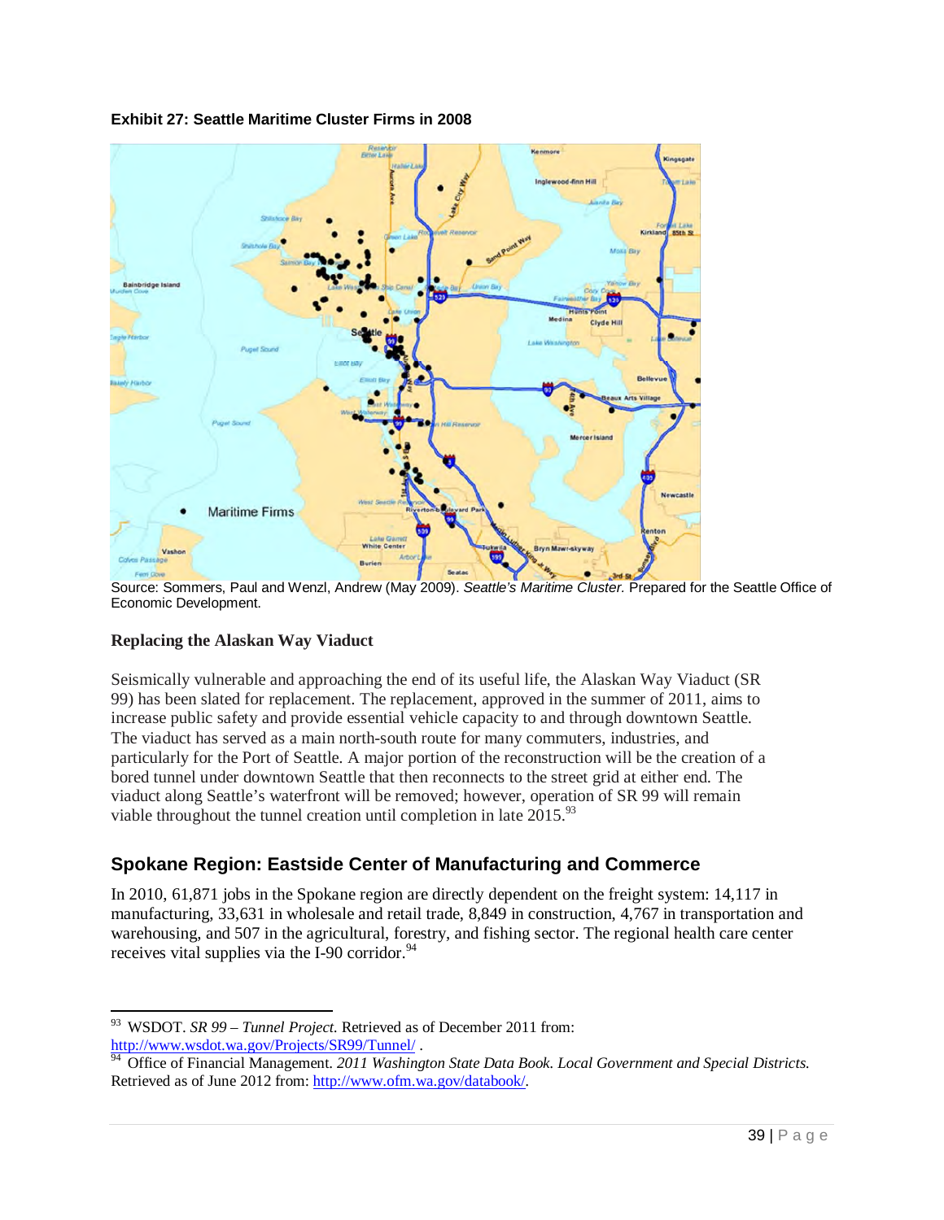**Exhibit 27: Seattle Maritime Cluster Firms in 2008**

Source: Sommers, Paul and Wenzl, Andrew (May 2009). *Seattle's Maritime Cluster.* Prepared for the Seattle Office of Economic Development.

### Replacing the Alaskan Way Viaduct

Seismically vulnerable and approaching the end of its useful life, the Alaskan Way Viaduct (SR 99) has been slated for replacement. The replacement, approved in the summer of 2011, aims to increase public safety and provide essential vehicle capacity to and through downtown Seattle. The viaduct has served as a main north-south route for many commuters, industries, and particularly for the Port of Seattle. A major portion of the reconstruction will be the creation of a bored tunnel under downtown Seattle that then reconnects to the street grid at either end. The viaduct along Seattle's waterfront will be removed; however, operation of SR 99 will remain viable throughout the tunnel creation until completion in late 2015.[93]

## Spokane Region: Eastside Center of Manufacturing and Commerce

In 2010, 61,871 jobs in the Spokane region are directly dependent on the freight system: 14,117 in manufacturing, 33,631 in wholesale and retail trade, 8,849 in construction, 4,767 in transportation and warehousing, and 507 in the agricultural, forestry, and fishing sector. The regional health care center receives vital supplies via the I-90 corridor.[94]

---

[93] WSDOT. *SR 99 – Tunnel Project.* Retrieved as of December 2011 from: http://www.wsdot.wa.gov/Projects/SR99/Tunnel/ .

[94] Office of Financial Management. *2011 Washington State Data Book. Local Government and Special Districts.* Retrieved as of June 2012 from: http://www.ofm.wa.gov/databook/.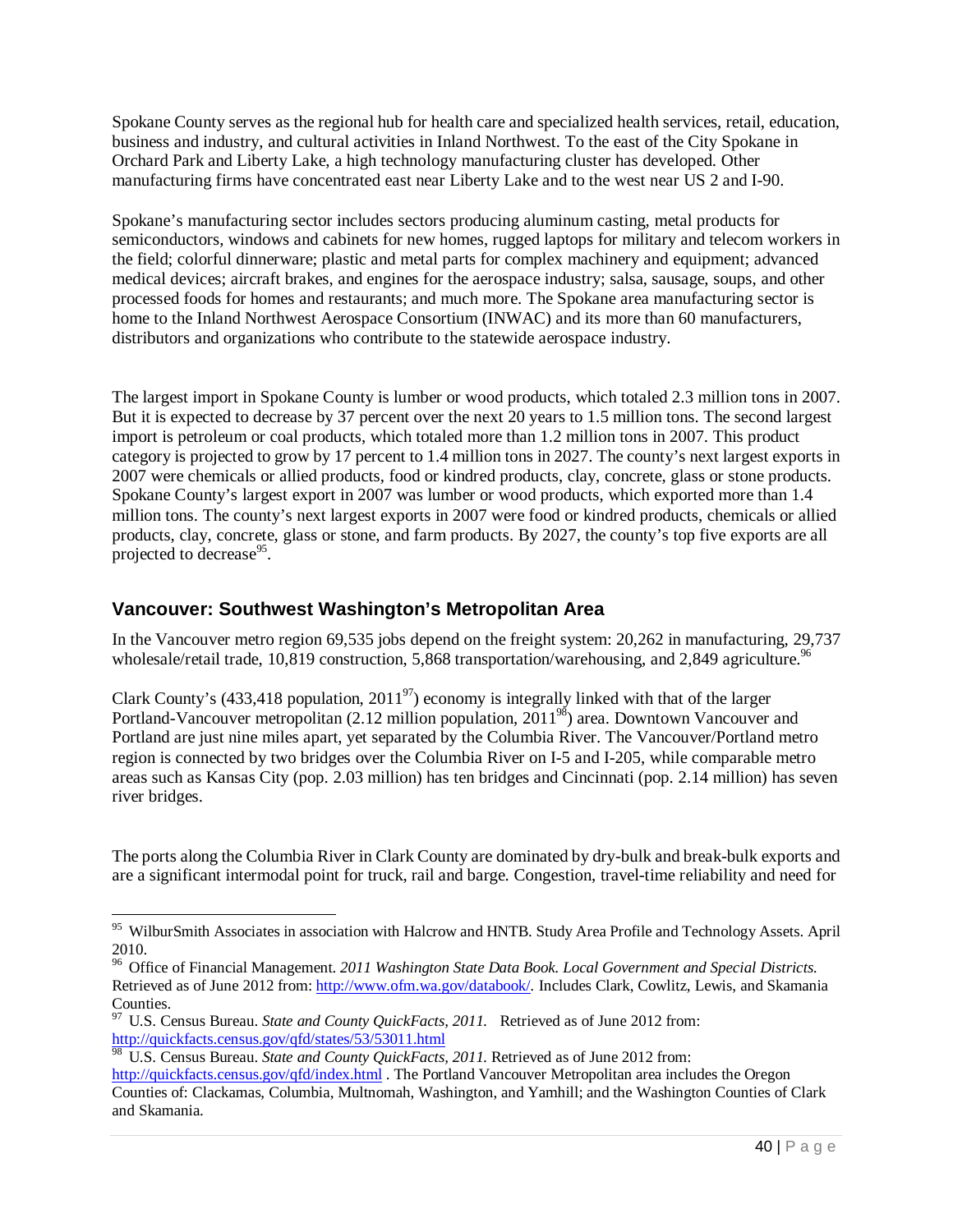Spokane County serves as the regional hub for health care and specialized health services, retail, education, business and industry, and cultural activities in Inland Northwest. To the east of the City Spokane in Orchard Park and Liberty Lake, a high technology manufacturing cluster has developed. Other manufacturing firms have concentrated east near Liberty Lake and to the west near US 2 and I-90.

Spokane's manufacturing sector includes sectors producing aluminum casting, metal products for semiconductors, windows and cabinets for new homes, rugged laptops for military and telecom workers in the field; colorful dinnerware; plastic and metal parts for complex machinery and equipment; advanced medical devices; aircraft brakes, and engines for the aerospace industry; salsa, sausage, soups, and other processed foods for homes and restaurants; and much more. The Spokane area manufacturing sector is home to the Inland Northwest Aerospace Consortium (INWAC) and its more than 60 manufacturers, distributors and organizations who contribute to the statewide aerospace industry.

The largest import in Spokane County is lumber or wood products, which totaled 2.3 million tons in 2007. But it is expected to decrease by 37 percent over the next 20 years to 1.5 million tons. The second largest import is petroleum or coal products, which totaled more than 1.2 million tons in 2007. This product category is projected to grow by 17 percent to 1.4 million tons in 2027. The county's next largest exports in 2007 were chemicals or allied products, food or kindred products, clay, concrete, glass or stone products. Spokane County's largest export in 2007 was lumber or wood products, which exported more than 1.4 million tons. The county's next largest exports in 2007 were food or kindred products, chemicals or allied products, clay, concrete, glass or stone, and farm products. By 2027, the county's top five exports are all projected to decrease[95].

## Vancouver: Southwest Washington's Metropolitan Area

In the Vancouver metro region 69,535 jobs depend on the freight system: 20,262 in manufacturing, 29,737 wholesale/retail trade, 10,819 construction, 5,868 transportation/warehousing, and 2,849 agriculture.[96]

Clark County's (433,418 population, 2011[97]) economy is integrally linked with that of the larger Portland-Vancouver metropolitan (2.12 million population, 2011[98]) area. Downtown Vancouver and Portland are just nine miles apart, yet separated by the Columbia River. The Vancouver/Portland metro region is connected by two bridges over the Columbia River on I-5 and I-205, while comparable metro areas such as Kansas City (pop. 2.03 million) has ten bridges and Cincinnati (pop. 2.14 million) has seven river bridges.

The ports along the Columbia River in Clark County are dominated by dry-bulk and break-bulk exports and are a significant intermodal point for truck, rail and barge. Congestion, travel-time reliability and need for

---

[95] WilburSmith Associates in association with Halcrow and HNTB. Study Area Profile and Technology Assets. April 2010.

[96] Office of Financial Management. *2011 Washington State Data Book. Local Government and Special Districts.* Retrieved as of June 2012 from: http://www.ofm.wa.gov/databook/. Includes Clark, Cowlitz, Lewis, and Skamania Counties.

[97] U.S. Census Bureau. *State and County QuickFacts, 2011.* Retrieved as of June 2012 from: http://quickfacts.census.gov/qfd/states/53/53011.html

[98] U.S. Census Bureau. *State and County QuickFacts, 2011.* Retrieved as of June 2012 from: http://quickfacts.census.gov/qfd/index.html . The Portland Vancouver Metropolitan area includes the Oregon Counties of: Clackamas, Columbia, Multnomah, Washington, and Yamhill; and the Washington Counties of Clark and Skamania.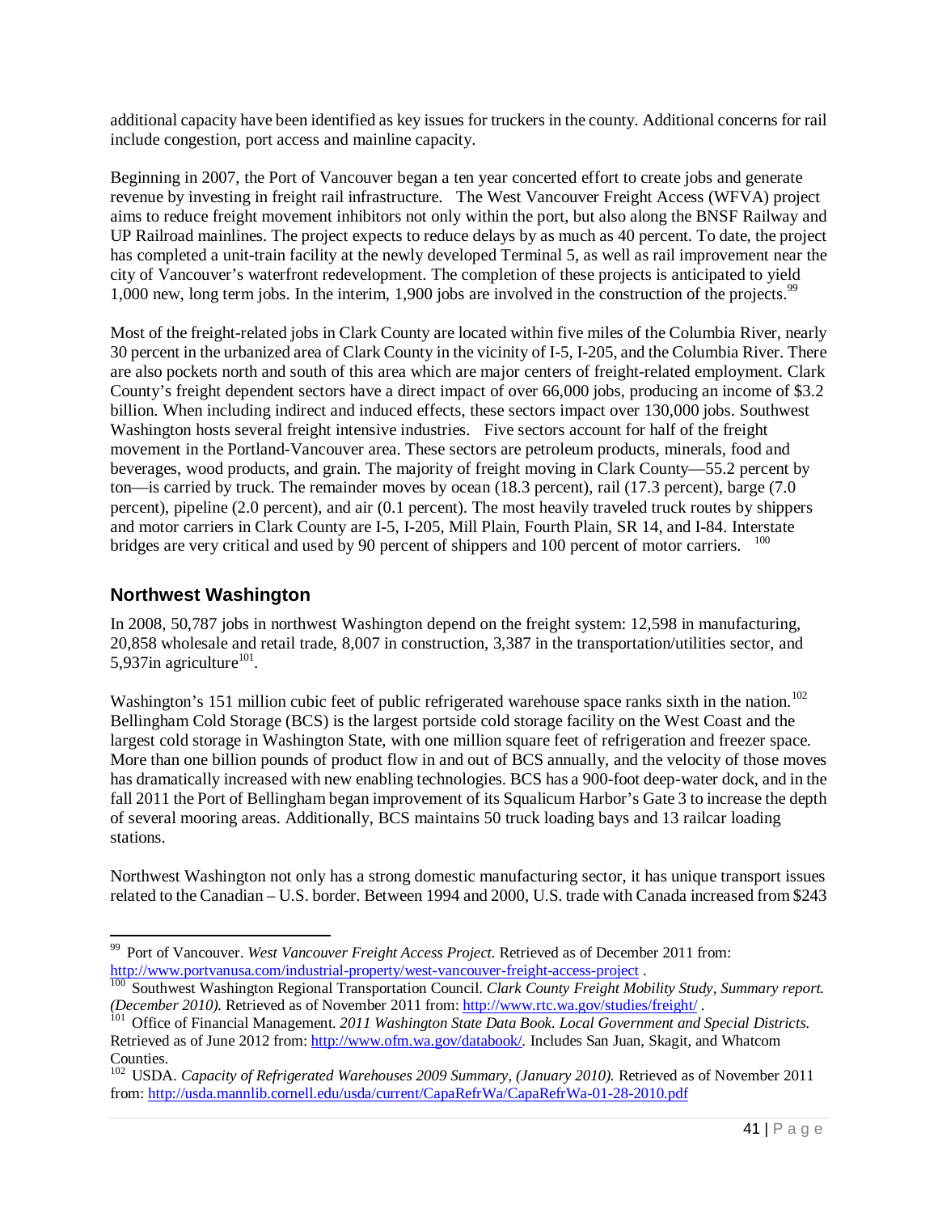additional capacity have been identified as key issues for truckers in the county. Additional concerns for rail include congestion, port access and mainline capacity.

Beginning in 2007, the Port of Vancouver began a ten year concerted effort to create jobs and generate revenue by investing in freight rail infrastructure. The West Vancouver Freight Access (WFVA) project aims to reduce freight movement inhibitors not only within the port, but also along the BNSF Railway and UP Railroad mainlines. The project expects to reduce delays by as much as 40 percent. To date, the project has completed a unit-train facility at the newly developed Terminal 5, as well as rail improvement near the city of Vancouver's waterfront redevelopment. The completion of these projects is anticipated to yield 1,000 new, long term jobs. In the interim, 1,900 jobs are involved in the construction of the projects.[99]

Most of the freight-related jobs in Clark County are located within five miles of the Columbia River, nearly 30 percent in the urbanized area of Clark County in the vicinity of I-5, I-205, and the Columbia River. There are also pockets north and south of this area which are major centers of freight-related employment. Clark County's freight dependent sectors have a direct impact of over 66,000 jobs, producing an income of $3.2 billion. When including indirect and induced effects, these sectors impact over 130,000 jobs. Southwest Washington hosts several freight intensive industries. Five sectors account for half of the freight movement in the Portland-Vancouver area. These sectors are petroleum products, minerals, food and beverages, wood products, and grain. The majority of freight moving in Clark County—55.2 percent by ton—is carried by truck. The remainder moves by ocean (18.3 percent), rail (17.3 percent), barge (7.0 percent), pipeline (2.0 percent), and air (0.1 percent). The most heavily traveled truck routes by shippers and motor carriers in Clark County are I-5, I-205, Mill Plain, Fourth Plain, SR 14, and I-84. Interstate bridges are very critical and used by 90 percent of shippers and 100 percent of motor carriers.[100]

## Northwest Washington

In 2008, 50,787 jobs in northwest Washington depend on the freight system: 12,598 in manufacturing, 20,858 wholesale and retail trade, 8,007 in construction, 3,387 in the transportation/utilities sector, and 5,937in agriculture[101].

Washington's 151 million cubic feet of public refrigerated warehouse space ranks sixth in the nation.[102] Bellingham Cold Storage (BCS) is the largest portside cold storage facility on the West Coast and the largest cold storage in Washington State, with one million square feet of refrigeration and freezer space. More than one billion pounds of product flow in and out of BCS annually, and the velocity of those moves has dramatically increased with new enabling technologies. BCS has a 900-foot deep-water dock, and in the fall 2011 the Port of Bellingham began improvement of its Squalicum Harbor's Gate 3 to increase the depth of several mooring areas. Additionally, BCS maintains 50 truck loading bays and 13 railcar loading stations.

Northwest Washington not only has a strong domestic manufacturing sector, it has unique transport issues related to the Canadian – U.S. border. Between 1994 and 2000, U.S. trade with Canada increased from $243

---

[99] Port of Vancouver. *West Vancouver Freight Access Project*. Retrieved as of December 2011 from: http://www.portvanusa.com/industrial-property/west-vancouver-freight-access-project .

[100] Southwest Washington Regional Transportation Council. *Clark County Freight Mobility Study, Summary report. (December 2010).* Retrieved as of November 2011 from: http://www.rtc.wa.gov/studies/freight/ .

[101] Office of Financial Management. *2011 Washington State Data Book. Local Government and Special Districts.* Retrieved as of June 2012 from: http://www.ofm.wa.gov/databook/. Includes San Juan, Skagit, and Whatcom Counties.

[102] USDA. *Capacity of Refrigerated Warehouses 2009 Summary, (January 2010).* Retrieved as of November 2011 from: http://usda.mannlib.cornell.edu/usda/current/CapaRefrWa/CapaRefrWa-01-28-2010.pdf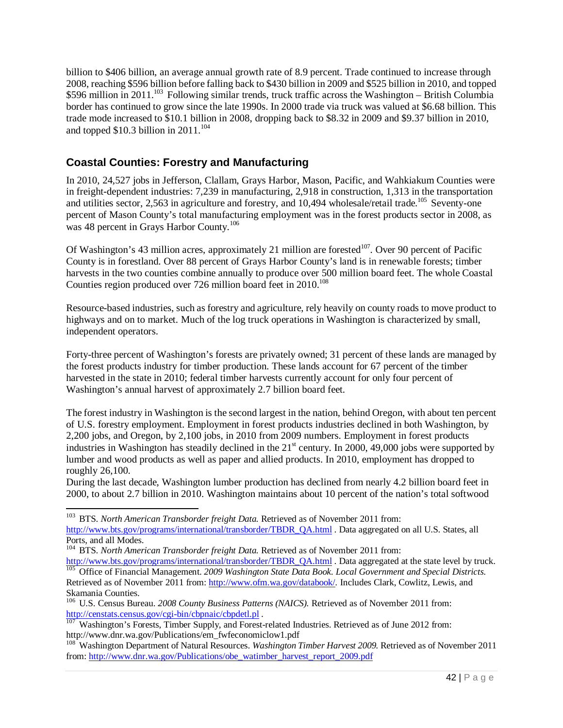billion to $406 billion, an average annual growth rate of 8.9 percent. Trade continued to increase through 2008, reaching $596 billion before falling back to $430 billion in 2009 and $525 billion in 2010, and topped $596 million in 2011.[103] Following similar trends, truck traffic across the Washington – British Columbia border has continued to grow since the late 1990s. In 2000 trade via truck was valued at $6.68 billion. This trade mode increased to $10.1 billion in 2008, dropping back to $8.32 in 2009 and $9.37 billion in 2010, and topped $10.3 billion in 2011.[104]

## Coastal Counties: Forestry and Manufacturing

In 2010, 24,527 jobs in Jefferson, Clallam, Grays Harbor, Mason, Pacific, and Wahkiakum Counties were in freight-dependent industries: 7,239 in manufacturing, 2,918 in construction, 1,313 in the transportation and utilities sector, 2,563 in agriculture and forestry, and 10,494 wholesale/retail trade.[105] Seventy-one percent of Mason County's total manufacturing employment was in the forest products sector in 2008, as was 48 percent in Grays Harbor County.[106]

Of Washington's 43 million acres, approximately 21 million are forested[107]. Over 90 percent of Pacific County is in forestland. Over 88 percent of Grays Harbor County's land is in renewable forests; timber harvests in the two counties combine annually to produce over 500 million board feet. The whole Coastal Counties region produced over 726 million board feet in 2010.[108]

Resource-based industries, such as forestry and agriculture, rely heavily on county roads to move product to highways and on to market. Much of the log truck operations in Washington is characterized by small, independent operators.

Forty-three percent of Washington's forests are privately owned; 31 percent of these lands are managed by the forest products industry for timber production. These lands account for 67 percent of the timber harvested in the state in 2010; federal timber harvests currently account for only four percent of Washington's annual harvest of approximately 2.7 billion board feet.

The forest industry in Washington is the second largest in the nation, behind Oregon, with about ten percent of U.S. forestry employment. Employment in forest products industries declined in both Washington, by 2,200 jobs, and Oregon, by 2,100 jobs, in 2010 from 2009 numbers. Employment in forest products industries in Washington has steadily declined in the 21st century. In 2000, 49,000 jobs were supported by lumber and wood products as well as paper and allied products. In 2010, employment has dropped to roughly 26,100.

During the last decade, Washington lumber production has declined from nearly 4.2 billion board feet in 2000, to about 2.7 billion in 2010. Washington maintains about 10 percent of the nation's total softwood

---

[103] BTS. *North American Transborder freight Data.* Retrieved as of November 2011 from: http://www.bts.gov/programs/international/transborder/TBDR_QA.html . Data aggregated on all U.S. States, all Ports, and all Modes.

[104] BTS. *North American Transborder freight Data.* Retrieved as of November 2011 from: http://www.bts.gov/programs/international/transborder/TBDR_QA.html . Data aggregated at the state level by truck.

[105] Office of Financial Management. *2009 Washington State Data Book. Local Government and Special Districts.* Retrieved as of November 2011 from: http://www.ofm.wa.gov/databook/. Includes Clark, Cowlitz, Lewis, and Skamania Counties.

[106] U.S. Census Bureau. *2008 County Business Patterns (NAICS).* Retrieved as of November 2011 from: http://censtats.census.gov/cgi-bin/cbpnaic/cbpdetl.pl .

[107] Washington's Forests, Timber Supply, and Forest-related Industries. Retrieved as of June 2012 from: http://www.dnr.wa.gov/Publications/em_fwfeconomiclow1.pdf

[108] Washington Department of Natural Resources. *Washington Timber Harvest 2009.* Retrieved as of November 2011 from: http://www.dnr.wa.gov/Publications/obe_watimber_harvest_report_2009.pdf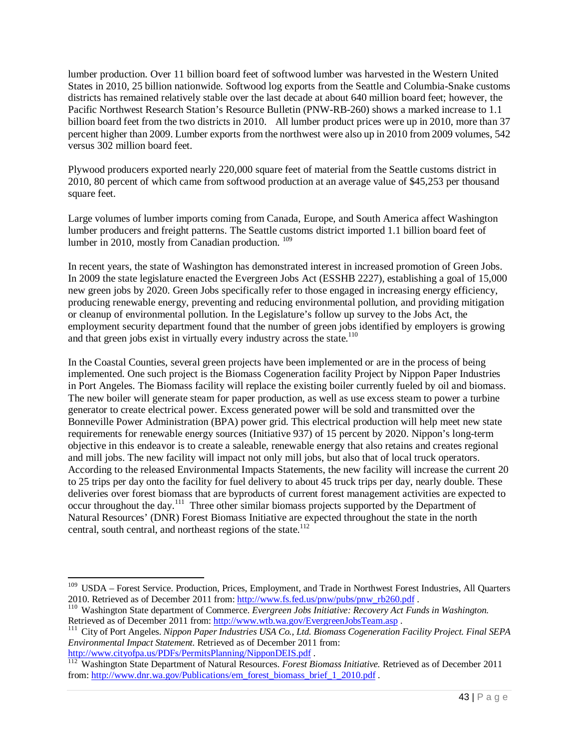lumber production. Over 11 billion board feet of softwood lumber was harvested in the Western United States in 2010, 25 billion nationwide. Softwood log exports from the Seattle and Columbia-Snake customs districts has remained relatively stable over the last decade at about 640 million board feet; however, the Pacific Northwest Research Station's Resource Bulletin (PNW-RB-260) shows a marked increase to 1.1 billion board feet from the two districts in 2010. All lumber product prices were up in 2010, more than 37 percent higher than 2009. Lumber exports from the northwest were also up in 2010 from 2009 volumes, 542 versus 302 million board feet.

Plywood producers exported nearly 220,000 square feet of material from the Seattle customs district in 2010, 80 percent of which came from softwood production at an average value of $45,253 per thousand square feet.

Large volumes of lumber imports coming from Canada, Europe, and South America affect Washington lumber producers and freight patterns. The Seattle customs district imported 1.1 billion board feet of lumber in 2010, mostly from Canadian production. [109]

In recent years, the state of Washington has demonstrated interest in increased promotion of Green Jobs. In 2009 the state legislature enacted the Evergreen Jobs Act (ESSHB 2227), establishing a goal of 15,000 new green jobs by 2020. Green Jobs specifically refer to those engaged in increasing energy efficiency, producing renewable energy, preventing and reducing environmental pollution, and providing mitigation or cleanup of environmental pollution. In the Legislature's follow up survey to the Jobs Act, the employment security department found that the number of green jobs identified by employers is growing and that green jobs exist in virtually every industry across the state.[110]

In the Coastal Counties, several green projects have been implemented or are in the process of being implemented. One such project is the Biomass Cogeneration facility Project by Nippon Paper Industries in Port Angeles. The Biomass facility will replace the existing boiler currently fueled by oil and biomass. The new boiler will generate steam for paper production, as well as use excess steam to power a turbine generator to create electrical power. Excess generated power will be sold and transmitted over the Bonneville Power Administration (BPA) power grid. This electrical production will help meet new state requirements for renewable energy sources (Initiative 937) of 15 percent by 2020. Nippon's long-term objective in this endeavor is to create a saleable, renewable energy that also retains and creates regional and mill jobs. The new facility will impact not only mill jobs, but also that of local truck operators. According to the released Environmental Impacts Statements, the new facility will increase the current 20 to 25 trips per day onto the facility for fuel delivery to about 45 truck trips per day, nearly double. These deliveries over forest biomass that are byproducts of current forest management activities are expected to occur throughout the day.[111] Three other similar biomass projects supported by the Department of Natural Resources' (DNR) Forest Biomass Initiative are expected throughout the state in the north central, south central, and northeast regions of the state.[112]

---

[109] USDA – Forest Service. Production, Prices, Employment, and Trade in Northwest Forest Industries, All Quarters 2010. Retrieved as of December 2011 from: http://www.fs.fed.us/pnw/pubs/pnw_rb260.pdf .

[110] Washington State department of Commerce. *Evergreen Jobs Initiative: Recovery Act Funds in Washington.* Retrieved as of December 2011 from: http://www.wtb.wa.gov/EvergreenJobsTeam.asp .

[111] City of Port Angeles. *Nippon Paper Industries USA Co., Ltd. Biomass Cogeneration Facility Project. Final SEPA Environmental Impact Statement.* Retrieved as of December 2011 from: http://www.cityofpa.us/PDFs/PermitsPlanning/NipponDEIS.pdf .

[112] Washington State Department of Natural Resources. *Forest Biomass Initiative.* Retrieved as of December 2011 from: http://www.dnr.wa.gov/Publications/em_forest_biomass_brief_1_2010.pdf .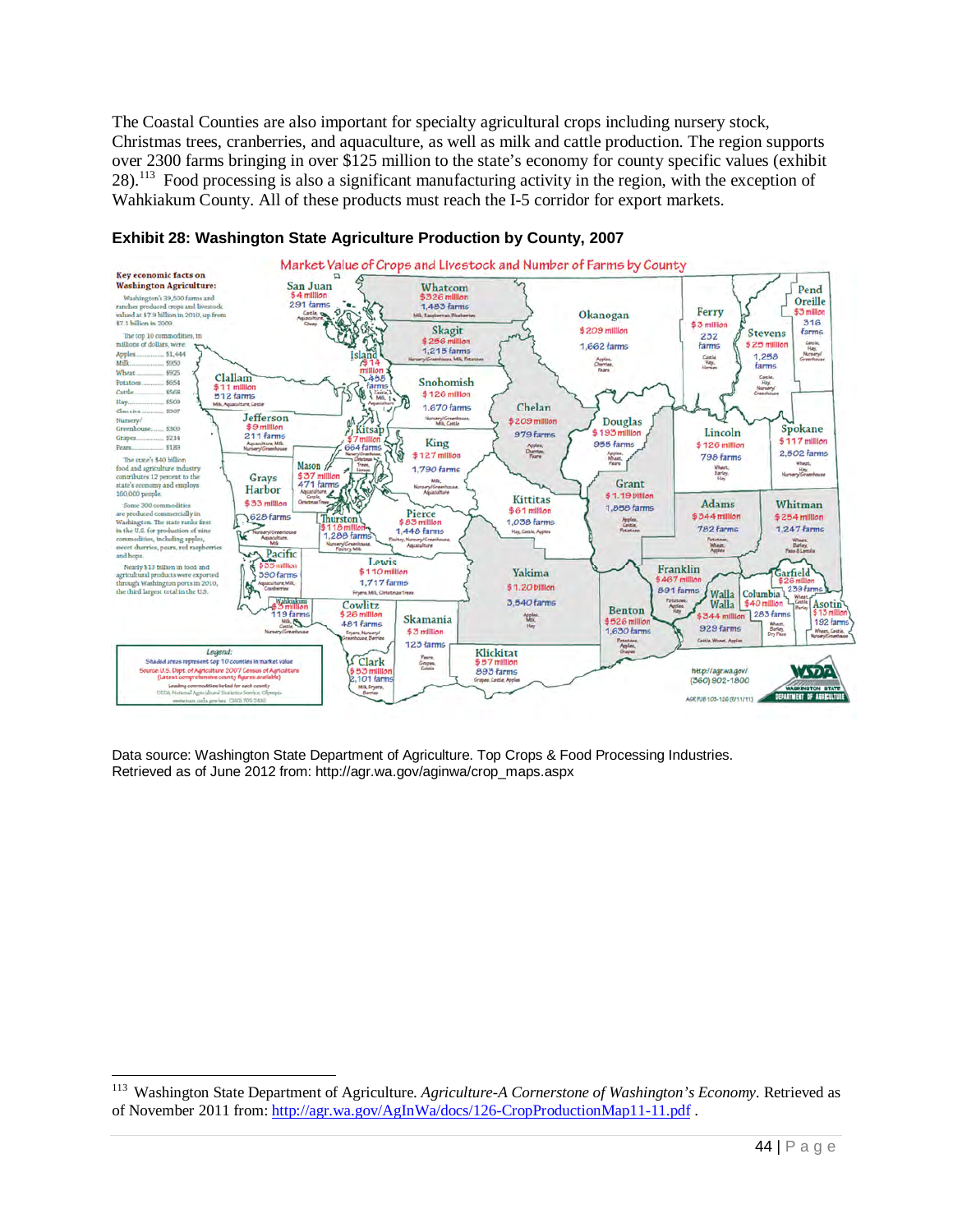The Coastal Counties are also important for specialty agricultural crops including nursery stock, Christmas trees, cranberries, and aquaculture, as well as milk and cattle production. The region supports over 2300 farms bringing in over $125 million to the state's economy for county specific values (exhibit 28).[113] Food processing is also a significant manufacturing activity in the region, with the exception of Wahkiakum County. All of these products must reach the I-5 corridor for export markets.

**Exhibit 28: Washington State Agriculture Production by County, 2007**

Market Value of Crops and Livestock and Number of Farms by County

Key economic facts on Washington Agriculture:

Washington's 39,500 farms and ranches produced crops and livestock valued at $7.9 billion in 2010, up from $7.1 billion in 2009.

The top 10 commodities, in millions of dollars, were:
Apples $1,444
Milk $950
Wheat $925
Potatoes $654
Cattle $568
Hay $509
Cherries $307
Nursery/Greenhouse $300
Grapes $214
Pears $189

The state's $40 billion food and agriculture industry contributes 12 percent to the state's economy and employs 160,000 people.

Some 300 commodities are produced commercially in Washington. The state ranks first in the U.S. for production of nine commodities, including apples, sweet cherries, pears, red raspberries and hops.

Nearly $13 billion in food and agricultural products were exported through Washington ports in 2010, the third largest total in the U.S.

San Juan $4 million 291 farms Cattle, Aquaculture, Sheep
Whatcom $326 million 1,483 farms Milk, Raspberries, Blueberries
Skagit $256 million 1,215 farms Nursery/Greenhouse, Milk, Potatoes
Island $14 million 458 farms Cattle, Milk, Aquaculture
Snohomish $126 million 1,670 farms Nursery/Greenhouse, Milk, Cattle
Clallam $11 million 512 farms Milk, Aquaculture, Cattle
Jefferson $9 million 211 farms Aquaculture, Milk, Nursery/Greenhouse
Kitsap $7 million 664 farms Nursery/Greenhouse, Christmas Trees, Horses
King $127 million 1,790 farms Milk, Nursery/Greenhouse, Aquaculture
Mason $37 million 471 farms Aquaculture, Cattle, Christmas Trees
Grays Harbor $33 million 628 farms Nursery/Greenhouse, Aquaculture, Milk
Thurston $118 million 1,288 farms Nursery/Greenhouse, Poultry, Milk
Pierce $83 million 1,448 farms Poultry, Nursery/Greenhouse, Aquaculture
Pacific $55 million 380 farms Aquaculture, Milk, Cranberries
Wahkiakum $3 million 119 farms Milk, Cattle, Nursery/Greenhouse
Lewis $110 million 1,717 farms Fryers, Milk, Christmas Trees
Cowlitz $26 million 481 farms Fryers, Nursery/Greenhouse, Berries
Skamania $3 million 123 farms Fruits, Grapes, Cattle
Clark $53 million 2,101 farms Milk, Fryers, Berries
Okanogan $209 million 1,662 farms Apples, Cherries, Pears
Chelan $209 million 979 farms Apples, Cherries, Pears
Douglas $193 million 955 farms Apples, Wheat, Pears
Kittitas $61 million 1,038 farms Hay, Cattle, Apples
Yakima $1.20 billion 3,540 farms Apples, Milk, Hay
Klickitat $57 million 893 farms Grapes, Cattle, Apples
Ferry $3 million 232 farms Cattle, Hay, Horses
Stevens $25 million 1,258 farms Cattle, Hay, Nursery/Greenhouse
Pend Oreille $3 million 316 farms Cattle, Hay, Nursery/Greenhouse
Lincoln $126 million 798 farms Wheat, Barley, Hay
Spokane $117 million 2,502 farms Wheat, Hay, Nursery/Greenhouse
Grant $1.19 billion 1,858 farms Apples, Cattle, Potatoes
Adams $344 million 782 farms Potatoes, Wheat, Apples
Whitman $254 million 1,247 farms Wheat, Barley, Peas & Lentils
Franklin $467 million 891 farms Potatoes, Apples, Hay
Benton $526 million 1,630 farms Potatoes, Apples, Grapes
Walla Walla $344 million 929 farms Cattle, Wheat, Apples
Columbia $40 million 283 farms Wheat, Barley, Dry Peas
Garfield $26 million 239 farms Wheat, Cattle, Barley
Asotin $13 million 192 farms Wheat, Cattle, Nursery/Greenhouse

Legend:
Shaded areas represent top 10 counties in market value
Source: U.S. Dept. of Agriculture 2007 Census of Agriculture (latest comprehensive county figures available)
Leading commodities listed for each county
USDA National Agricultural Statistics Service, Olympia www.nass.usda.gov/wa (360) 709-2400

http://agr.wa.gov/
(360) 902-1800
AGR PUB 103-126 (R/11/11)

Data source: Washington State Department of Agriculture. Top Crops & Food Processing Industries. Retrieved as of June 2012 from: http://agr.wa.gov/aginwa/crop_maps.aspx

[113] Washington State Department of Agriculture. *Agriculture-A Cornerstone of Washington's Economy*. Retrieved as of November 2011 from: http://agr.wa.gov/AgInWa/docs/126-CropProductionMap11-11.pdf .